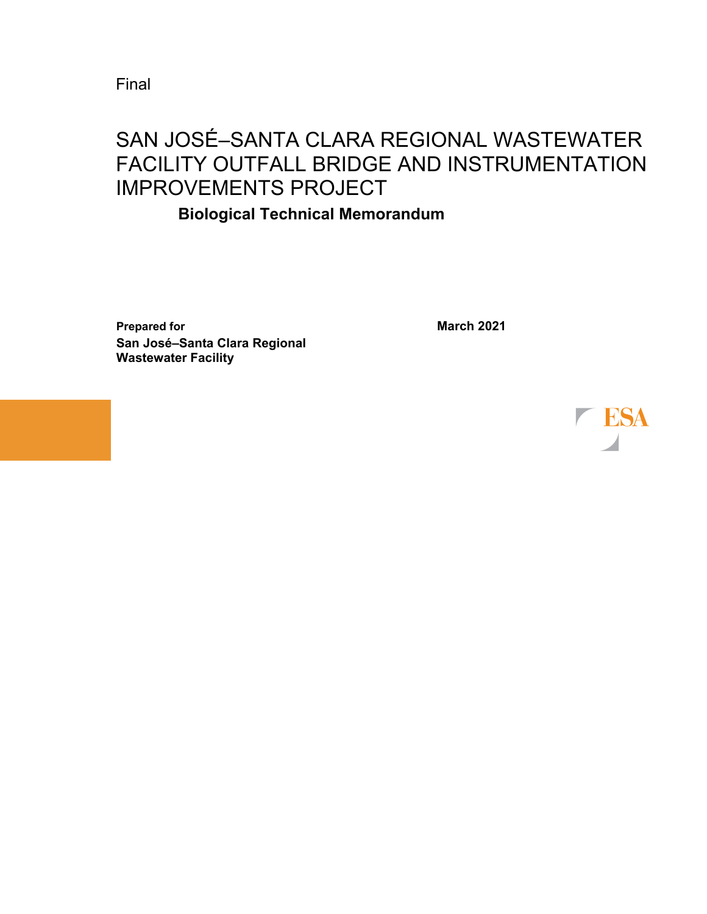Final

# SAN JOSÉ–SANTA CLARA REGIONAL WASTEWATER FACILITY OUTFALL BRIDGE AND INSTRUMENTATION IMPROVEMENTS PROJECT

## Biological Technical Memorandum

**Prepared for**
**San José–Santa Clara Regional Wastewater Facility**

**March 2021**

ESA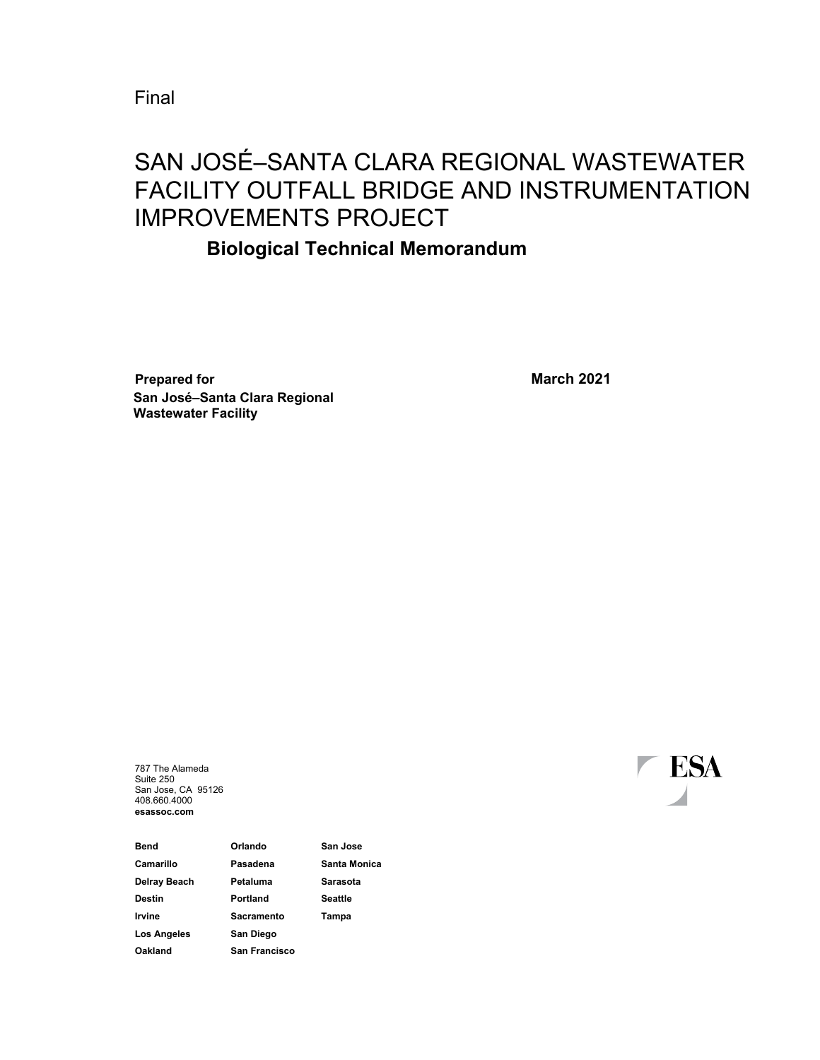Final

# SAN JOSÉ–SANTA CLARA REGIONAL WASTEWATER FACILITY OUTFALL BRIDGE AND INSTRUMENTATION IMPROVEMENTS PROJECT

## Biological Technical Memorandum

**Prepared for**
**San José–Santa Clara Regional Wastewater Facility**

**March 2021**

787 The Alameda
Suite 250
San Jose, CA 95126
408.660.4000
**esassoc.com**

ESA

| | | |
|---|---|---|
| **Bend** | **Orlando** | **San Jose** |
| **Camarillo** | **Pasadena** | **Santa Monica** |
| **Delray Beach** | **Petaluma** | **Sarasota** |
| **Destin** | **Portland** | **Seattle** |
| **Irvine** | **Sacramento** | **Tampa** |
| **Los Angeles** | **San Diego** | |
| **Oakland** | **San Francisco** | |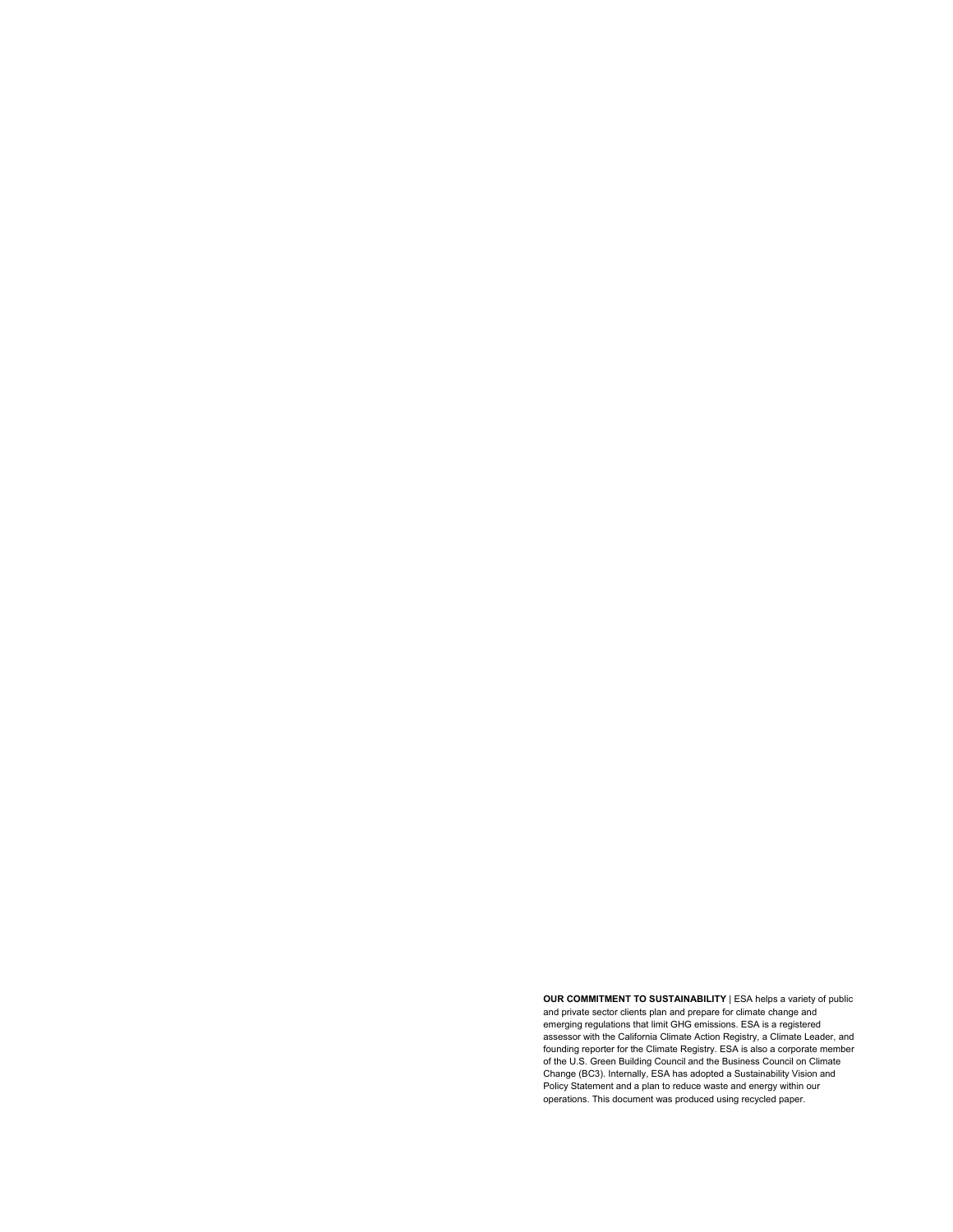**OUR COMMITMENT TO SUSTAINABILITY** | ESA helps a variety of public and private sector clients plan and prepare for climate change and emerging regulations that limit GHG emissions. ESA is a registered assessor with the California Climate Action Registry, a Climate Leader, and founding reporter for the Climate Registry. ESA is also a corporate member of the U.S. Green Building Council and the Business Council on Climate Change (BC3). Internally, ESA has adopted a Sustainability Vision and Policy Statement and a plan to reduce waste and energy within our operations. This document was produced using recycled paper.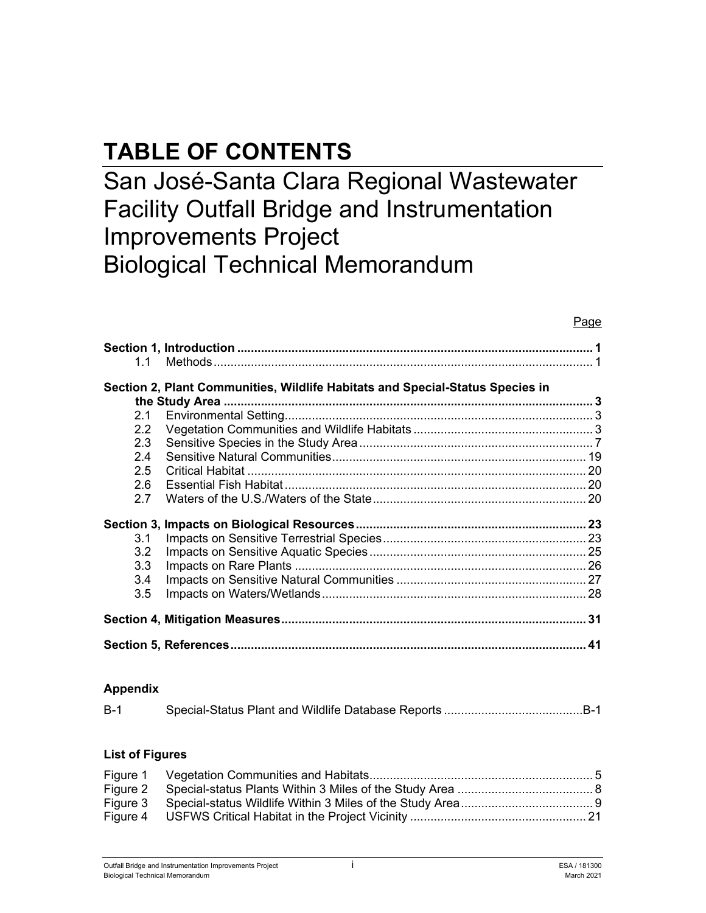# TABLE OF CONTENTS

## San José-Santa Clara Regional Wastewater Facility Outfall Bridge and Instrumentation Improvements Project Biological Technical Memorandum

| | | Page |
|---|---|---|
| **Section 1, Introduction** | | **1** |
| 1.1 | Methods | 1 |
| **Section 2, Plant Communities, Wildlife Habitats and Special-Status Species in the Study Area** | | **3** |
| 2.1 | Environmental Setting | 3 |
| 2.2 | Vegetation Communities and Wildlife Habitats | 3 |
| 2.3 | Sensitive Species in the Study Area | 7 |
| 2.4 | Sensitive Natural Communities | 19 |
| 2.5 | Critical Habitat | 20 |
| 2.6 | Essential Fish Habitat | 20 |
| 2.7 | Waters of the U.S./Waters of the State | 20 |
| **Section 3, Impacts on Biological Resources** | | **23** |
| 3.1 | Impacts on Sensitive Terrestrial Species | 23 |
| 3.2 | Impacts on Sensitive Aquatic Species | 25 |
| 3.3 | Impacts on Rare Plants | 26 |
| 3.4 | Impacts on Sensitive Natural Communities | 27 |
| 3.5 | Impacts on Waters/Wetlands | 28 |
| **Section 4, Mitigation Measures** | | **31** |
| **Section 5, References** | | **41** |

**Appendix**

| | | |
|---|---|---|
| B-1 | Special-Status Plant and Wildlife Database Reports | B-1 |

**List of Figures**

| | | |
|---|---|---|
| Figure 1 | Vegetation Communities and Habitats | 5 |
| Figure 2 | Special-status Plants Within 3 Miles of the Study Area | 8 |
| Figure 3 | Special-status Wildlife Within 3 Miles of the Study Area | 9 |
| Figure 4 | USFWS Critical Habitat in the Project Vicinity | 21 |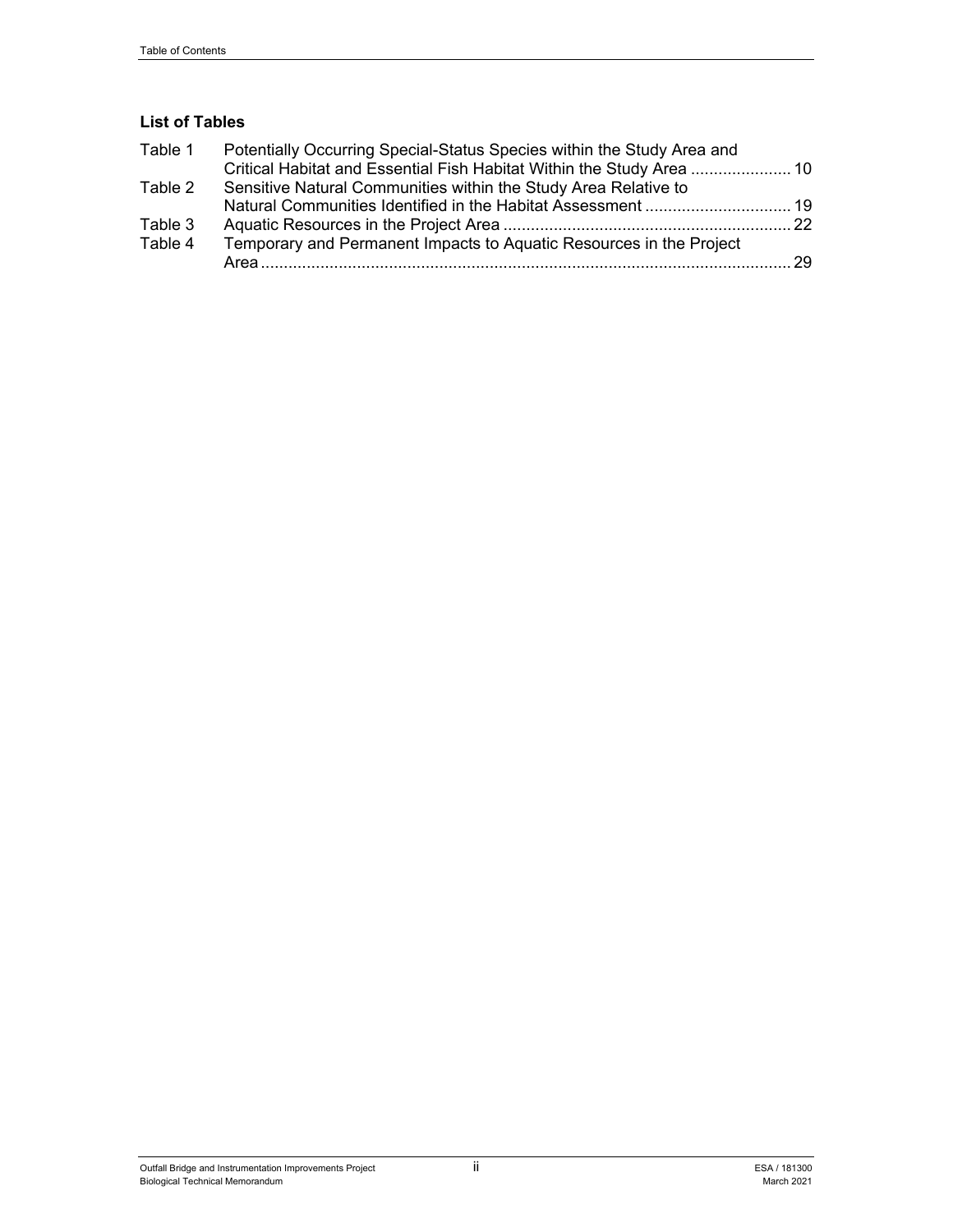### List of Tables

| | | |
|---|---|---|
| Table 1 | Potentially Occurring Special-Status Species within the Study Area and Critical Habitat and Essential Fish Habitat Within the Study Area | 10 |
| Table 2 | Sensitive Natural Communities within the Study Area Relative to Natural Communities Identified in the Habitat Assessment | 19 |
| Table 3 | Aquatic Resources in the Project Area | 22 |
| Table 4 | Temporary and Permanent Impacts to Aquatic Resources in the Project Area | 29 |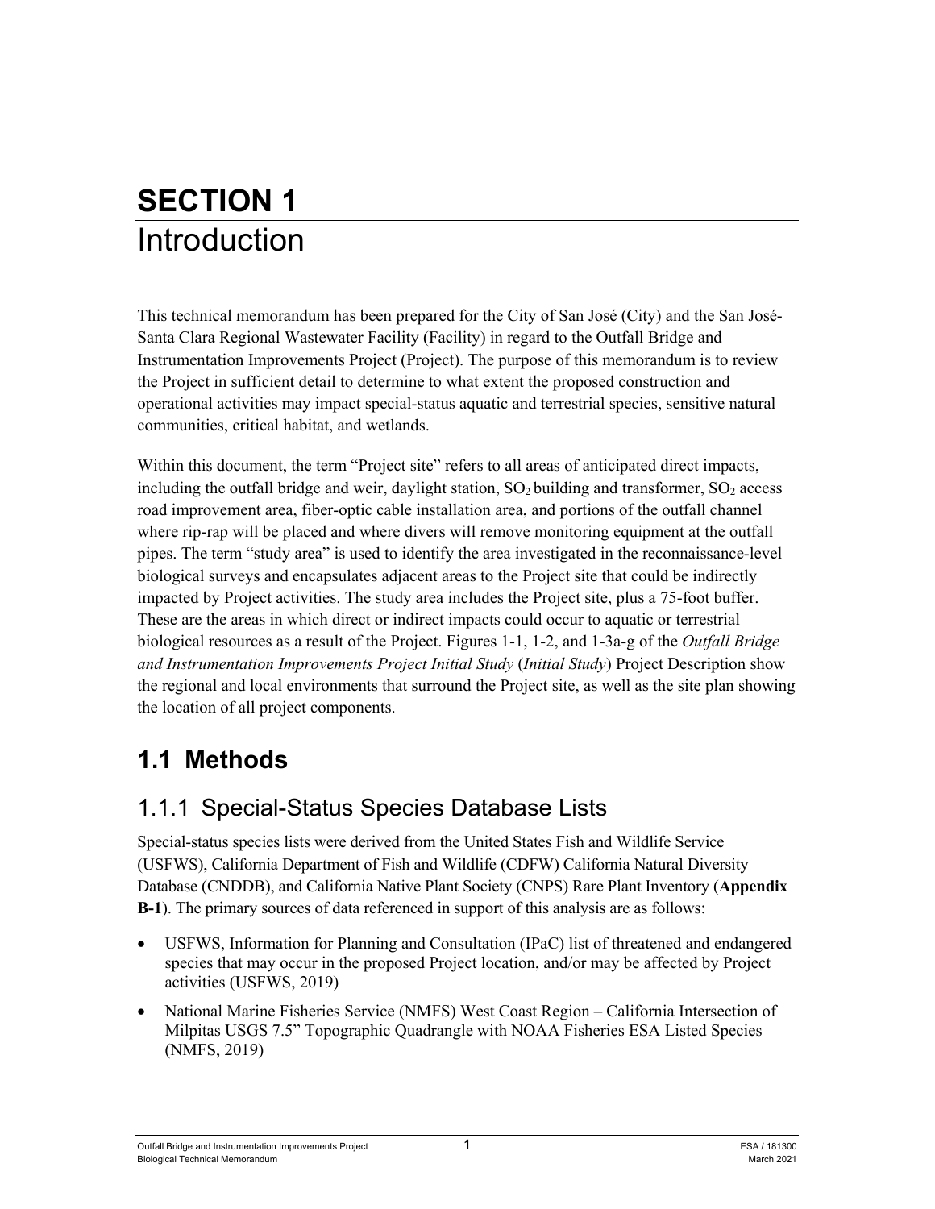# SECTION 1
# Introduction

This technical memorandum has been prepared for the City of San José (City) and the San José-Santa Clara Regional Wastewater Facility (Facility) in regard to the Outfall Bridge and Instrumentation Improvements Project (Project). The purpose of this memorandum is to review the Project in sufficient detail to determine to what extent the proposed construction and operational activities may impact special-status aquatic and terrestrial species, sensitive natural communities, critical habitat, and wetlands.

Within this document, the term "Project site" refers to all areas of anticipated direct impacts, including the outfall bridge and weir, daylight station, $SO_2$ building and transformer, $SO_2$ access road improvement area, fiber-optic cable installation area, and portions of the outfall channel where rip-rap will be placed and where divers will remove monitoring equipment at the outfall pipes. The term "study area" is used to identify the area investigated in the reconnaissance-level biological surveys and encapsulates adjacent areas to the Project site that could be indirectly impacted by Project activities. The study area includes the Project site, plus a 75-foot buffer. These are the areas in which direct or indirect impacts could occur to aquatic or terrestrial biological resources as a result of the Project. Figures 1-1, 1-2, and 1-3a-g of the *Outfall Bridge and Instrumentation Improvements Project Initial Study* (*Initial Study*) Project Description show the regional and local environments that surround the Project site, as well as the site plan showing the location of all project components.

## 1.1 Methods

### 1.1.1 Special-Status Species Database Lists

Special-status species lists were derived from the United States Fish and Wildlife Service (USFWS), California Department of Fish and Wildlife (CDFW) California Natural Diversity Database (CNDDB), and California Native Plant Society (CNPS) Rare Plant Inventory (**Appendix B-1**). The primary sources of data referenced in support of this analysis are as follows:

- USFWS, Information for Planning and Consultation (IPaC) list of threatened and endangered species that may occur in the proposed Project location, and/or may be affected by Project activities (USFWS, 2019)
- National Marine Fisheries Service (NMFS) West Coast Region – California Intersection of Milpitas USGS 7.5" Topographic Quadrangle with NOAA Fisheries ESA Listed Species (NMFS, 2019)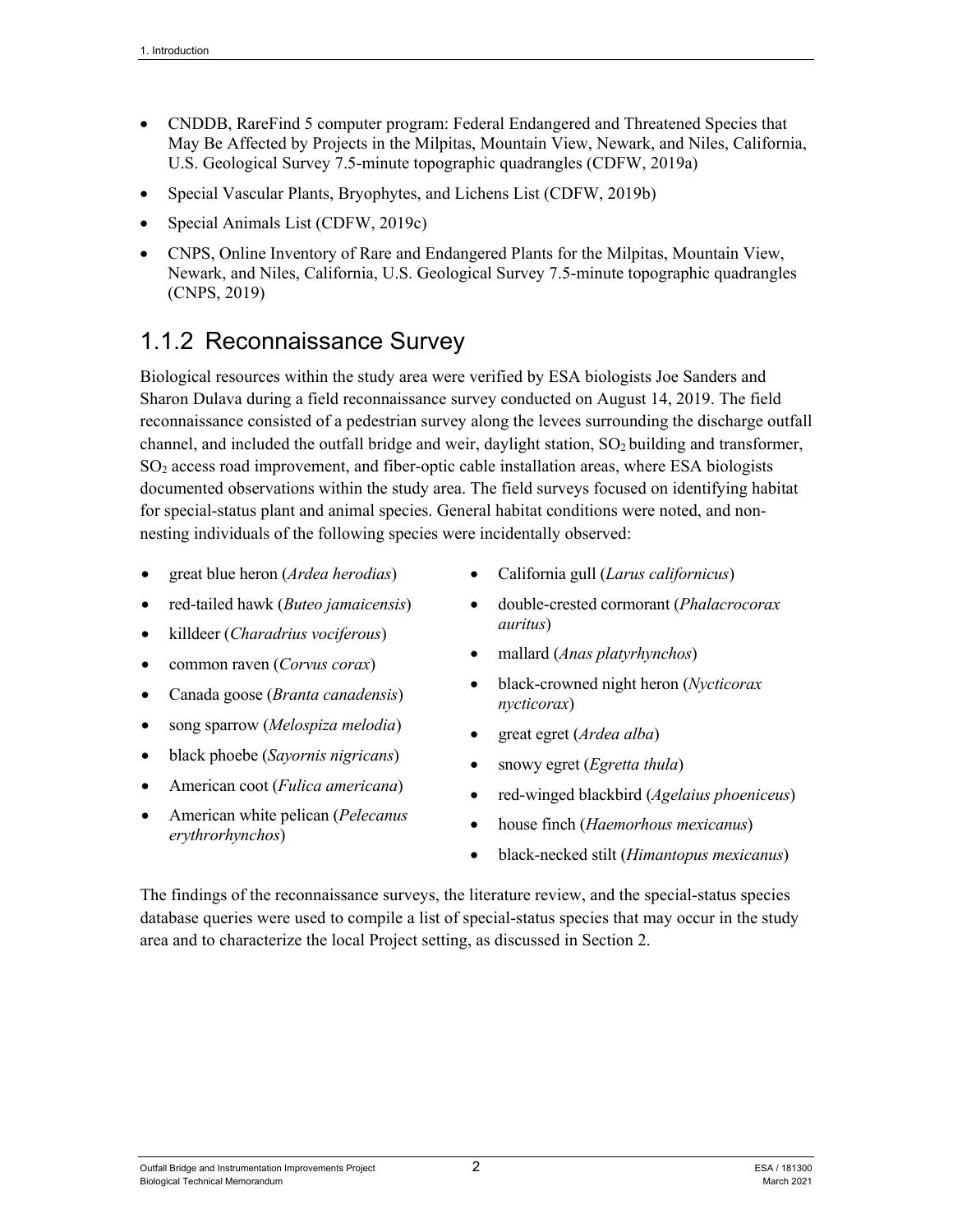- CNDDB, RareFind 5 computer program: Federal Endangered and Threatened Species that May Be Affected by Projects in the Milpitas, Mountain View, Newark, and Niles, California, U.S. Geological Survey 7.5-minute topographic quadrangles (CDFW, 2019a)
- Special Vascular Plants, Bryophytes, and Lichens List (CDFW, 2019b)
- Special Animals List (CDFW, 2019c)
- CNPS, Online Inventory of Rare and Endangered Plants for the Milpitas, Mountain View, Newark, and Niles, California, U.S. Geological Survey 7.5-minute topographic quadrangles (CNPS, 2019)

### 1.1.2 Reconnaissance Survey

Biological resources within the study area were verified by ESA biologists Joe Sanders and Sharon Dulava during a field reconnaissance survey conducted on August 14, 2019. The field reconnaissance consisted of a pedestrian survey along the levees surrounding the discharge outfall channel, and included the outfall bridge and weir, daylight station, $SO_2$ building and transformer, $SO_2$ access road improvement, and fiber-optic cable installation areas, where ESA biologists documented observations within the study area. The field surveys focused on identifying habitat for special-status plant and animal species. General habitat conditions were noted, and non-nesting individuals of the following species were incidentally observed:

- great blue heron (*Ardea herodias*)
- red-tailed hawk (*Buteo jamaicensis*)
- killdeer (*Charadrius vociferous*)
- common raven (*Corvus corax*)
- Canada goose (*Branta canadensis*)
- song sparrow (*Melospiza melodia*)
- black phoebe (*Sayornis nigricans*)
- American coot (*Fulica americana*)
- American white pelican (*Pelecanus erythrorhynchos*)
- California gull (*Larus californicus*)
- double-crested cormorant (*Phalacrocorax auritus*)
- mallard (*Anas platyrhynchos*)
- black-crowned night heron (*Nycticorax nycticorax*)
- great egret (*Ardea alba*)
- snowy egret (*Egretta thula*)
- red-winged blackbird (*Agelaius phoeniceus*)
- house finch (*Haemorhous mexicanus*)
- black-necked stilt (*Himantopus mexicanus*)

The findings of the reconnaissance surveys, the literature review, and the special-status species database queries were used to compile a list of special-status species that may occur in the study area and to characterize the local Project setting, as discussed in Section 2.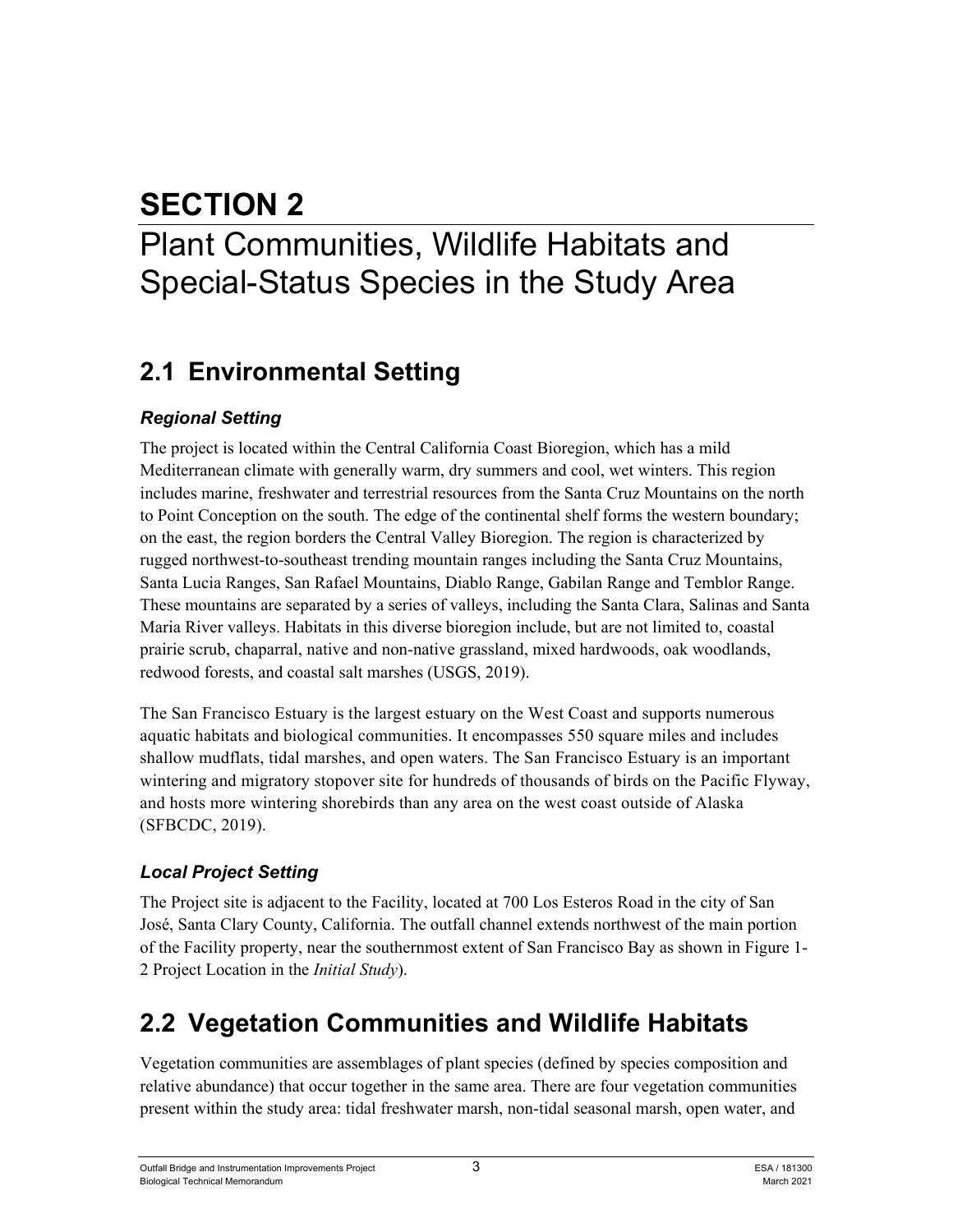# SECTION 2

# Plant Communities, Wildlife Habitats and Special-Status Species in the Study Area

## 2.1 Environmental Setting

### *Regional Setting*

The project is located within the Central California Coast Bioregion, which has a mild Mediterranean climate with generally warm, dry summers and cool, wet winters. This region includes marine, freshwater and terrestrial resources from the Santa Cruz Mountains on the north to Point Conception on the south. The edge of the continental shelf forms the western boundary; on the east, the region borders the Central Valley Bioregion. The region is characterized by rugged northwest-to-southeast trending mountain ranges including the Santa Cruz Mountains, Santa Lucia Ranges, San Rafael Mountains, Diablo Range, Gabilan Range and Temblor Range. These mountains are separated by a series of valleys, including the Santa Clara, Salinas and Santa Maria River valleys. Habitats in this diverse bioregion include, but are not limited to, coastal prairie scrub, chaparral, native and non-native grassland, mixed hardwoods, oak woodlands, redwood forests, and coastal salt marshes (USGS, 2019).

The San Francisco Estuary is the largest estuary on the West Coast and supports numerous aquatic habitats and biological communities. It encompasses 550 square miles and includes shallow mudflats, tidal marshes, and open waters. The San Francisco Estuary is an important wintering and migratory stopover site for hundreds of thousands of birds on the Pacific Flyway, and hosts more wintering shorebirds than any area on the west coast outside of Alaska (SFBCDC, 2019).

### *Local Project Setting*

The Project site is adjacent to the Facility, located at 700 Los Esteros Road in the city of San José, Santa Clary County, California. The outfall channel extends northwest of the main portion of the Facility property, near the southernmost extent of San Francisco Bay as shown in Figure 1-2 Project Location in the *Initial Study*).

## 2.2 Vegetation Communities and Wildlife Habitats

Vegetation communities are assemblages of plant species (defined by species composition and relative abundance) that occur together in the same area. There are four vegetation communities present within the study area: tidal freshwater marsh, non-tidal seasonal marsh, open water, and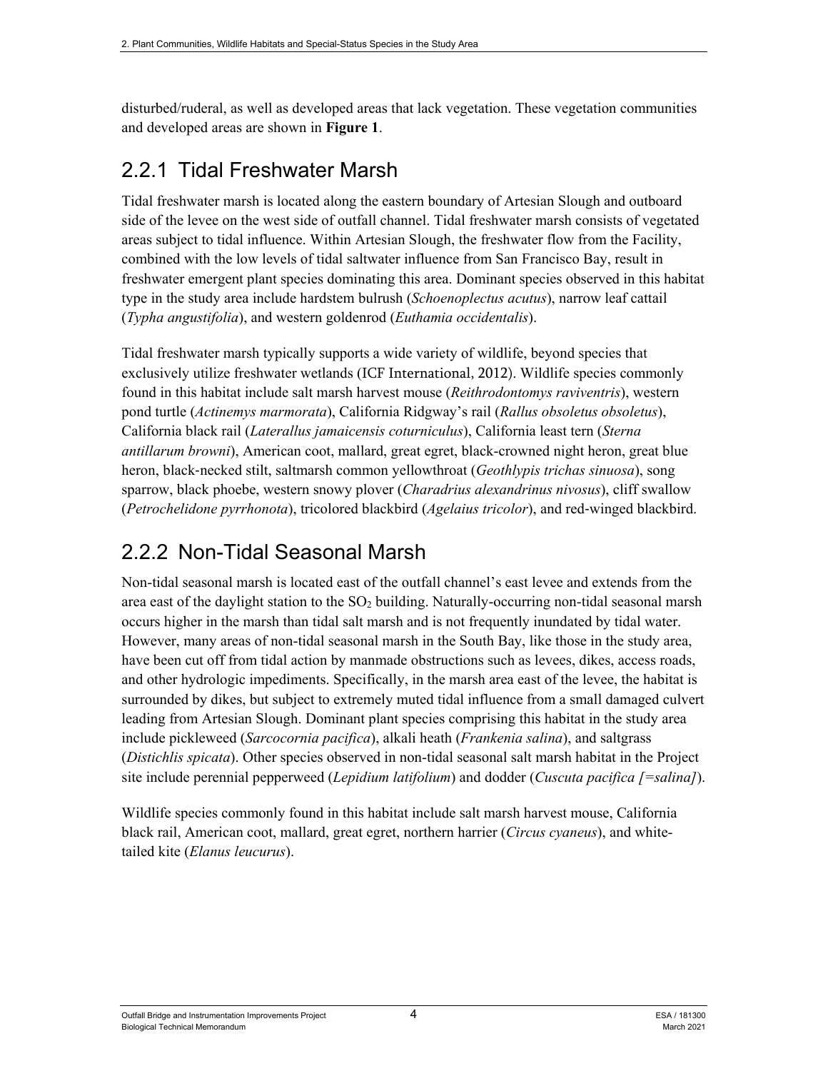disturbed/ruderal, as well as developed areas that lack vegetation. These vegetation communities and developed areas are shown in **Figure 1**.

## 2.2.1 Tidal Freshwater Marsh

Tidal freshwater marsh is located along the eastern boundary of Artesian Slough and outboard side of the levee on the west side of outfall channel. Tidal freshwater marsh consists of vegetated areas subject to tidal influence. Within Artesian Slough, the freshwater flow from the Facility, combined with the low levels of tidal saltwater influence from San Francisco Bay, result in freshwater emergent plant species dominating this area. Dominant species observed in this habitat type in the study area include hardstem bulrush (*Schoenoplectus acutus*), narrow leaf cattail (*Typha angustifolia*), and western goldenrod (*Euthamia occidentalis*).

Tidal freshwater marsh typically supports a wide variety of wildlife, beyond species that exclusively utilize freshwater wetlands (ICF International, 2012). Wildlife species commonly found in this habitat include salt marsh harvest mouse (*Reithrodontomys raviventris*), western pond turtle (*Actinemys marmorata*), California Ridgway's rail (*Rallus obsoletus obsoletus*), California black rail (*Laterallus jamaicensis coturniculus*), California least tern (*Sterna antillarum browni*), American coot, mallard, great egret, black-crowned night heron, great blue heron, black-necked stilt, saltmarsh common yellowthroat (*Geothlypis trichas sinuosa*), song sparrow, black phoebe, western snowy plover (*Charadrius alexandrinus nivosus*), cliff swallow (*Petrochelidone pyrrhonota*), tricolored blackbird (*Agelaius tricolor*), and red-winged blackbird.

## 2.2.2 Non-Tidal Seasonal Marsh

Non-tidal seasonal marsh is located east of the outfall channel's east levee and extends from the area east of the daylight station to the $SO_2$ building. Naturally-occurring non-tidal seasonal marsh occurs higher in the marsh than tidal salt marsh and is not frequently inundated by tidal water. However, many areas of non-tidal seasonal marsh in the South Bay, like those in the study area, have been cut off from tidal action by manmade obstructions such as levees, dikes, access roads, and other hydrologic impediments. Specifically, in the marsh area east of the levee, the habitat is surrounded by dikes, but subject to extremely muted tidal influence from a small damaged culvert leading from Artesian Slough. Dominant plant species comprising this habitat in the study area include pickleweed (*Sarcocornia pacifica*), alkali heath (*Frankenia salina*), and saltgrass (*Distichlis spicata*). Other species observed in non-tidal seasonal salt marsh habitat in the Project site include perennial pepperweed (*Lepidium latifolium*) and dodder (*Cuscuta pacifica [=salina]*).

Wildlife species commonly found in this habitat include salt marsh harvest mouse, California black rail, American coot, mallard, great egret, northern harrier (*Circus cyaneus*), and white-tailed kite (*Elanus leucurus*).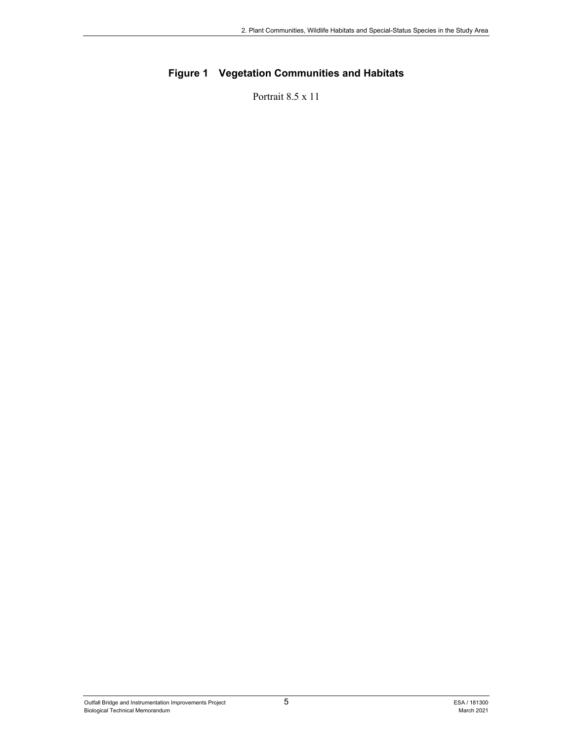**Figure 1 Vegetation Communities and Habitats**

Portrait 8.5 x 11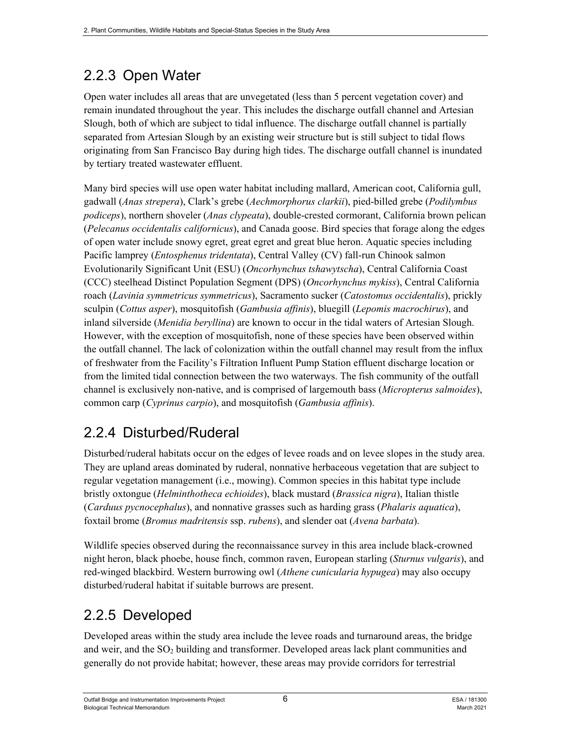### 2.2.3 Open Water

Open water includes all areas that are unvegetated (less than 5 percent vegetation cover) and remain inundated throughout the year. This includes the discharge outfall channel and Artesian Slough, both of which are subject to tidal influence. The discharge outfall channel is partially separated from Artesian Slough by an existing weir structure but is still subject to tidal flows originating from San Francisco Bay during high tides. The discharge outfall channel is inundated by tertiary treated wastewater effluent.

Many bird species will use open water habitat including mallard, American coot, California gull, gadwall (*Anas strepera*), Clark's grebe (*Aechmorphorus clarkii*), pied-billed grebe (*Podilymbus podiceps*), northern shoveler (*Anas clypeata*), double-crested cormorant, California brown pelican (*Pelecanus occidentalis californicus*), and Canada goose. Bird species that forage along the edges of open water include snowy egret, great egret and great blue heron. Aquatic species including Pacific lamprey (*Entosphenus tridentata*), Central Valley (CV) fall-run Chinook salmon Evolutionarily Significant Unit (ESU) (*Oncorhynchus tshawytscha*), Central California Coast (CCC) steelhead Distinct Population Segment (DPS) (*Oncorhynchus mykiss*), Central California roach (*Lavinia symmetricus symmetricus*), Sacramento sucker (*Catostomus occidentalis*), prickly sculpin (*Cottus asper*), mosquitofish (*Gambusia affinis*), bluegill (*Lepomis macrochirus*), and inland silverside (*Menidia beryllina*) are known to occur in the tidal waters of Artesian Slough. However, with the exception of mosquitofish, none of these species have been observed within the outfall channel. The lack of colonization within the outfall channel may result from the influx of freshwater from the Facility's Filtration Influent Pump Station effluent discharge location or from the limited tidal connection between the two waterways. The fish community of the outfall channel is exclusively non-native, and is comprised of largemouth bass (*Micropterus salmoides*), common carp (*Cyprinus carpio*), and mosquitofish (*Gambusia affinis*).

### 2.2.4 Disturbed/Ruderal

Disturbed/ruderal habitats occur on the edges of levee roads and on levee slopes in the study area. They are upland areas dominated by ruderal, nonnative herbaceous vegetation that are subject to regular vegetation management (i.e., mowing). Common species in this habitat type include bristly oxtongue (*Helminthotheca echioides*), black mustard (*Brassica nigra*), Italian thistle (*Carduus pycnocephalus*), and nonnative grasses such as harding grass (*Phalaris aquatica*), foxtail brome (*Bromus madritensis* ssp. *rubens*), and slender oat (*Avena barbata*).

Wildlife species observed during the reconnaissance survey in this area include black-crowned night heron, black phoebe, house finch, common raven, European starling (*Sturnus vulgaris*), and red-winged blackbird. Western burrowing owl (*Athene cunicularia hypugea*) may also occupy disturbed/ruderal habitat if suitable burrows are present.

### 2.2.5 Developed

Developed areas within the study area include the levee roads and turnaround areas, the bridge and weir, and the $SO_2$ building and transformer. Developed areas lack plant communities and generally do not provide habitat; however, these areas may provide corridors for terrestrial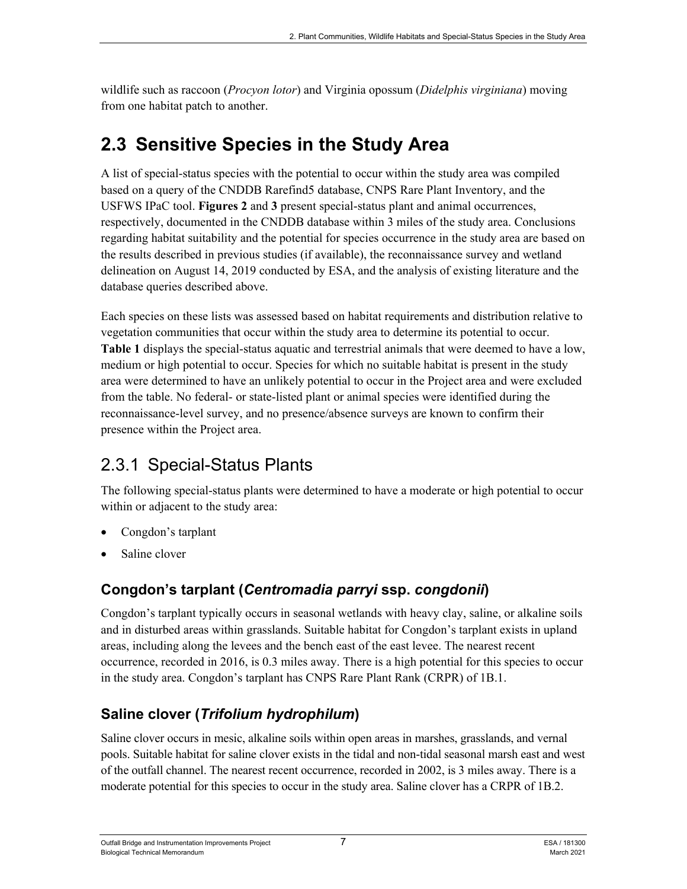wildlife such as raccoon (*Procyon lotor*) and Virginia opossum (*Didelphis virginiana*) moving from one habitat patch to another.

## 2.3 Sensitive Species in the Study Area

A list of special-status species with the potential to occur within the study area was compiled based on a query of the CNDDB Rarefind5 database, CNPS Rare Plant Inventory, and the USFWS IPaC tool. **Figures 2** and **3** present special-status plant and animal occurrences, respectively, documented in the CNDDB database within 3 miles of the study area. Conclusions regarding habitat suitability and the potential for species occurrence in the study area are based on the results described in previous studies (if available), the reconnaissance survey and wetland delineation on August 14, 2019 conducted by ESA, and the analysis of existing literature and the database queries described above.

Each species on these lists was assessed based on habitat requirements and distribution relative to vegetation communities that occur within the study area to determine its potential to occur. **Table 1** displays the special-status aquatic and terrestrial animals that were deemed to have a low, medium or high potential to occur. Species for which no suitable habitat is present in the study area were determined to have an unlikely potential to occur in the Project area and were excluded from the table. No federal- or state-listed plant or animal species were identified during the reconnaissance-level survey, and no presence/absence surveys are known to confirm their presence within the Project area.

### 2.3.1 Special-Status Plants

The following special-status plants were determined to have a moderate or high potential to occur within or adjacent to the study area:

- Congdon's tarplant
- Saline clover

#### Congdon's tarplant (*Centromadia parryi* ssp. *congdonii*)

Congdon's tarplant typically occurs in seasonal wetlands with heavy clay, saline, or alkaline soils and in disturbed areas within grasslands. Suitable habitat for Congdon's tarplant exists in upland areas, including along the levees and the bench east of the east levee. The nearest recent occurrence, recorded in 2016, is 0.3 miles away. There is a high potential for this species to occur in the study area. Congdon's tarplant has CNPS Rare Plant Rank (CRPR) of 1B.1.

#### Saline clover (*Trifolium hydrophilum*)

Saline clover occurs in mesic, alkaline soils within open areas in marshes, grasslands, and vernal pools. Suitable habitat for saline clover exists in the tidal and non-tidal seasonal marsh east and west of the outfall channel. The nearest recent occurrence, recorded in 2002, is 3 miles away. There is a moderate potential for this species to occur in the study area. Saline clover has a CRPR of 1B.2.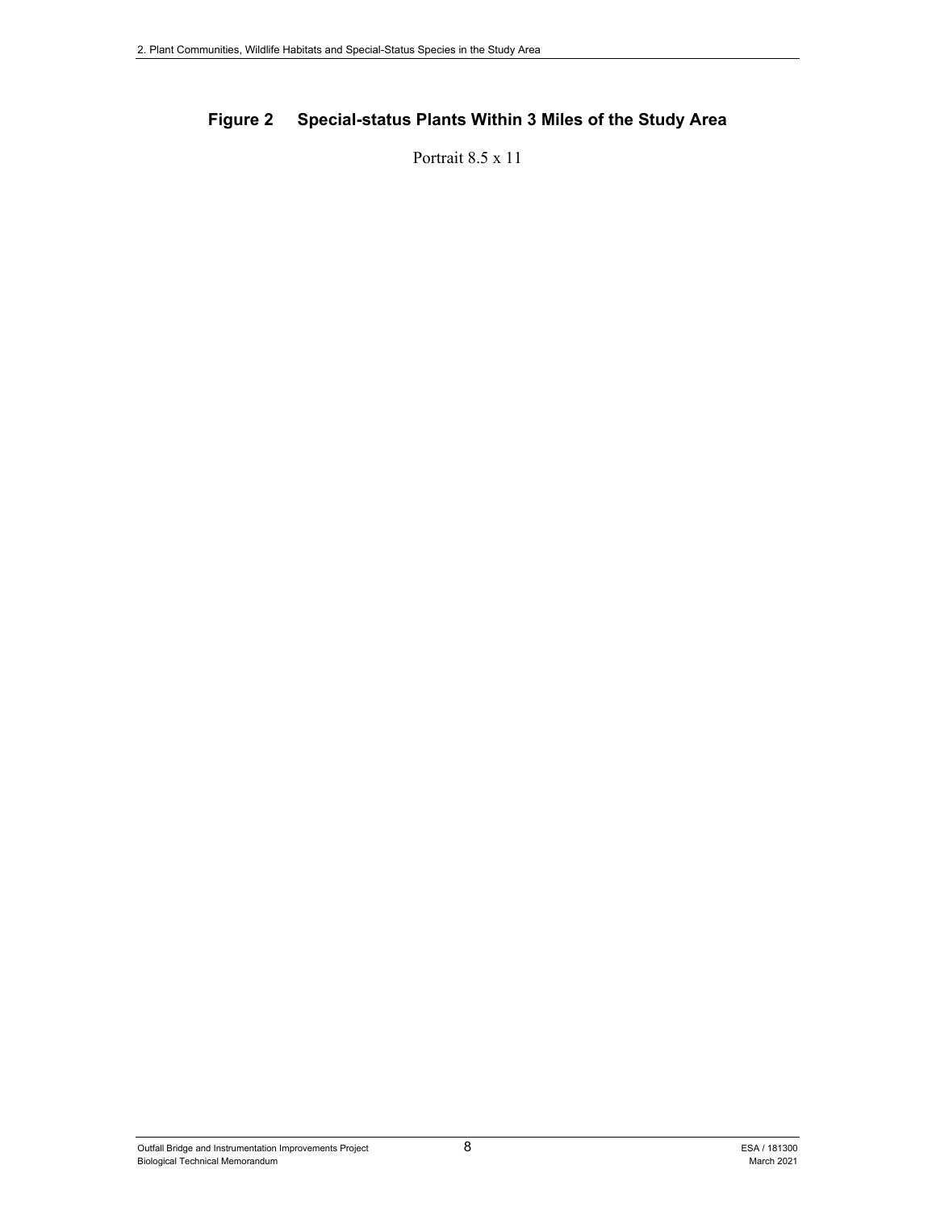**Figure 2 Special-status Plants Within 3 Miles of the Study Area**

Portrait 8.5 x 11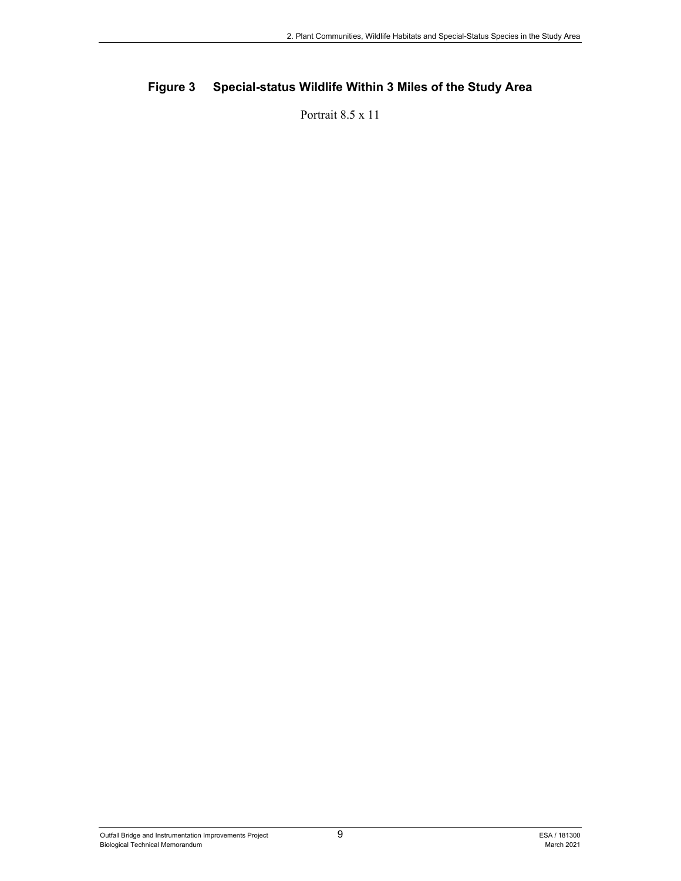## Figure 3 Special-status Wildlife Within 3 Miles of the Study Area

Portrait 8.5 x 11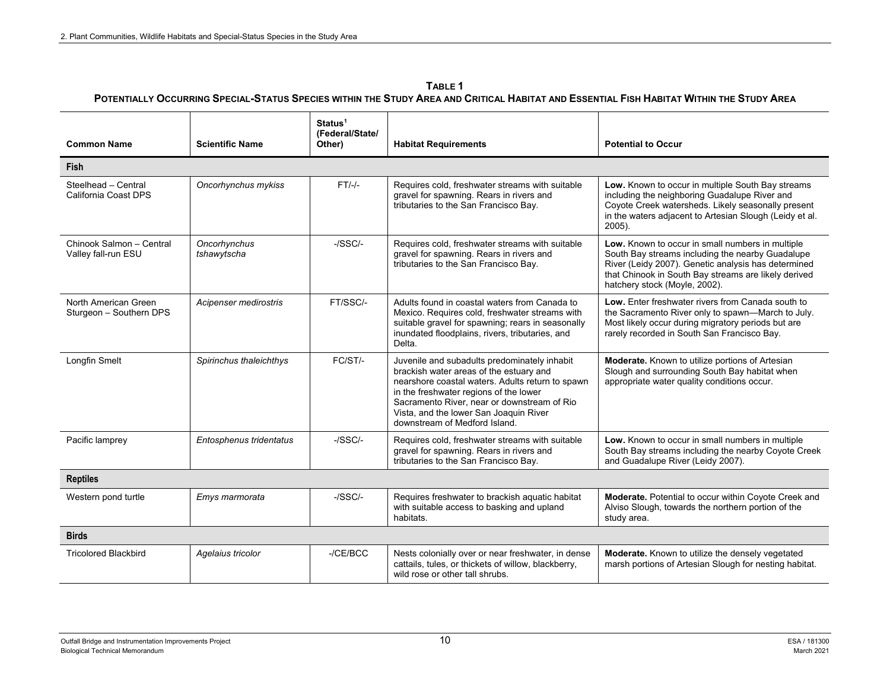**TABLE 1**
**POTENTIALLY OCCURRING SPECIAL-STATUS SPECIES WITHIN THE STUDY AREA AND CRITICAL HABITAT AND ESSENTIAL FISH HABITAT WITHIN THE STUDY AREA**

| Common Name | Scientific Name | Status[1] (Federal/State/ Other) | Habitat Requirements | Potential to Occur |
|---|---|---|---|---|
| **Fish** | | | | |
| Steelhead – Central California Coast DPS | *Oncorhynchus mykiss* | FT/-/- | Requires cold, freshwater streams with suitable gravel for spawning. Rears in rivers and tributaries to the San Francisco Bay. | **Low.** Known to occur in multiple South Bay streams including the neighboring Guadalupe River and Coyote Creek watersheds. Likely seasonally present in the waters adjacent to Artesian Slough (Leidy et al. 2005). |
| Chinook Salmon – Central Valley fall-run ESU | *Oncorhynchus tshawytscha* | -/SSC/- | Requires cold, freshwater streams with suitable gravel for spawning. Rears in rivers and tributaries to the San Francisco Bay. | **Low.** Known to occur in small numbers in multiple South Bay streams including the nearby Guadalupe River (Leidy 2007). Genetic analysis has determined that Chinook in South Bay streams are likely derived hatchery stock (Moyle, 2002). |
| North American Green Sturgeon – Southern DPS | *Acipenser medirostris* | FT/SSC/- | Adults found in coastal waters from Canada to Mexico. Requires cold, freshwater streams with suitable gravel for spawning; rears in seasonally inundated floodplains, rivers, tributaries, and Delta. | **Low.** Enter freshwater rivers from Canada south to the Sacramento River only to spawn—March to July. Most likely occur during migratory periods but are rarely recorded in South San Francisco Bay. |
| Longfin Smelt | *Spirinchus thaleichthys* | FC/ST/- | Juvenile and subadults predominately inhabit brackish water areas of the estuary and nearshore coastal waters. Adults return to spawn in the freshwater regions of the lower Sacramento River, near or downstream of Rio Vista, and the lower San Joaquin River downstream of Medford Island. | **Moderate.** Known to utilize portions of Artesian Slough and surrounding South Bay habitat when appropriate water quality conditions occur. |
| Pacific lamprey | *Entosphenus tridentatus* | -/SSC/- | Requires cold, freshwater streams with suitable gravel for spawning. Rears in rivers and tributaries to the San Francisco Bay. | **Low.** Known to occur in small numbers in multiple South Bay streams including the nearby Coyote Creek and Guadalupe River (Leidy 2007). |
| **Reptiles** | | | | |
| Western pond turtle | *Emys marmorata* | -/SSC/- | Requires freshwater to brackish aquatic habitat with suitable access to basking and upland habitats. | **Moderate.** Potential to occur within Coyote Creek and Alviso Slough, towards the northern portion of the study area. |
| **Birds** | | | | |
| Tricolored Blackbird | *Agelaius tricolor* | -/CE/BCC | Nests colonially over or near freshwater, in dense cattails, tules, or thickets of willow, blackberry, wild rose or other tall shrubs. | **Moderate.** Known to utilize the densely vegetated marsh portions of Artesian Slough for nesting habitat. |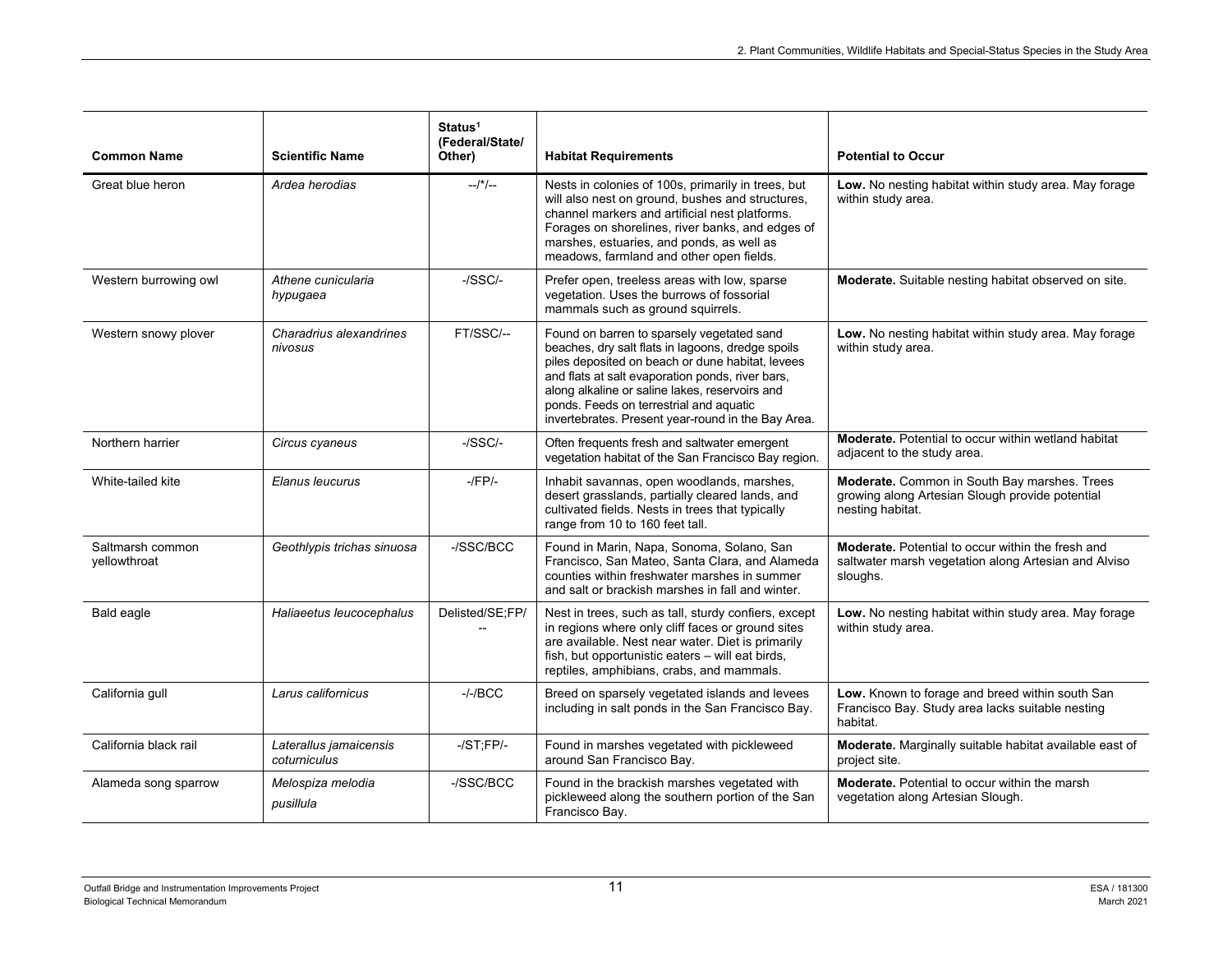| Common Name | Scientific Name | Status[1] (Federal/State/ Other) | Habitat Requirements | Potential to Occur |
|---|---|---|---|---|
| Great blue heron | *Ardea herodias* | --/*/-- | Nests in colonies of 100s, primarily in trees, but will also nest on ground, bushes and structures, channel markers and artificial nest platforms. Forages on shorelines, river banks, and edges of marshes, estuaries, and ponds, as well as meadows, farmland and other open fields. | **Low.** No nesting habitat within study area. May forage within study area. |
| Western burrowing owl | *Athene cunicularia hypugaea* | -/SSC/- | Prefer open, treeless areas with low, sparse vegetation. Uses the burrows of fossorial mammals such as ground squirrels. | **Moderate.** Suitable nesting habitat observed on site. |
| Western snowy plover | *Charadrius alexandrines nivosus* | FT/SSC/-- | Found on barren to sparsely vegetated sand beaches, dry salt flats in lagoons, dredge spoils piles deposited on beach or dune habitat, levees and flats at salt evaporation ponds, river bars, along alkaline or saline lakes, reservoirs and ponds. Feeds on terrestrial and aquatic invertebrates. Present year-round in the Bay Area. | **Low.** No nesting habitat within study area. May forage within study area. |
| Northern harrier | *Circus cyaneus* | -/SSC/- | Often frequents fresh and saltwater emergent vegetation habitat of the San Francisco Bay region. | **Moderate.** Potential to occur within wetland habitat adjacent to the study area. |
| White-tailed kite | *Elanus leucurus* | -/FP/- | Inhabit savannas, open woodlands, marshes, desert grasslands, partially cleared lands, and cultivated fields. Nests in trees that typically range from 10 to 160 feet tall. | **Moderate.** Common in South Bay marshes. Trees growing along Artesian Slough provide potential nesting habitat. |
| Saltmarsh common yellowthroat | *Geothlypis trichas sinuosa* | -/SSC/BCC | Found in Marin, Napa, Sonoma, Solano, San Francisco, San Mateo, Santa Clara, and Alameda counties within freshwater marshes in summer and salt or brackish marshes in fall and winter. | **Moderate.** Potential to occur within the fresh and saltwater marsh vegetation along Artesian and Alviso sloughs. |
| Bald eagle | *Haliaeetus leucocephalus* | Delisted/SE;FP/-- | Nest in trees, such as tall, sturdy confiers, except in regions where only cliff faces or ground sites are available. Nest near water. Diet is primarily fish, but opportunistic eaters – will eat birds, reptiles, amphibians, crabs, and mammals. | **Low.** No nesting habitat within study area. May forage within study area. |
| California gull | *Larus californicus* | -/-/BCC | Breed on sparsely vegetated islands and levees including in salt ponds in the San Francisco Bay. | **Low.** Known to forage and breed within south San Francisco Bay. Study area lacks suitable nesting habitat. |
| California black rail | *Laterallus jamaicensis coturniculus* | -/ST;FP/- | Found in marshes vegetated with pickleweed around San Francisco Bay. | **Moderate.** Marginally suitable habitat available east of project site. |
| Alameda song sparrow | *Melospiza melodia pusillula* | -/SSC/BCC | Found in the brackish marshes vegetated with pickleweed along the southern portion of the San Francisco Bay. | **Moderate.** Potential to occur within the marsh vegetation along Artesian Slough. |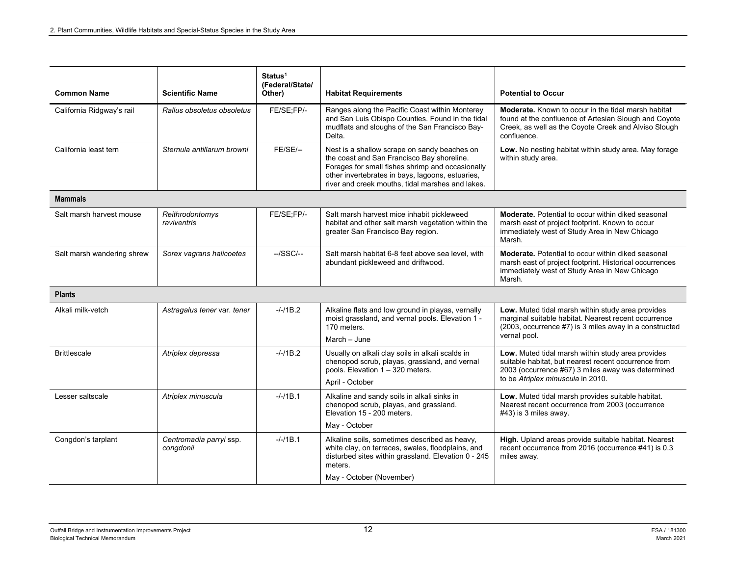| Common Name | Scientific Name | Status[1] (Federal/State/ Other) | Habitat Requirements | Potential to Occur |
|---|---|---|---|---|
| California Ridgway's rail | *Rallus obsoletus obsoletus* | FE/SE;FP/- | Ranges along the Pacific Coast within Monterey and San Luis Obispo Counties. Found in the tidal mudflats and sloughs of the San Francisco Bay-Delta. | **Moderate.** Known to occur in the tidal marsh habitat found at the confluence of Artesian Slough and Coyote Creek, as well as the Coyote Creek and Alviso Slough confluence. |
| California least tern | *Sternula antillarum browni* | FE/SE/-- | Nest is a shallow scrape on sandy beaches on the coast and San Francisco Bay shoreline. Forages for small fishes shrimp and occasionally other invertebrates in bays, lagoons, estuaries, river and creek mouths, tidal marshes and lakes. | **Low.** No nesting habitat within study area. May forage within study area. |
| **Mammals** | | | | |
| Salt marsh harvest mouse | *Reithrodontomys raviventris* | FE/SE;FP/- | Salt marsh harvest mice inhabit pickleweed habitat and other salt marsh vegetation within the greater San Francisco Bay region. | **Moderate.** Potential to occur within diked seasonal marsh east of project footprint. Known to occur immediately west of Study Area in New Chicago Marsh. |
| Salt marsh wandering shrew | *Sorex vagrans halicoetes* | --/SSC/-- | Salt marsh habitat 6-8 feet above sea level, with abundant pickleweed and driftwood. | **Moderate.** Potential to occur within diked seasonal marsh east of project footprint. Historical occurrences immediately west of Study Area in New Chicago Marsh. |
| **Plants** | | | | |
| Alkali milk-vetch | *Astragalus tener* var. *tener* | -/-/1B.2 | Alkaline flats and low ground in playas, vernally moist grassland, and vernal pools. Elevation 1 - 170 meters.<br>March – June | **Low.** Muted tidal marsh within study area provides marginal suitable habitat. Nearest recent occurrence (2003, occurrence #7) is 3 miles away in a constructed vernal pool. |
| Brittlescale | *Atriplex depressa* | -/-/1B.2 | Usually on alkali clay soils in alkali scalds in chenopod scrub, playas, grassland, and vernal pools. Elevation 1 – 320 meters.<br>April - October | **Low.** Muted tidal marsh within study area provides suitable habitat, but nearest recent occurrence from 2003 (occurrence #67) 3 miles away was determined to be *Atriplex minuscula* in 2010. |
| Lesser saltscale | *Atriplex minuscula* | -/-/1B.1 | Alkaline and sandy soils in alkali sinks in chenopod scrub, playas, and grassland. Elevation 15 - 200 meters.<br>May - October | **Low.** Muted tidal marsh provides suitable habitat. Nearest recent occurrence from 2003 (occurrence #43) is 3 miles away. |
| Congdon's tarplant | *Centromadia parryi* ssp. *congdonii* | -/-/1B.1 | Alkaline soils, sometimes described as heavy, white clay, on terraces, swales, floodplains, and disturbed sites within grassland. Elevation 0 - 245 meters.<br>May - October (November) | **High.** Upland areas provide suitable habitat. Nearest recent occurrence from 2016 (occurrence #41) is 0.3 miles away. |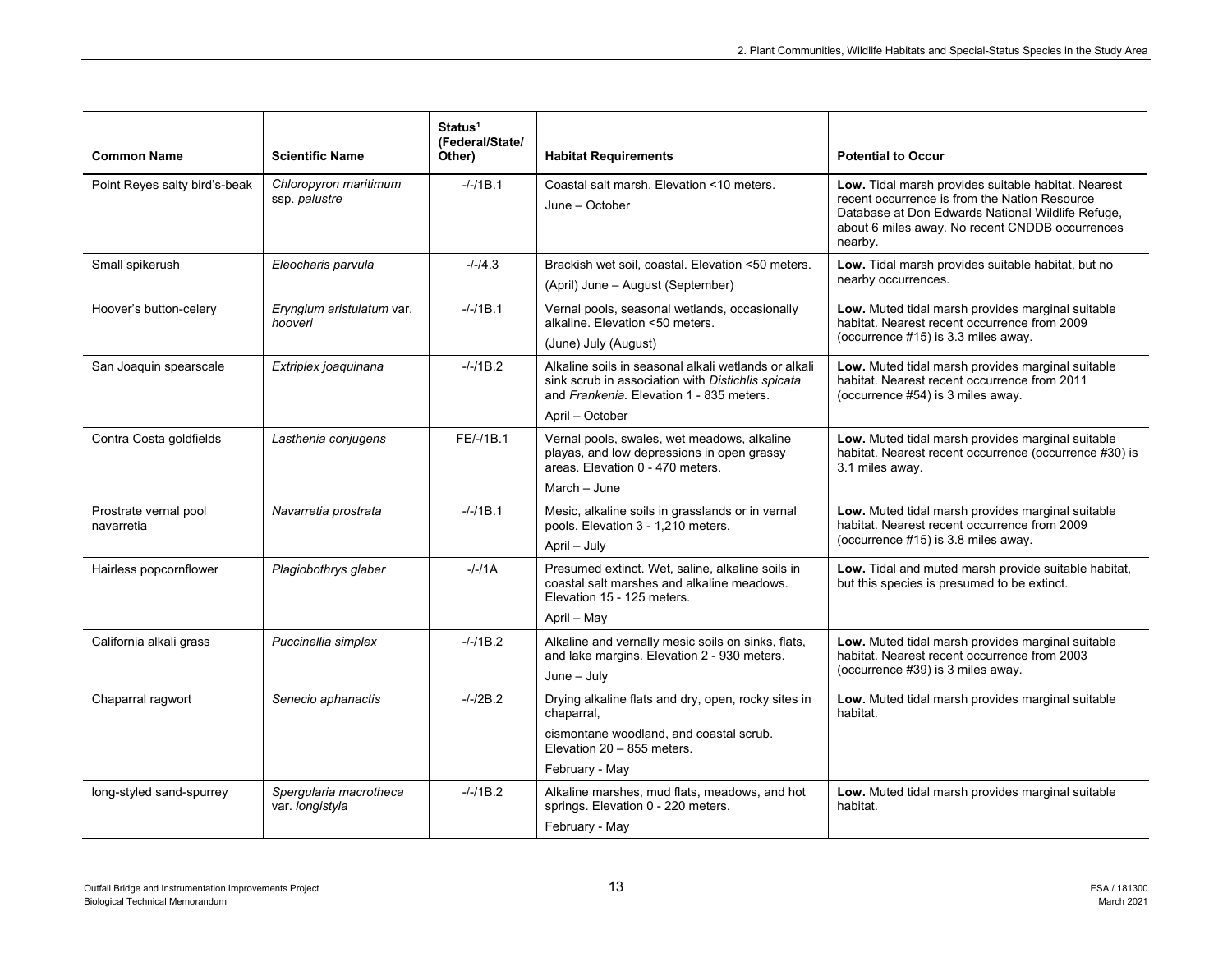| Common Name | Scientific Name | Status[1] (Federal/State/ Other) | Habitat Requirements | Potential to Occur |
|---|---|---|---|---|
| Point Reyes salty bird's-beak | *Chloropyron maritimum* ssp. *palustre* | -/-/1B.1 | Coastal salt marsh. Elevation <10 meters. June – October | **Low.** Tidal marsh provides suitable habitat. Nearest recent occurrence is from the Nation Resource Database at Don Edwards National Wildlife Refuge, about 6 miles away. No recent CNDDB occurrences nearby. |
| Small spikerush | *Eleocharis parvula* | -/-/4.3 | Brackish wet soil, coastal. Elevation <50 meters. (April) June – August (September) | **Low.** Tidal marsh provides suitable habitat, but no nearby occurrences. |
| Hoover's button-celery | *Eryngium aristulatum* var. *hooveri* | -/-/1B.1 | Vernal pools, seasonal wetlands, occasionally alkaline. Elevation <50 meters. (June) July (August) | **Low.** Muted tidal marsh provides marginal suitable habitat. Nearest recent occurrence from 2009 (occurrence #15) is 3.3 miles away. |
| San Joaquin spearscale | *Extriplex joaquinana* | -/-/1B.2 | Alkaline soils in seasonal alkali wetlands or alkali sink scrub in association with *Distichlis spicata* and *Frankenia.* Elevation 1 - 835 meters. April – October | **Low.** Muted tidal marsh provides marginal suitable habitat. Nearest recent occurrence from 2011 (occurrence #54) is 3 miles away. |
| Contra Costa goldfields | *Lasthenia conjugens* | FE/-/1B.1 | Vernal pools, swales, wet meadows, alkaline playas, and low depressions in open grassy areas. Elevation 0 - 470 meters. March – June | **Low.** Muted tidal marsh provides marginal suitable habitat. Nearest recent occurrence (occurrence #30) is 3.1 miles away. |
| Prostrate vernal pool navarretia | *Navarretia prostrata* | -/-/1B.1 | Mesic, alkaline soils in grasslands or in vernal pools. Elevation 3 - 1,210 meters. April – July | **Low.** Muted tidal marsh provides marginal suitable habitat. Nearest recent occurrence from 2009 (occurrence #15) is 3.8 miles away. |
| Hairless popcornflower | *Plagiobothrys glaber* | -/-/1A | Presumed extinct. Wet, saline, alkaline soils in coastal salt marshes and alkaline meadows. Elevation 15 - 125 meters. April – May | **Low.** Tidal and muted marsh provide suitable habitat, but this species is presumed to be extinct. |
| California alkali grass | *Puccinellia simplex* | -/-/1B.2 | Alkaline and vernally mesic soils on sinks, flats, and lake margins. Elevation 2 - 930 meters. June – July | **Low.** Muted tidal marsh provides marginal suitable habitat. Nearest recent occurrence from 2003 (occurrence #39) is 3 miles away. |
| Chaparral ragwort | *Senecio aphanactis* | -/-/2B.2 | Drying alkaline flats and dry, open, rocky sites in chaparral, cismontane woodland, and coastal scrub. Elevation 20 – 855 meters. February - May | **Low.** Muted tidal marsh provides marginal suitable habitat. |
| long-styled sand-spurrey | *Spergularia macrotheca* var. *longistyla* | -/-/1B.2 | Alkaline marshes, mud flats, meadows, and hot springs. Elevation 0 - 220 meters. February - May | **Low.** Muted tidal marsh provides marginal suitable habitat. |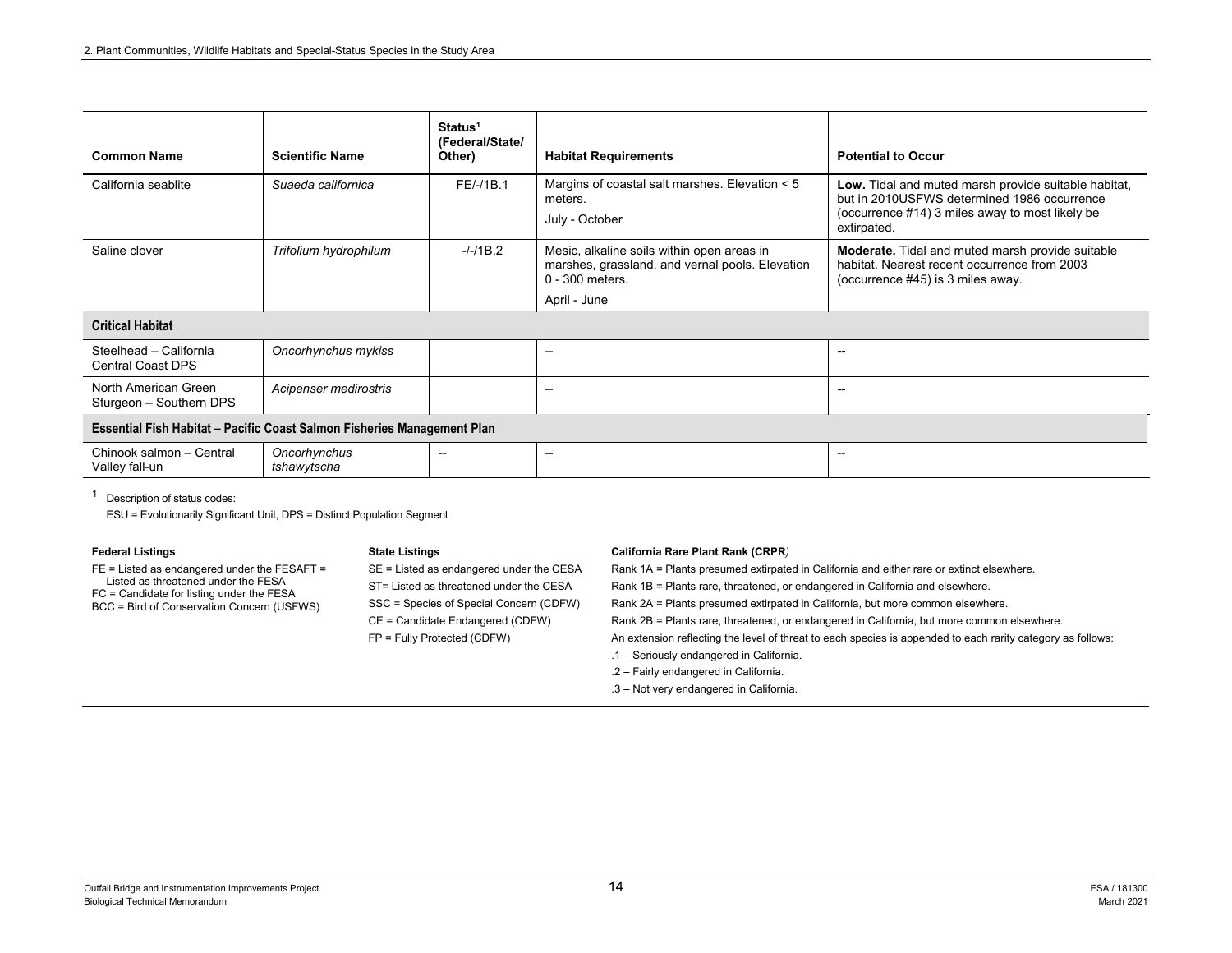| Common Name | Scientific Name | Status[1] (Federal/State/ Other) | Habitat Requirements | Potential to Occur |
|---|---|---|---|---|
| California seablite | *Suaeda californica* | FE/-/1B.1 | Margins of coastal salt marshes. Elevation < 5 meters.<br>July - October | **Low.** Tidal and muted marsh provide suitable habitat, but in 2010USFWS determined 1986 occurrence (occurrence #14) 3 miles away to most likely be extirpated. |
| Saline clover | *Trifolium hydrophilum* | -/-/1B.2 | Mesic, alkaline soils within open areas in marshes, grassland, and vernal pools. Elevation 0 - 300 meters.<br>April - June | **Moderate.** Tidal and muted marsh provide suitable habitat. Nearest recent occurrence from 2003 (occurrence #45) is 3 miles away. |
| **Critical Habitat** | | | | |
| Steelhead – California Central Coast DPS | *Oncorhynchus mykiss* | | -- | -- |
| North American Green Sturgeon – Southern DPS | *Acipenser medirostris* | | -- | -- |
| **Essential Fish Habitat – Pacific Coast Salmon Fisheries Management Plan** | | | | |
| Chinook salmon – Central Valley fall-un | *Oncorhynchus tshawytscha* | -- | -- | -- |

[1] Description of status codes:

ESU = Evolutionarily Significant Unit, DPS = Distinct Population Segment

**Federal Listings**

FE = Listed as endangered under the FESAFT = Listed as threatened under the FESA
FC = Candidate for listing under the FESA
BCC = Bird of Conservation Concern (USFWS)

**State Listings**

SE = Listed as endangered under the CESA
ST= Listed as threatened under the CESA
SSC = Species of Special Concern (CDFW)
CE = Candidate Endangered (CDFW)
FP = Fully Protected (CDFW)

**California Rare Plant Rank (CRPR)**

Rank 1A = Plants presumed extirpated in California and either rare or extinct elsewhere.
Rank 1B = Plants rare, threatened, or endangered in California and elsewhere.
Rank 2A = Plants presumed extirpated in California, but more common elsewhere.
Rank 2B = Plants rare, threatened, or endangered in California, but more common elsewhere.
An extension reflecting the level of threat to each species is appended to each rarity category as follows:
.1 – Seriously endangered in California.
.2 – Fairly endangered in California.
.3 – Not very endangered in California.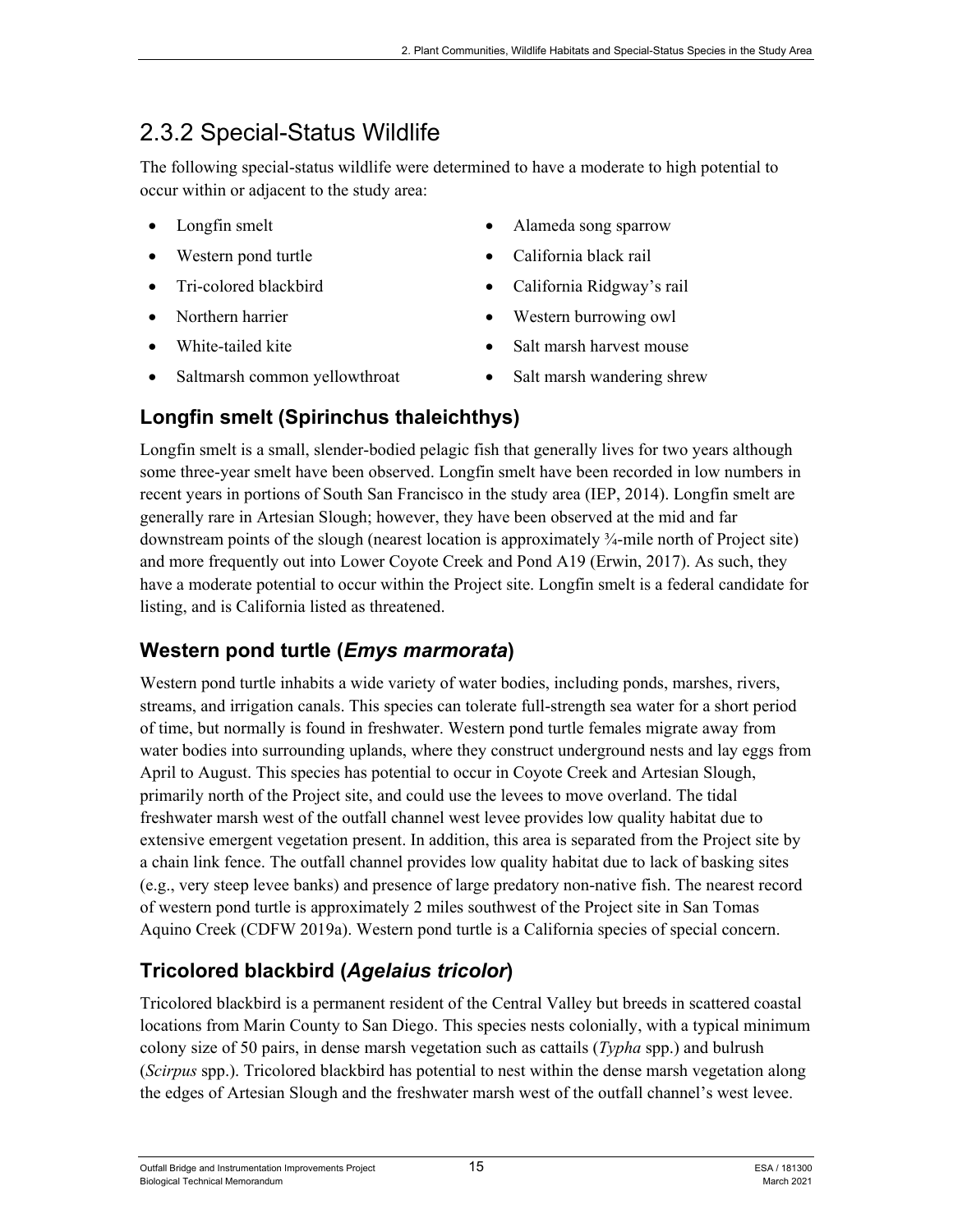## 2.3.2 Special-Status Wildlife

The following special-status wildlife were determined to have a moderate to high potential to occur within or adjacent to the study area:

- Longfin smelt
- Western pond turtle
- Tri-colored blackbird
- Northern harrier
- White-tailed kite
- Saltmarsh common yellowthroat
- Alameda song sparrow
- California black rail
- California Ridgway's rail
- Western burrowing owl
- Salt marsh harvest mouse
- Salt marsh wandering shrew

### Longfin smelt (Spirinchus thaleichthys)

Longfin smelt is a small, slender-bodied pelagic fish that generally lives for two years although some three-year smelt have been observed. Longfin smelt have been recorded in low numbers in recent years in portions of South San Francisco in the study area (IEP, 2014). Longfin smelt are generally rare in Artesian Slough; however, they have been observed at the mid and far downstream points of the slough (nearest location is approximately ¾-mile north of Project site) and more frequently out into Lower Coyote Creek and Pond A19 (Erwin, 2017). As such, they have a moderate potential to occur within the Project site. Longfin smelt is a federal candidate for listing, and is California listed as threatened.

### Western pond turtle (*Emys marmorata*)

Western pond turtle inhabits a wide variety of water bodies, including ponds, marshes, rivers, streams, and irrigation canals. This species can tolerate full-strength sea water for a short period of time, but normally is found in freshwater. Western pond turtle females migrate away from water bodies into surrounding uplands, where they construct underground nests and lay eggs from April to August. This species has potential to occur in Coyote Creek and Artesian Slough, primarily north of the Project site, and could use the levees to move overland. The tidal freshwater marsh west of the outfall channel west levee provides low quality habitat due to extensive emergent vegetation present. In addition, this area is separated from the Project site by a chain link fence. The outfall channel provides low quality habitat due to lack of basking sites (e.g., very steep levee banks) and presence of large predatory non-native fish. The nearest record of western pond turtle is approximately 2 miles southwest of the Project site in San Tomas Aquino Creek (CDFW 2019a). Western pond turtle is a California species of special concern.

### Tricolored blackbird (*Agelaius tricolor*)

Tricolored blackbird is a permanent resident of the Central Valley but breeds in scattered coastal locations from Marin County to San Diego. This species nests colonially, with a typical minimum colony size of 50 pairs, in dense marsh vegetation such as cattails (*Typha* spp.) and bulrush (*Scirpus* spp.). Tricolored blackbird has potential to nest within the dense marsh vegetation along the edges of Artesian Slough and the freshwater marsh west of the outfall channel's west levee.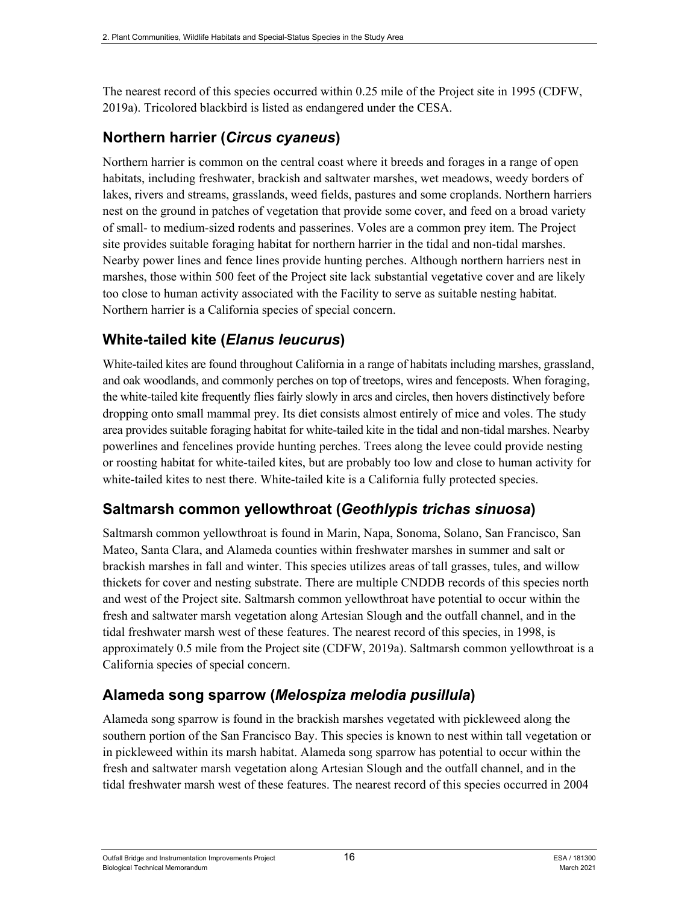The nearest record of this species occurred within 0.25 mile of the Project site in 1995 (CDFW, 2019a). Tricolored blackbird is listed as endangered under the CESA.

## Northern harrier (*Circus cyaneus*)

Northern harrier is common on the central coast where it breeds and forages in a range of open habitats, including freshwater, brackish and saltwater marshes, wet meadows, weedy borders of lakes, rivers and streams, grasslands, weed fields, pastures and some croplands. Northern harriers nest on the ground in patches of vegetation that provide some cover, and feed on a broad variety of small- to medium-sized rodents and passerines. Voles are a common prey item. The Project site provides suitable foraging habitat for northern harrier in the tidal and non-tidal marshes. Nearby power lines and fence lines provide hunting perches. Although northern harriers nest in marshes, those within 500 feet of the Project site lack substantial vegetative cover and are likely too close to human activity associated with the Facility to serve as suitable nesting habitat. Northern harrier is a California species of special concern.

## White-tailed kite (*Elanus leucurus*)

White-tailed kites are found throughout California in a range of habitats including marshes, grassland, and oak woodlands, and commonly perches on top of treetops, wires and fenceposts. When foraging, the white-tailed kite frequently flies fairly slowly in arcs and circles, then hovers distinctively before dropping onto small mammal prey. Its diet consists almost entirely of mice and voles. The study area provides suitable foraging habitat for white-tailed kite in the tidal and non-tidal marshes. Nearby powerlines and fencelines provide hunting perches. Trees along the levee could provide nesting or roosting habitat for white-tailed kites, but are probably too low and close to human activity for white-tailed kites to nest there. White-tailed kite is a California fully protected species.

## Saltmarsh common yellowthroat (*Geothlypis trichas sinuosa*)

Saltmarsh common yellowthroat is found in Marin, Napa, Sonoma, Solano, San Francisco, San Mateo, Santa Clara, and Alameda counties within freshwater marshes in summer and salt or brackish marshes in fall and winter. This species utilizes areas of tall grasses, tules, and willow thickets for cover and nesting substrate. There are multiple CNDDB records of this species north and west of the Project site. Saltmarsh common yellowthroat have potential to occur within the fresh and saltwater marsh vegetation along Artesian Slough and the outfall channel, and in the tidal freshwater marsh west of these features. The nearest record of this species, in 1998, is approximately 0.5 mile from the Project site (CDFW, 2019a). Saltmarsh common yellowthroat is a California species of special concern.

## Alameda song sparrow (*Melospiza melodia pusillula*)

Alameda song sparrow is found in the brackish marshes vegetated with pickleweed along the southern portion of the San Francisco Bay. This species is known to nest within tall vegetation or in pickleweed within its marsh habitat. Alameda song sparrow has potential to occur within the fresh and saltwater marsh vegetation along Artesian Slough and the outfall channel, and in the tidal freshwater marsh west of these features. The nearest record of this species occurred in 2004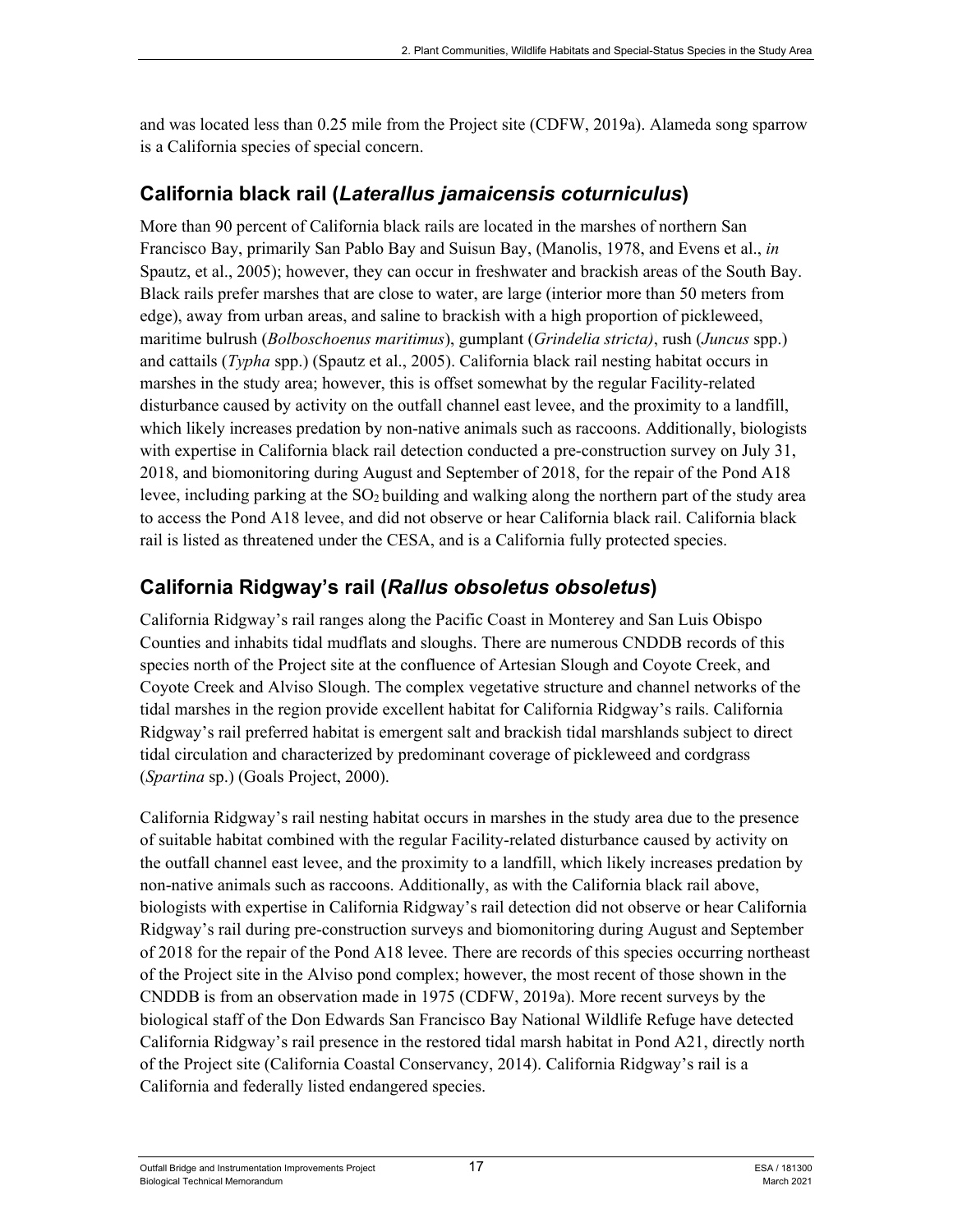and was located less than 0.25 mile from the Project site (CDFW, 2019a). Alameda song sparrow is a California species of special concern.

## California black rail (*Laterallus jamaicensis coturniculus*)

More than 90 percent of California black rails are located in the marshes of northern San Francisco Bay, primarily San Pablo Bay and Suisun Bay, (Manolis, 1978, and Evens et al., *in* Spautz, et al., 2005); however, they can occur in freshwater and brackish areas of the South Bay. Black rails prefer marshes that are close to water, are large (interior more than 50 meters from edge), away from urban areas, and saline to brackish with a high proportion of pickleweed, maritime bulrush (*Bolboschoenus maritimus*), gumplant (*Grindelia stricta)*, rush (*Juncus* spp.) and cattails (*Typha* spp.) (Spautz et al., 2005). California black rail nesting habitat occurs in marshes in the study area; however, this is offset somewhat by the regular Facility-related disturbance caused by activity on the outfall channel east levee, and the proximity to a landfill, which likely increases predation by non-native animals such as raccoons. Additionally, biologists with expertise in California black rail detection conducted a pre-construction survey on July 31, 2018, and biomonitoring during August and September of 2018, for the repair of the Pond A18 levee, including parking at the $SO_2$ building and walking along the northern part of the study area to access the Pond A18 levee, and did not observe or hear California black rail. California black rail is listed as threatened under the CESA, and is a California fully protected species.

## California Ridgway's rail (*Rallus obsoletus obsoletus*)

California Ridgway's rail ranges along the Pacific Coast in Monterey and San Luis Obispo Counties and inhabits tidal mudflats and sloughs. There are numerous CNDDB records of this species north of the Project site at the confluence of Artesian Slough and Coyote Creek, and Coyote Creek and Alviso Slough. The complex vegetative structure and channel networks of the tidal marshes in the region provide excellent habitat for California Ridgway's rails. California Ridgway's rail preferred habitat is emergent salt and brackish tidal marshlands subject to direct tidal circulation and characterized by predominant coverage of pickleweed and cordgrass (*Spartina* sp.) (Goals Project, 2000).

California Ridgway's rail nesting habitat occurs in marshes in the study area due to the presence of suitable habitat combined with the regular Facility-related disturbance caused by activity on the outfall channel east levee, and the proximity to a landfill, which likely increases predation by non-native animals such as raccoons. Additionally, as with the California black rail above, biologists with expertise in California Ridgway's rail detection did not observe or hear California Ridgway's rail during pre-construction surveys and biomonitoring during August and September of 2018 for the repair of the Pond A18 levee. There are records of this species occurring northeast of the Project site in the Alviso pond complex; however, the most recent of those shown in the CNDDB is from an observation made in 1975 (CDFW, 2019a). More recent surveys by the biological staff of the Don Edwards San Francisco Bay National Wildlife Refuge have detected California Ridgway's rail presence in the restored tidal marsh habitat in Pond A21, directly north of the Project site (California Coastal Conservancy, 2014). California Ridgway's rail is a California and federally listed endangered species.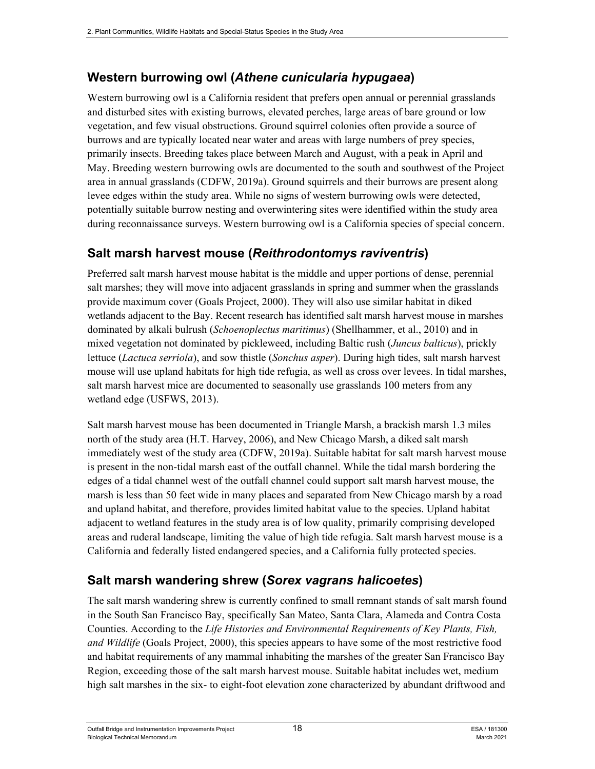## Western burrowing owl (*Athene cunicularia hypugaea*)

Western burrowing owl is a California resident that prefers open annual or perennial grasslands and disturbed sites with existing burrows, elevated perches, large areas of bare ground or low vegetation, and few visual obstructions. Ground squirrel colonies often provide a source of burrows and are typically located near water and areas with large numbers of prey species, primarily insects. Breeding takes place between March and August, with a peak in April and May. Breeding western burrowing owls are documented to the south and southwest of the Project area in annual grasslands (CDFW, 2019a). Ground squirrels and their burrows are present along levee edges within the study area. While no signs of western burrowing owls were detected, potentially suitable burrow nesting and overwintering sites were identified within the study area during reconnaissance surveys. Western burrowing owl is a California species of special concern.

## Salt marsh harvest mouse (*Reithrodontomys raviventris*)

Preferred salt marsh harvest mouse habitat is the middle and upper portions of dense, perennial salt marshes; they will move into adjacent grasslands in spring and summer when the grasslands provide maximum cover (Goals Project, 2000). They will also use similar habitat in diked wetlands adjacent to the Bay. Recent research has identified salt marsh harvest mouse in marshes dominated by alkali bulrush (*Schoenoplectus maritimus*) (Shellhammer, et al., 2010) and in mixed vegetation not dominated by pickleweed, including Baltic rush (*Juncus balticus*), prickly lettuce (*Lactuca serriola*), and sow thistle (*Sonchus asper*). During high tides, salt marsh harvest mouse will use upland habitats for high tide refugia, as well as cross over levees. In tidal marshes, salt marsh harvest mice are documented to seasonally use grasslands 100 meters from any wetland edge (USFWS, 2013).

Salt marsh harvest mouse has been documented in Triangle Marsh, a brackish marsh 1.3 miles north of the study area (H.T. Harvey, 2006), and New Chicago Marsh, a diked salt marsh immediately west of the study area (CDFW, 2019a). Suitable habitat for salt marsh harvest mouse is present in the non-tidal marsh east of the outfall channel. While the tidal marsh bordering the edges of a tidal channel west of the outfall channel could support salt marsh harvest mouse, the marsh is less than 50 feet wide in many places and separated from New Chicago marsh by a road and upland habitat, and therefore, provides limited habitat value to the species. Upland habitat adjacent to wetland features in the study area is of low quality, primarily comprising developed areas and ruderal landscape, limiting the value of high tide refugia. Salt marsh harvest mouse is a California and federally listed endangered species, and a California fully protected species.

## Salt marsh wandering shrew (*Sorex vagrans halicoetes*)

The salt marsh wandering shrew is currently confined to small remnant stands of salt marsh found in the South San Francisco Bay, specifically San Mateo, Santa Clara, Alameda and Contra Costa Counties. According to the *Life Histories and Environmental Requirements of Key Plants, Fish, and Wildlife* (Goals Project, 2000), this species appears to have some of the most restrictive food and habitat requirements of any mammal inhabiting the marshes of the greater San Francisco Bay Region, exceeding those of the salt marsh harvest mouse. Suitable habitat includes wet, medium high salt marshes in the six- to eight-foot elevation zone characterized by abundant driftwood and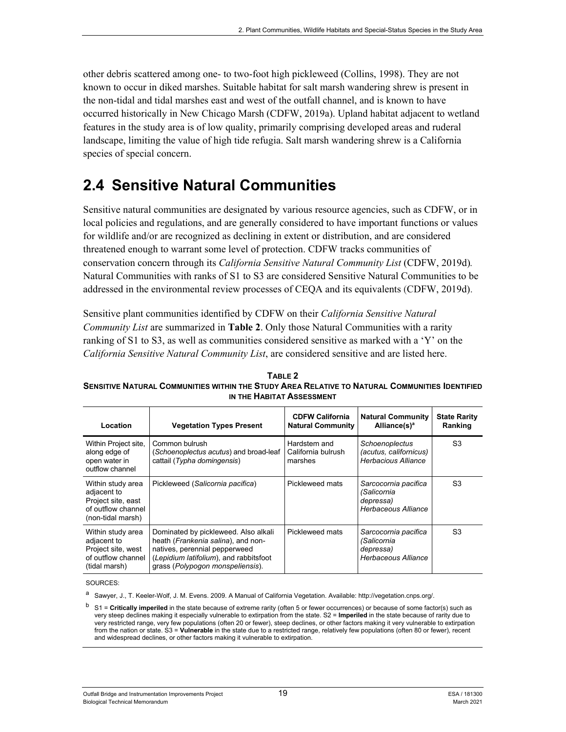other debris scattered among one- to two-foot high pickleweed (Collins, 1998). They are not known to occur in diked marshes. Suitable habitat for salt marsh wandering shrew is present in the non-tidal and tidal marshes east and west of the outfall channel, and is known to have occurred historically in New Chicago Marsh (CDFW, 2019a). Upland habitat adjacent to wetland features in the study area is of low quality, primarily comprising developed areas and ruderal landscape, limiting the value of high tide refugia. Salt marsh wandering shrew is a California species of special concern.

## 2.4 Sensitive Natural Communities

Sensitive natural communities are designated by various resource agencies, such as CDFW, or in local policies and regulations, and are generally considered to have important functions or values for wildlife and/or are recognized as declining in extent or distribution, and are considered threatened enough to warrant some level of protection. CDFW tracks communities of conservation concern through its *California Sensitive Natural Community List* (CDFW, 2019d). Natural Communities with ranks of S1 to S3 are considered Sensitive Natural Communities to be addressed in the environmental review processes of CEQA and its equivalents (CDFW, 2019d).

Sensitive plant communities identified by CDFW on their *California Sensitive Natural Community List* are summarized in **Table 2**. Only those Natural Communities with a rarity ranking of S1 to S3, as well as communities considered sensitive as marked with a 'Y' on the *California Sensitive Natural Community List*, are considered sensitive and are listed here.

**TABLE 2**
**SENSITIVE NATURAL COMMUNITIES WITHIN THE STUDY AREA RELATIVE TO NATURAL COMMUNITIES IDENTIFIED IN THE HABITAT ASSESSMENT**

| Location | Vegetation Types Present | CDFW California Natural Community | Natural Community Alliance(s)[a] | State Rarity Ranking |
|---|---|---|---|---|
| Within Project site, along edge of open water in outflow channel | Common bulrush (*Schoenoplectus acutus*) and broad-leaf cattail (*Typha domingensis*) | Hardstem and California bulrush marshes | *Schoenoplectus (acutus, californicus) Herbacious Alliance* | S3 |
| Within study area adjacent to Project site, east of outflow channel (non-tidal marsh) | Pickleweed (*Salicornia pacifica*) | Pickleweed mats | *Sarcocornia pacifica (Salicornia depressa) Herbaceous Alliance* | S3 |
| Within study area adjacent to Project site, west of outflow channel (tidal marsh) | Dominated by pickleweed. Also alkali heath (*Frankenia salina*), and non-natives, perennial pepperweed (*Lepidium latifolium*), and rabbitsfoot grass (*Polypogon monspeliensis*). | Pickleweed mats | *Sarcocornia pacifica (Salicornia depressa) Herbaceous Alliance* | S3 |

SOURCES:

[a] Sawyer, J., T. Keeler-Wolf, J. M. Evens. 2009. A Manual of California Vegetation. Available: http://vegetation.cnps.org/.

[b] S1 = **Critically imperiled** in the state because of extreme rarity (often 5 or fewer occurrences) or because of some factor(s) such as very steep declines making it especially vulnerable to extirpation from the state. S2 = **Imperiled** in the state because of rarity due to very restricted range, very few populations (often 20 or fewer), steep declines, or other factors making it very vulnerable to extirpation from the nation or state. S3 = **Vulnerable** in the state due to a restricted range, relatively few populations (often 80 or fewer), recent and widespread declines, or other factors making it vulnerable to extirpation.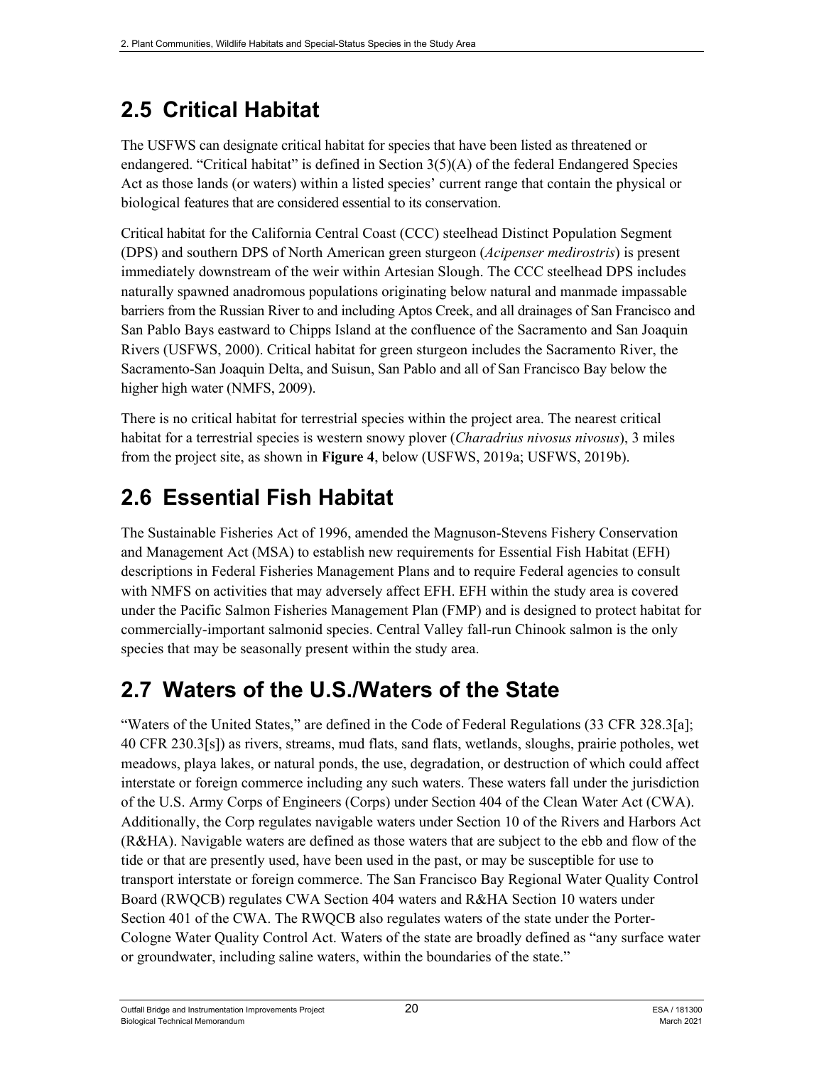## 2.5 Critical Habitat

The USFWS can designate critical habitat for species that have been listed as threatened or endangered. "Critical habitat" is defined in Section 3(5)(A) of the federal Endangered Species Act as those lands (or waters) within a listed species' current range that contain the physical or biological features that are considered essential to its conservation.

Critical habitat for the California Central Coast (CCC) steelhead Distinct Population Segment (DPS) and southern DPS of North American green sturgeon (*Acipenser medirostris*) is present immediately downstream of the weir within Artesian Slough. The CCC steelhead DPS includes naturally spawned anadromous populations originating below natural and manmade impassable barriers from the Russian River to and including Aptos Creek, and all drainages of San Francisco and San Pablo Bays eastward to Chipps Island at the confluence of the Sacramento and San Joaquin Rivers (USFWS, 2000). Critical habitat for green sturgeon includes the Sacramento River, the Sacramento-San Joaquin Delta, and Suisun, San Pablo and all of San Francisco Bay below the higher high water (NMFS, 2009).

There is no critical habitat for terrestrial species within the project area. The nearest critical habitat for a terrestrial species is western snowy plover (*Charadrius nivosus nivosus*), 3 miles from the project site, as shown in **Figure 4**, below (USFWS, 2019a; USFWS, 2019b).

## 2.6 Essential Fish Habitat

The Sustainable Fisheries Act of 1996, amended the Magnuson-Stevens Fishery Conservation and Management Act (MSA) to establish new requirements for Essential Fish Habitat (EFH) descriptions in Federal Fisheries Management Plans and to require Federal agencies to consult with NMFS on activities that may adversely affect EFH. EFH within the study area is covered under the Pacific Salmon Fisheries Management Plan (FMP) and is designed to protect habitat for commercially-important salmonid species. Central Valley fall-run Chinook salmon is the only species that may be seasonally present within the study area.

## 2.7 Waters of the U.S./Waters of the State

"Waters of the United States," are defined in the Code of Federal Regulations (33 CFR 328.3[a]; 40 CFR 230.3[s]) as rivers, streams, mud flats, sand flats, wetlands, sloughs, prairie potholes, wet meadows, playa lakes, or natural ponds, the use, degradation, or destruction of which could affect interstate or foreign commerce including any such waters. These waters fall under the jurisdiction of the U.S. Army Corps of Engineers (Corps) under Section 404 of the Clean Water Act (CWA). Additionally, the Corp regulates navigable waters under Section 10 of the Rivers and Harbors Act (R&HA). Navigable waters are defined as those waters that are subject to the ebb and flow of the tide or that are presently used, have been used in the past, or may be susceptible for use to transport interstate or foreign commerce. The San Francisco Bay Regional Water Quality Control Board (RWQCB) regulates CWA Section 404 waters and R&HA Section 10 waters under Section 401 of the CWA. The RWQCB also regulates waters of the state under the Porter-Cologne Water Quality Control Act. Waters of the state are broadly defined as "any surface water or groundwater, including saline waters, within the boundaries of the state."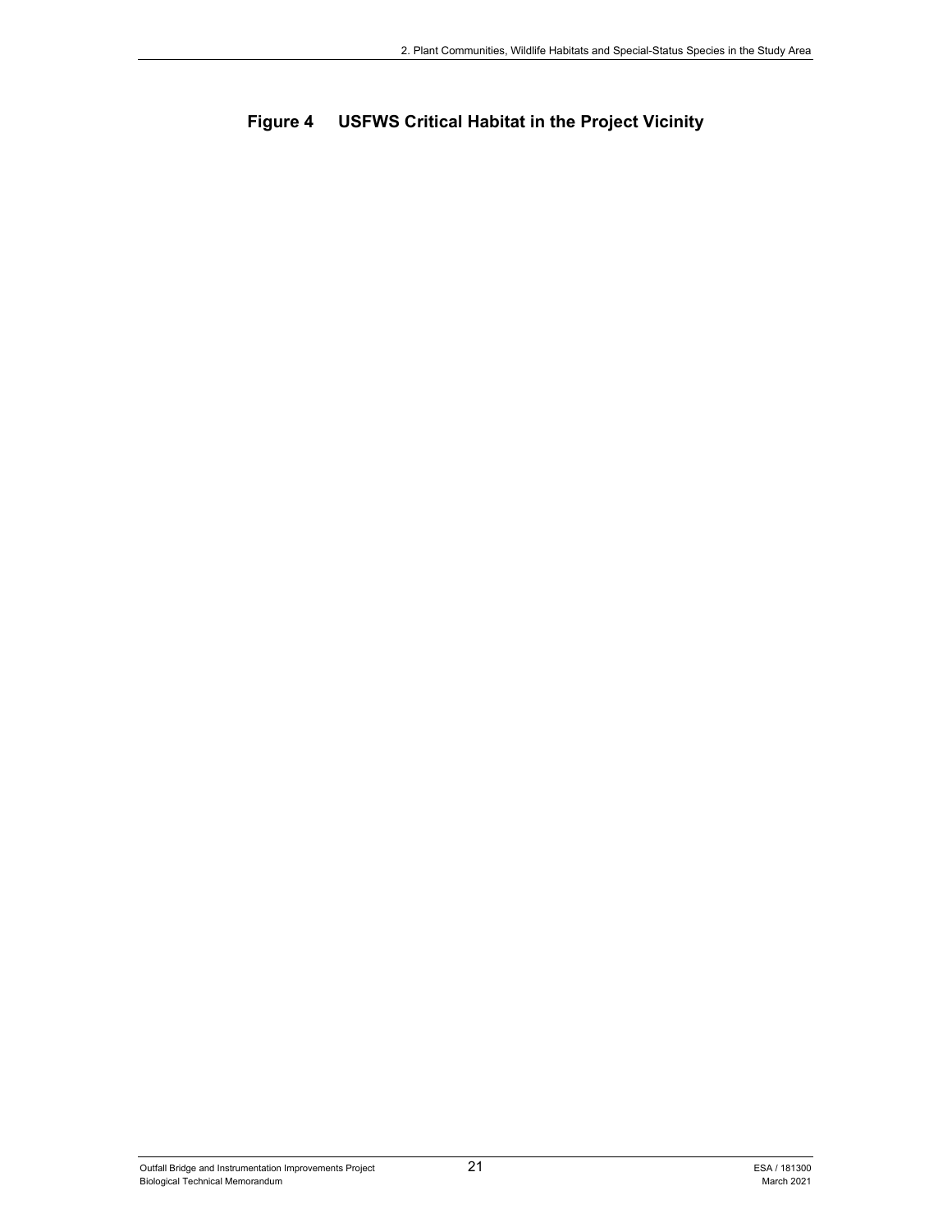**Figure 4 USFWS Critical Habitat in the Project Vicinity**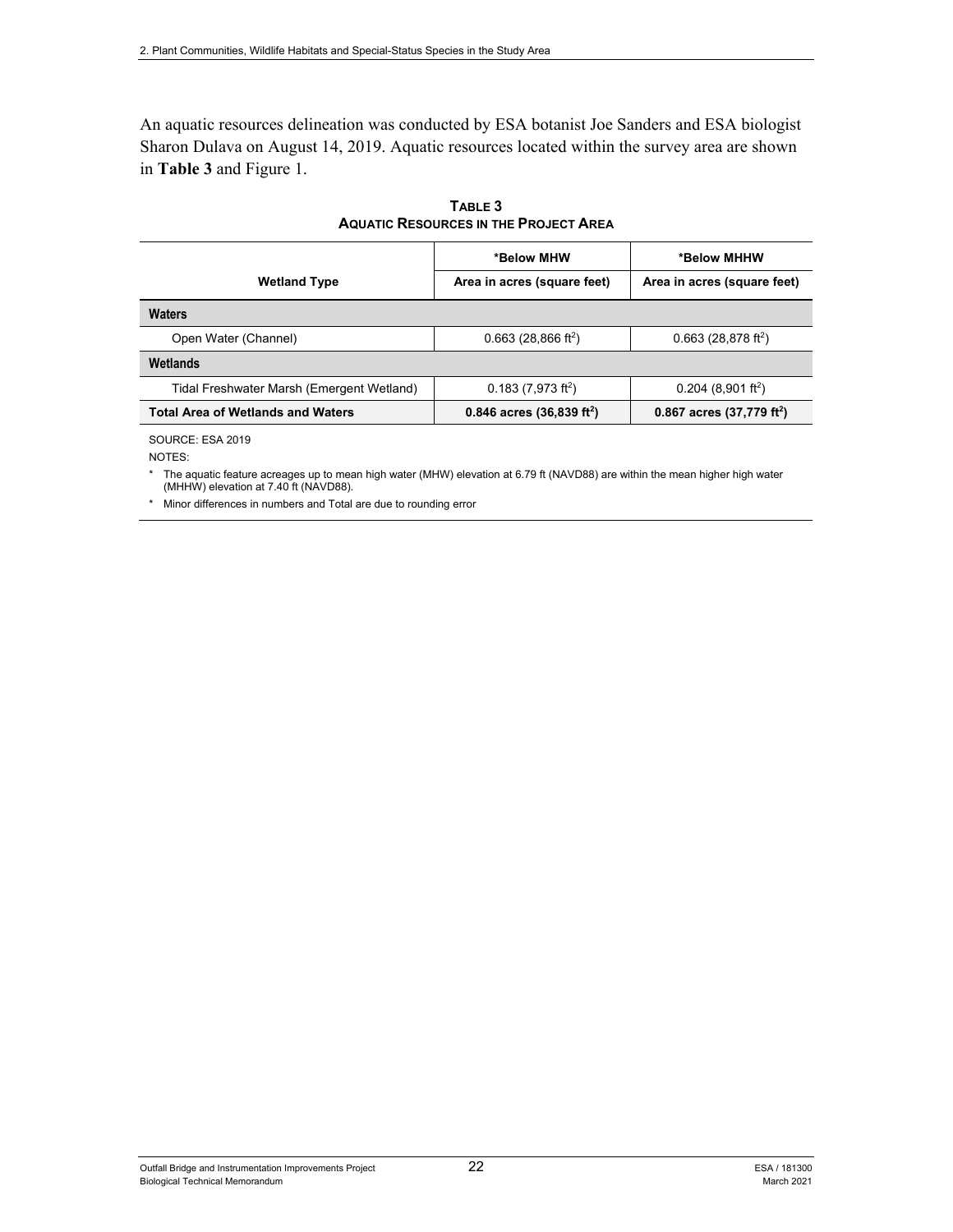An aquatic resources delineation was conducted by ESA botanist Joe Sanders and ESA biologist Sharon Dulava on August 14, 2019. Aquatic resources located within the survey area are shown in **Table 3** and Figure 1.

**TABLE 3**
**AQUATIC RESOURCES IN THE PROJECT AREA**

| Wetland Type | *Below MHW | *Below MHHW |
|---|---|---|
| | Area in acres (square feet) | Area in acres (square feet) |
| **Waters** | | |
| Open Water (Channel) | 0.663 (28,866 $ft^2$) | 0.663 (28,878 $ft^2$) |
| **Wetlands** | | |
| Tidal Freshwater Marsh (Emergent Wetland) | 0.183 (7,973 $ft^2$) | 0.204 (8,901 $ft^2$) |
| **Total Area of Wetlands and Waters** | **0.846 acres (36,839 $ft^2$)** | **0.867 acres (37,779 $ft^2$)** |

SOURCE: ESA 2019

NOTES:

* The aquatic feature acreages up to mean high water (MHW) elevation at 6.79 ft (NAVD88) are within the mean higher high water (MHHW) elevation at 7.40 ft (NAVD88).
* Minor differences in numbers and Total are due to rounding error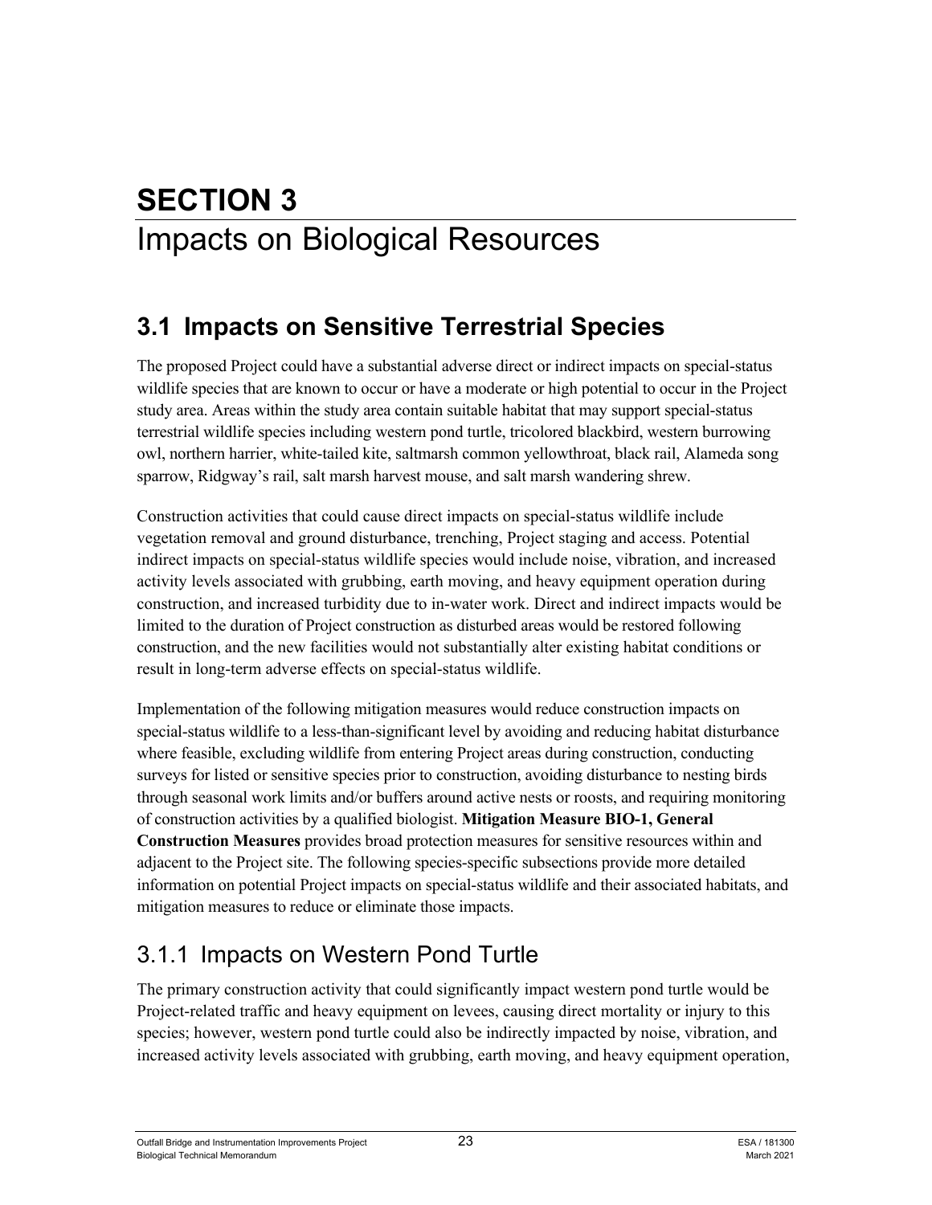# SECTION 3
# Impacts on Biological Resources

## 3.1 Impacts on Sensitive Terrestrial Species

The proposed Project could have a substantial adverse direct or indirect impacts on special-status wildlife species that are known to occur or have a moderate or high potential to occur in the Project study area. Areas within the study area contain suitable habitat that may support special-status terrestrial wildlife species including western pond turtle, tricolored blackbird, western burrowing owl, northern harrier, white-tailed kite, saltmarsh common yellowthroat, black rail, Alameda song sparrow, Ridgway's rail, salt marsh harvest mouse, and salt marsh wandering shrew.

Construction activities that could cause direct impacts on special-status wildlife include vegetation removal and ground disturbance, trenching, Project staging and access. Potential indirect impacts on special-status wildlife species would include noise, vibration, and increased activity levels associated with grubbing, earth moving, and heavy equipment operation during construction, and increased turbidity due to in-water work. Direct and indirect impacts would be limited to the duration of Project construction as disturbed areas would be restored following construction, and the new facilities would not substantially alter existing habitat conditions or result in long-term adverse effects on special-status wildlife.

Implementation of the following mitigation measures would reduce construction impacts on special-status wildlife to a less-than-significant level by avoiding and reducing habitat disturbance where feasible, excluding wildlife from entering Project areas during construction, conducting surveys for listed or sensitive species prior to construction, avoiding disturbance to nesting birds through seasonal work limits and/or buffers around active nests or roosts, and requiring monitoring of construction activities by a qualified biologist. **Mitigation Measure BIO-1, General Construction Measures** provides broad protection measures for sensitive resources within and adjacent to the Project site. The following species-specific subsections provide more detailed information on potential Project impacts on special-status wildlife and their associated habitats, and mitigation measures to reduce or eliminate those impacts.

### 3.1.1 Impacts on Western Pond Turtle

The primary construction activity that could significantly impact western pond turtle would be Project-related traffic and heavy equipment on levees, causing direct mortality or injury to this species; however, western pond turtle could also be indirectly impacted by noise, vibration, and increased activity levels associated with grubbing, earth moving, and heavy equipment operation,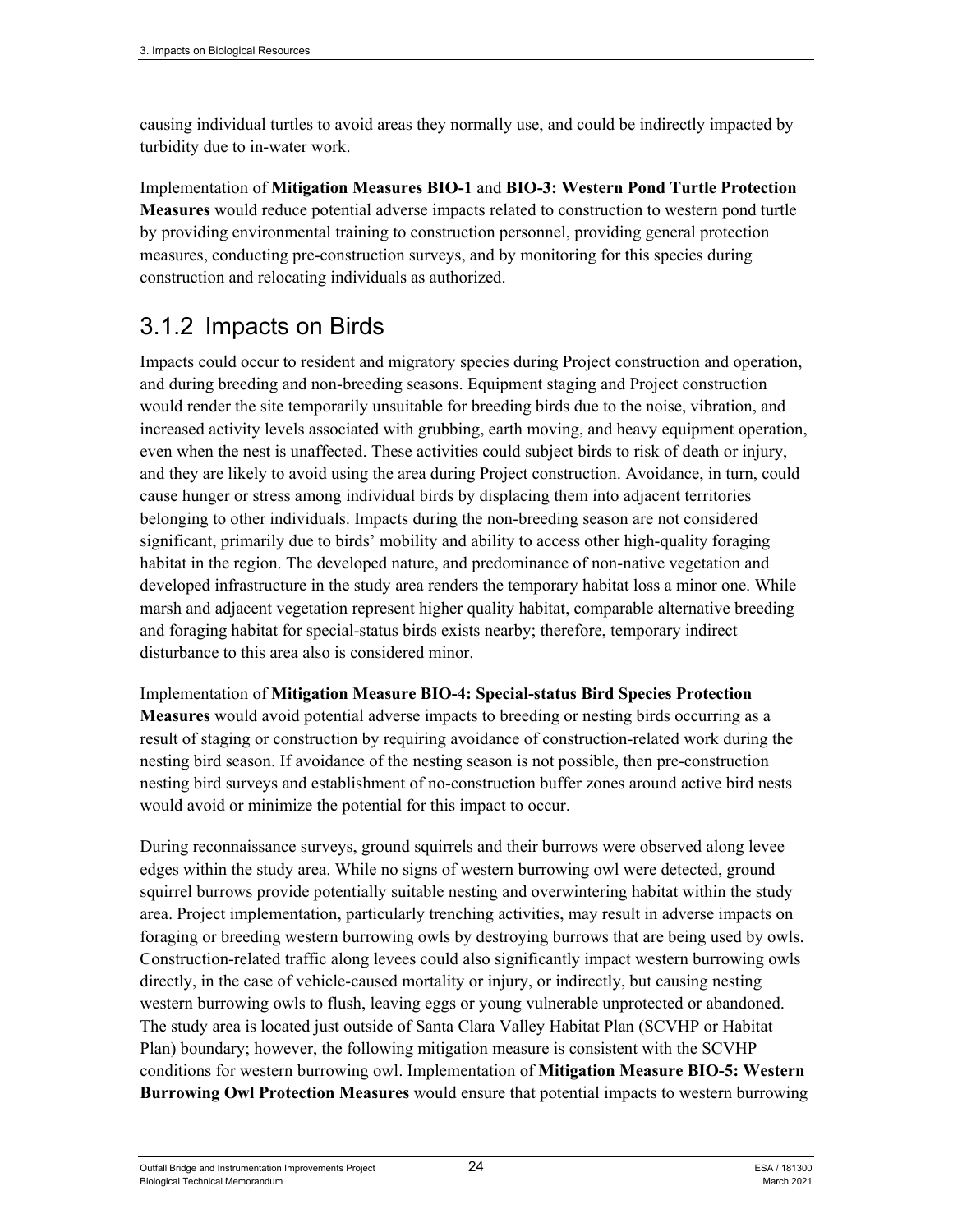causing individual turtles to avoid areas they normally use, and could be indirectly impacted by turbidity due to in-water work.

Implementation of **Mitigation Measures BIO-1** and **BIO-3: Western Pond Turtle Protection Measures** would reduce potential adverse impacts related to construction to western pond turtle by providing environmental training to construction personnel, providing general protection measures, conducting pre-construction surveys, and by monitoring for this species during construction and relocating individuals as authorized.

## 3.1.2 Impacts on Birds

Impacts could occur to resident and migratory species during Project construction and operation, and during breeding and non-breeding seasons. Equipment staging and Project construction would render the site temporarily unsuitable for breeding birds due to the noise, vibration, and increased activity levels associated with grubbing, earth moving, and heavy equipment operation, even when the nest is unaffected. These activities could subject birds to risk of death or injury, and they are likely to avoid using the area during Project construction. Avoidance, in turn, could cause hunger or stress among individual birds by displacing them into adjacent territories belonging to other individuals. Impacts during the non-breeding season are not considered significant, primarily due to birds' mobility and ability to access other high-quality foraging habitat in the region. The developed nature, and predominance of non-native vegetation and developed infrastructure in the study area renders the temporary habitat loss a minor one. While marsh and adjacent vegetation represent higher quality habitat, comparable alternative breeding and foraging habitat for special-status birds exists nearby; therefore, temporary indirect disturbance to this area also is considered minor.

Implementation of **Mitigation Measure BIO-4: Special-status Bird Species Protection Measures** would avoid potential adverse impacts to breeding or nesting birds occurring as a result of staging or construction by requiring avoidance of construction-related work during the nesting bird season. If avoidance of the nesting season is not possible, then pre-construction nesting bird surveys and establishment of no-construction buffer zones around active bird nests would avoid or minimize the potential for this impact to occur.

During reconnaissance surveys, ground squirrels and their burrows were observed along levee edges within the study area. While no signs of western burrowing owl were detected, ground squirrel burrows provide potentially suitable nesting and overwintering habitat within the study area. Project implementation, particularly trenching activities, may result in adverse impacts on foraging or breeding western burrowing owls by destroying burrows that are being used by owls. Construction-related traffic along levees could also significantly impact western burrowing owls directly, in the case of vehicle-caused mortality or injury, or indirectly, but causing nesting western burrowing owls to flush, leaving eggs or young vulnerable unprotected or abandoned. The study area is located just outside of Santa Clara Valley Habitat Plan (SCVHP or Habitat Plan) boundary; however, the following mitigation measure is consistent with the SCVHP conditions for western burrowing owl. Implementation of **Mitigation Measure BIO-5: Western Burrowing Owl Protection Measures** would ensure that potential impacts to western burrowing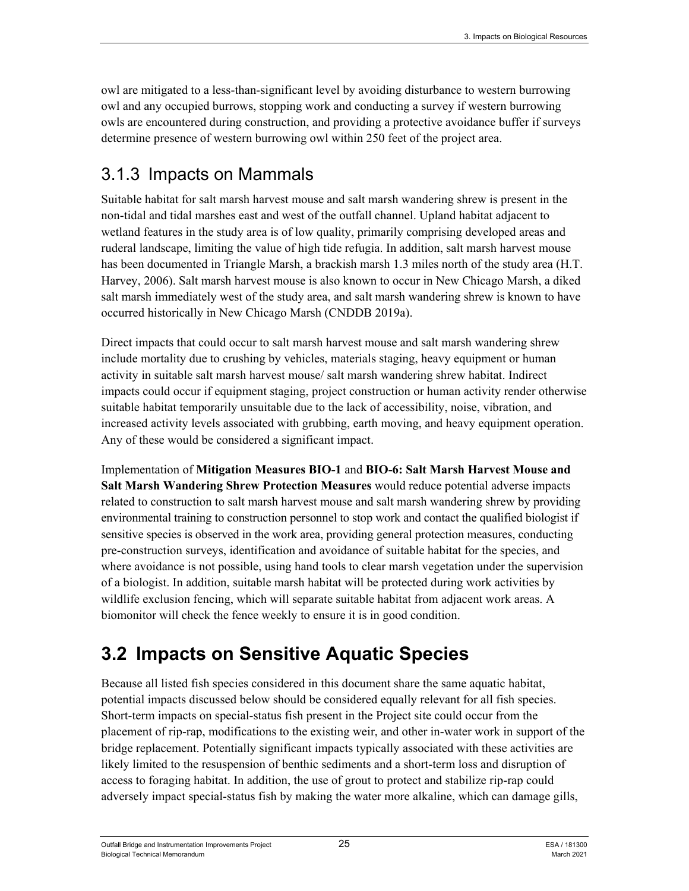owl are mitigated to a less-than-significant level by avoiding disturbance to western burrowing owl and any occupied burrows, stopping work and conducting a survey if western burrowing owls are encountered during construction, and providing a protective avoidance buffer if surveys determine presence of western burrowing owl within 250 feet of the project area.

### 3.1.3 Impacts on Mammals

Suitable habitat for salt marsh harvest mouse and salt marsh wandering shrew is present in the non-tidal and tidal marshes east and west of the outfall channel. Upland habitat adjacent to wetland features in the study area is of low quality, primarily comprising developed areas and ruderal landscape, limiting the value of high tide refugia. In addition, salt marsh harvest mouse has been documented in Triangle Marsh, a brackish marsh 1.3 miles north of the study area (H.T. Harvey, 2006). Salt marsh harvest mouse is also known to occur in New Chicago Marsh, a diked salt marsh immediately west of the study area, and salt marsh wandering shrew is known to have occurred historically in New Chicago Marsh (CNDDB 2019a).

Direct impacts that could occur to salt marsh harvest mouse and salt marsh wandering shrew include mortality due to crushing by vehicles, materials staging, heavy equipment or human activity in suitable salt marsh harvest mouse/ salt marsh wandering shrew habitat. Indirect impacts could occur if equipment staging, project construction or human activity render otherwise suitable habitat temporarily unsuitable due to the lack of accessibility, noise, vibration, and increased activity levels associated with grubbing, earth moving, and heavy equipment operation. Any of these would be considered a significant impact.

Implementation of **Mitigation Measures BIO-1** and **BIO-6: Salt Marsh Harvest Mouse and Salt Marsh Wandering Shrew Protection Measures** would reduce potential adverse impacts related to construction to salt marsh harvest mouse and salt marsh wandering shrew by providing environmental training to construction personnel to stop work and contact the qualified biologist if sensitive species is observed in the work area, providing general protection measures, conducting pre-construction surveys, identification and avoidance of suitable habitat for the species, and where avoidance is not possible, using hand tools to clear marsh vegetation under the supervision of a biologist. In addition, suitable marsh habitat will be protected during work activities by wildlife exclusion fencing, which will separate suitable habitat from adjacent work areas. A biomonitor will check the fence weekly to ensure it is in good condition.

## 3.2 Impacts on Sensitive Aquatic Species

Because all listed fish species considered in this document share the same aquatic habitat, potential impacts discussed below should be considered equally relevant for all fish species. Short-term impacts on special-status fish present in the Project site could occur from the placement of rip-rap, modifications to the existing weir, and other in-water work in support of the bridge replacement. Potentially significant impacts typically associated with these activities are likely limited to the resuspension of benthic sediments and a short-term loss and disruption of access to foraging habitat. In addition, the use of grout to protect and stabilize rip-rap could adversely impact special-status fish by making the water more alkaline, which can damage gills,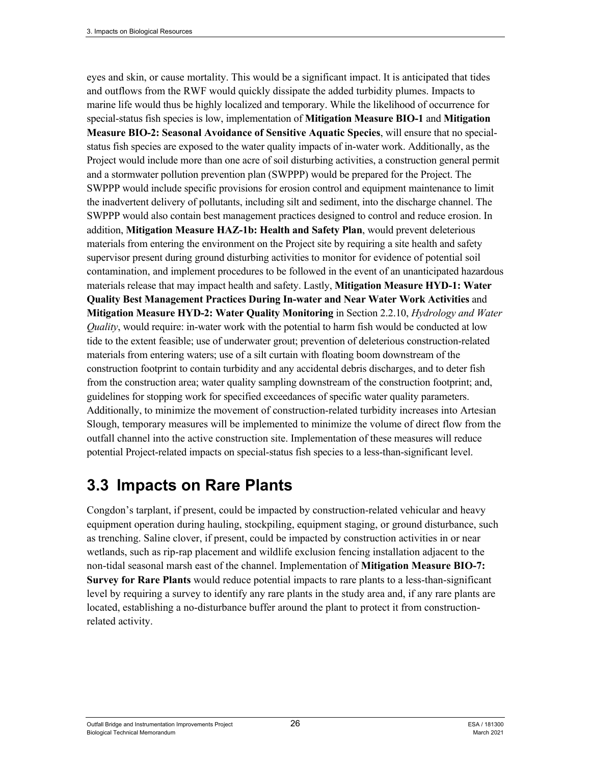eyes and skin, or cause mortality. This would be a significant impact. It is anticipated that tides and outflows from the RWF would quickly dissipate the added turbidity plumes. Impacts to marine life would thus be highly localized and temporary. While the likelihood of occurrence for special-status fish species is low, implementation of **Mitigation Measure BIO-1** and **Mitigation Measure BIO-2: Seasonal Avoidance of Sensitive Aquatic Species**, will ensure that no special-status fish species are exposed to the water quality impacts of in-water work. Additionally, as the Project would include more than one acre of soil disturbing activities, a construction general permit and a stormwater pollution prevention plan (SWPPP) would be prepared for the Project. The SWPPP would include specific provisions for erosion control and equipment maintenance to limit the inadvertent delivery of pollutants, including silt and sediment, into the discharge channel. The SWPPP would also contain best management practices designed to control and reduce erosion. In addition, **Mitigation Measure HAZ-1b: Health and Safety Plan**, would prevent deleterious materials from entering the environment on the Project site by requiring a site health and safety supervisor present during ground disturbing activities to monitor for evidence of potential soil contamination, and implement procedures to be followed in the event of an unanticipated hazardous materials release that may impact health and safety. Lastly, **Mitigation Measure HYD-1: Water Quality Best Management Practices During In-water and Near Water Work Activities** and **Mitigation Measure HYD-2: Water Quality Monitoring** in Section 2.2.10, *Hydrology and Water Quality*, would require: in-water work with the potential to harm fish would be conducted at low tide to the extent feasible; use of underwater grout; prevention of deleterious construction-related materials from entering waters; use of a silt curtain with floating boom downstream of the construction footprint to contain turbidity and any accidental debris discharges, and to deter fish from the construction area; water quality sampling downstream of the construction footprint; and, guidelines for stopping work for specified exceedances of specific water quality parameters. Additionally, to minimize the movement of construction-related turbidity increases into Artesian Slough, temporary measures will be implemented to minimize the volume of direct flow from the outfall channel into the active construction site. Implementation of these measures will reduce potential Project-related impacts on special-status fish species to a less-than-significant level.

## 3.3 Impacts on Rare Plants

Congdon's tarplant, if present, could be impacted by construction-related vehicular and heavy equipment operation during hauling, stockpiling, equipment staging, or ground disturbance, such as trenching. Saline clover, if present, could be impacted by construction activities in or near wetlands, such as rip-rap placement and wildlife exclusion fencing installation adjacent to the non-tidal seasonal marsh east of the channel. Implementation of **Mitigation Measure BIO-7: Survey for Rare Plants** would reduce potential impacts to rare plants to a less-than-significant level by requiring a survey to identify any rare plants in the study area and, if any rare plants are located, establishing a no-disturbance buffer around the plant to protect it from construction-related activity.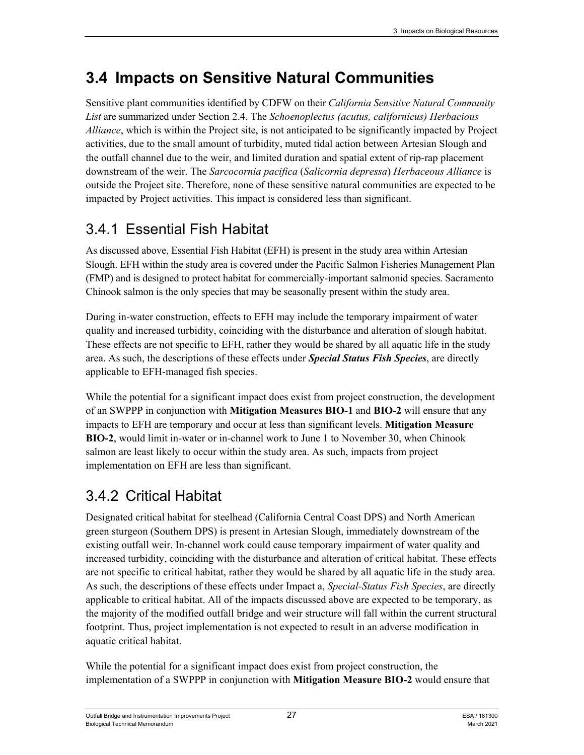## 3.4 Impacts on Sensitive Natural Communities

Sensitive plant communities identified by CDFW on their *California Sensitive Natural Community List* are summarized under Section 2.4. The *Schoenoplectus (acutus, californicus) Herbacious Alliance*, which is within the Project site, is not anticipated to be significantly impacted by Project activities, due to the small amount of turbidity, muted tidal action between Artesian Slough and the outfall channel due to the weir, and limited duration and spatial extent of rip-rap placement downstream of the weir. The *Sarcocornia pacifica* (*Salicornia depressa*) *Herbaceous Alliance* is outside the Project site. Therefore, none of these sensitive natural communities are expected to be impacted by Project activities. This impact is considered less than significant.

### 3.4.1 Essential Fish Habitat

As discussed above, Essential Fish Habitat (EFH) is present in the study area within Artesian Slough. EFH within the study area is covered under the Pacific Salmon Fisheries Management Plan (FMP) and is designed to protect habitat for commercially-important salmonid species. Sacramento Chinook salmon is the only species that may be seasonally present within the study area.

During in-water construction, effects to EFH may include the temporary impairment of water quality and increased turbidity, coinciding with the disturbance and alteration of slough habitat. These effects are not specific to EFH, rather they would be shared by all aquatic life in the study area. As such, the descriptions of these effects under ***Special Status Fish Species***, are directly applicable to EFH-managed fish species.

While the potential for a significant impact does exist from project construction, the development of an SWPPP in conjunction with **Mitigation Measures BIO-1** and **BIO-2** will ensure that any impacts to EFH are temporary and occur at less than significant levels. **Mitigation Measure BIO-2**, would limit in-water or in-channel work to June 1 to November 30, when Chinook salmon are least likely to occur within the study area. As such, impacts from project implementation on EFH are less than significant.

### 3.4.2 Critical Habitat

Designated critical habitat for steelhead (California Central Coast DPS) and North American green sturgeon (Southern DPS) is present in Artesian Slough, immediately downstream of the existing outfall weir. In-channel work could cause temporary impairment of water quality and increased turbidity, coinciding with the disturbance and alteration of critical habitat. These effects are not specific to critical habitat, rather they would be shared by all aquatic life in the study area. As such, the descriptions of these effects under Impact a, *Special-Status Fish Species*, are directly applicable to critical habitat. All of the impacts discussed above are expected to be temporary, as the majority of the modified outfall bridge and weir structure will fall within the current structural footprint. Thus, project implementation is not expected to result in an adverse modification in aquatic critical habitat.

While the potential for a significant impact does exist from project construction, the implementation of a SWPPP in conjunction with **Mitigation Measure BIO-2** would ensure that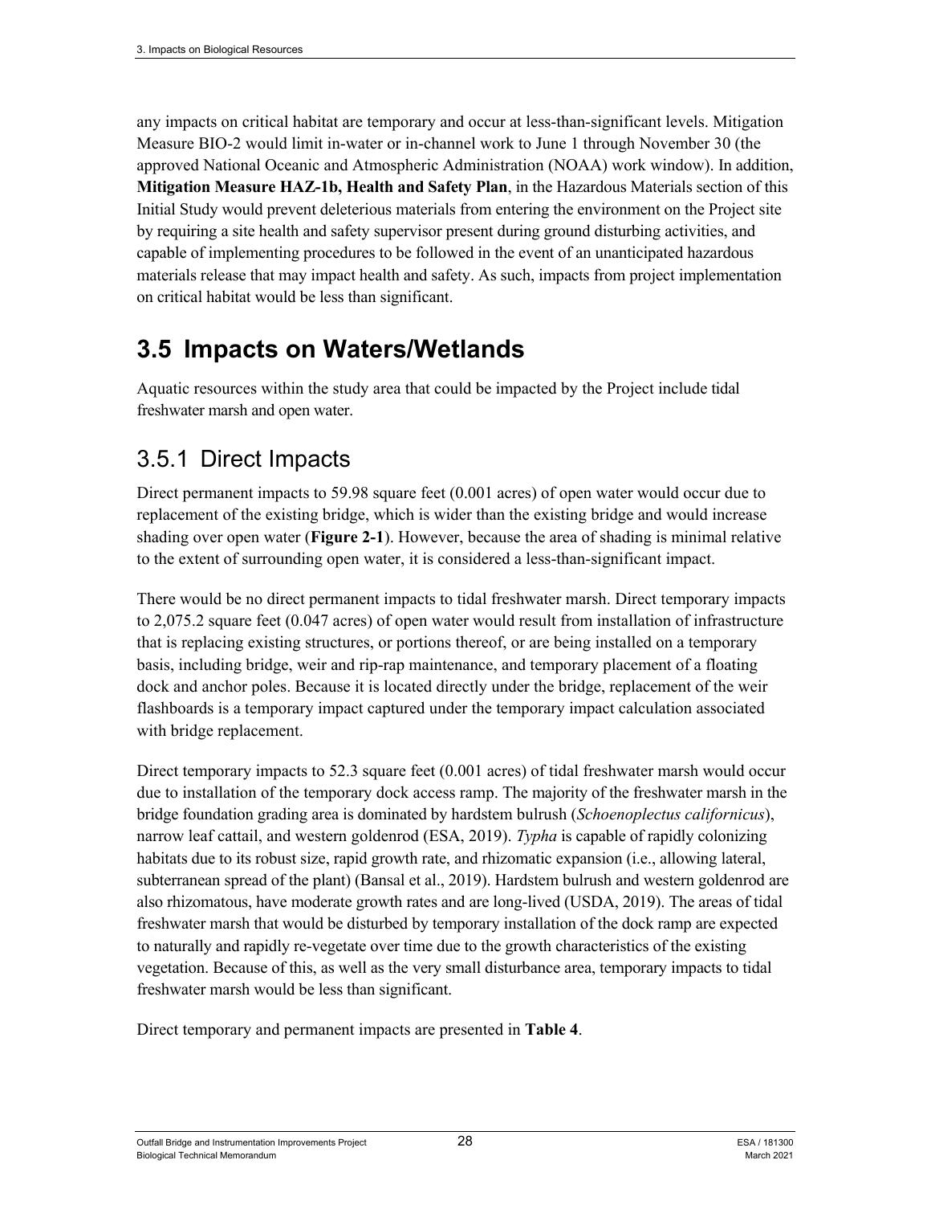any impacts on critical habitat are temporary and occur at less-than-significant levels. Mitigation Measure BIO-2 would limit in-water or in-channel work to June 1 through November 30 (the approved National Oceanic and Atmospheric Administration (NOAA) work window). In addition, **Mitigation Measure HAZ-1b, Health and Safety Plan**, in the Hazardous Materials section of this Initial Study would prevent deleterious materials from entering the environment on the Project site by requiring a site health and safety supervisor present during ground disturbing activities, and capable of implementing procedures to be followed in the event of an unanticipated hazardous materials release that may impact health and safety. As such, impacts from project implementation on critical habitat would be less than significant.

# 3.5 Impacts on Waters/Wetlands

Aquatic resources within the study area that could be impacted by the Project include tidal freshwater marsh and open water.

## 3.5.1 Direct Impacts

Direct permanent impacts to 59.98 square feet (0.001 acres) of open water would occur due to replacement of the existing bridge, which is wider than the existing bridge and would increase shading over open water (**Figure 2-1**). However, because the area of shading is minimal relative to the extent of surrounding open water, it is considered a less-than-significant impact.

There would be no direct permanent impacts to tidal freshwater marsh. Direct temporary impacts to 2,075.2 square feet (0.047 acres) of open water would result from installation of infrastructure that is replacing existing structures, or portions thereof, or are being installed on a temporary basis, including bridge, weir and rip-rap maintenance, and temporary placement of a floating dock and anchor poles. Because it is located directly under the bridge, replacement of the weir flashboards is a temporary impact captured under the temporary impact calculation associated with bridge replacement.

Direct temporary impacts to 52.3 square feet (0.001 acres) of tidal freshwater marsh would occur due to installation of the temporary dock access ramp. The majority of the freshwater marsh in the bridge foundation grading area is dominated by hardstem bulrush (*Schoenoplectus californicus*), narrow leaf cattail, and western goldenrod (ESA, 2019). *Typha* is capable of rapidly colonizing habitats due to its robust size, rapid growth rate, and rhizomatic expansion (i.e., allowing lateral, subterranean spread of the plant) (Bansal et al., 2019). Hardstem bulrush and western goldenrod are also rhizomatous, have moderate growth rates and are long-lived (USDA, 2019). The areas of tidal freshwater marsh that would be disturbed by temporary installation of the dock ramp are expected to naturally and rapidly re-vegetate over time due to the growth characteristics of the existing vegetation. Because of this, as well as the very small disturbance area, temporary impacts to tidal freshwater marsh would be less than significant.

Direct temporary and permanent impacts are presented in **Table 4**.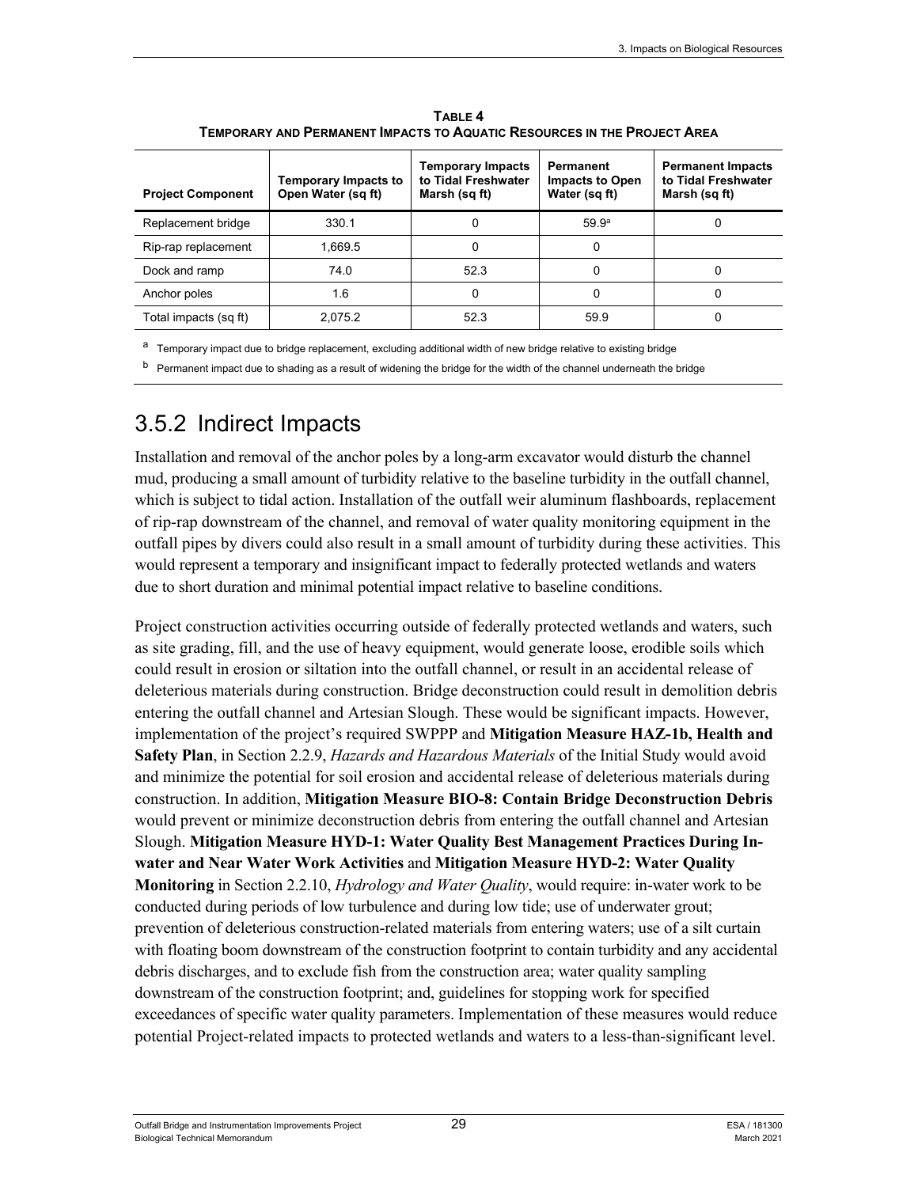**TABLE 4**
**TEMPORARY AND PERMANENT IMPACTS TO AQUATIC RESOURCES IN THE PROJECT AREA**

| Project Component | Temporary Impacts to Open Water (sq ft) | Temporary Impacts to Tidal Freshwater Marsh (sq ft) | Permanent Impacts to Open Water (sq ft) | Permanent Impacts to Tidal Freshwater Marsh (sq ft) |
|---|---|---|---|---|
| Replacement bridge | 330.1 | 0 | 59.9[a] | 0 |
| Rip-rap replacement | 1,669.5 | 0 | 0 | |
| Dock and ramp | 74.0 | 52.3 | 0 | 0 |
| Anchor poles | 1.6 | 0 | 0 | 0 |
| Total impacts (sq ft) | 2,075.2 | 52.3 | 59.9 | 0 |

[a] Temporary impact due to bridge replacement, excluding additional width of new bridge relative to existing bridge

[b] Permanent impact due to shading as a result of widening the bridge for the width of the channel underneath the bridge

## 3.5.2 Indirect Impacts

Installation and removal of the anchor poles by a long-arm excavator would disturb the channel mud, producing a small amount of turbidity relative to the baseline turbidity in the outfall channel, which is subject to tidal action. Installation of the outfall weir aluminum flashboards, replacement of rip-rap downstream of the channel, and removal of water quality monitoring equipment in the outfall pipes by divers could also result in a small amount of turbidity during these activities. This would represent a temporary and insignificant impact to federally protected wetlands and waters due to short duration and minimal potential impact relative to baseline conditions.

Project construction activities occurring outside of federally protected wetlands and waters, such as site grading, fill, and the use of heavy equipment, would generate loose, erodible soils which could result in erosion or siltation into the outfall channel, or result in an accidental release of deleterious materials during construction. Bridge deconstruction could result in demolition debris entering the outfall channel and Artesian Slough. These would be significant impacts. However, implementation of the project's required SWPPP and **Mitigation Measure HAZ-1b, Health and Safety Plan**, in Section 2.2.9, *Hazards and Hazardous Materials* of the Initial Study would avoid and minimize the potential for soil erosion and accidental release of deleterious materials during construction. In addition, **Mitigation Measure BIO-8: Contain Bridge Deconstruction Debris** would prevent or minimize deconstruction debris from entering the outfall channel and Artesian Slough. **Mitigation Measure HYD-1: Water Quality Best Management Practices During In-water and Near Water Work Activities** and **Mitigation Measure HYD-2: Water Quality Monitoring** in Section 2.2.10, *Hydrology and Water Quality*, would require: in-water work to be conducted during periods of low turbulence and during low tide; use of underwater grout; prevention of deleterious construction-related materials from entering waters; use of a silt curtain with floating boom downstream of the construction footprint to contain turbidity and any accidental debris discharges, and to exclude fish from the construction area; water quality sampling downstream of the construction footprint; and, guidelines for stopping work for specified exceedances of specific water quality parameters. Implementation of these measures would reduce potential Project-related impacts to protected wetlands and waters to a less-than-significant level.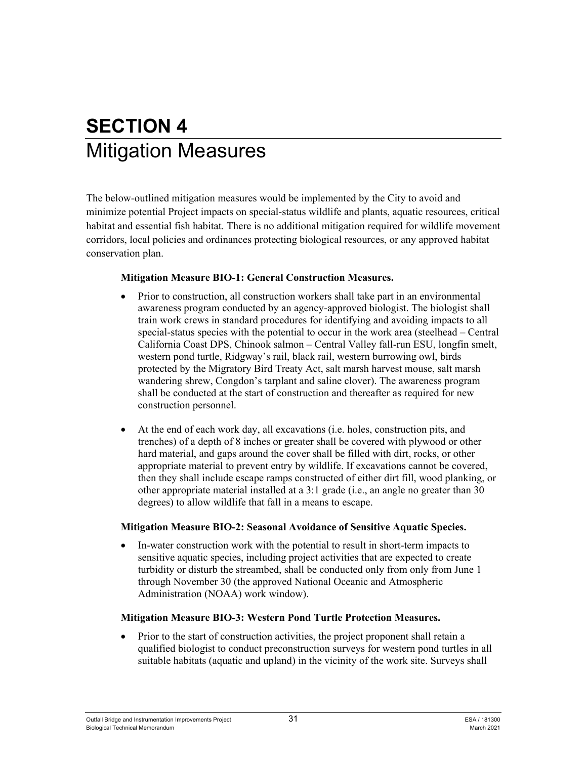# SECTION 4 Mitigation Measures

The below-outlined mitigation measures would be implemented by the City to avoid and minimize potential Project impacts on special-status wildlife and plants, aquatic resources, critical habitat and essential fish habitat. There is no additional mitigation required for wildlife movement corridors, local policies and ordinances protecting biological resources, or any approved habitat conservation plan.

**Mitigation Measure BIO-1: General Construction Measures.**

- Prior to construction, all construction workers shall take part in an environmental awareness program conducted by an agency-approved biologist. The biologist shall train work crews in standard procedures for identifying and avoiding impacts to all special-status species with the potential to occur in the work area (steelhead – Central California Coast DPS, Chinook salmon – Central Valley fall-run ESU, longfin smelt, western pond turtle, Ridgway's rail, black rail, western burrowing owl, birds protected by the Migratory Bird Treaty Act, salt marsh harvest mouse, salt marsh wandering shrew, Congdon's tarplant and saline clover). The awareness program shall be conducted at the start of construction and thereafter as required for new construction personnel.

- At the end of each work day, all excavations (i.e. holes, construction pits, and trenches) of a depth of 8 inches or greater shall be covered with plywood or other hard material, and gaps around the cover shall be filled with dirt, rocks, or other appropriate material to prevent entry by wildlife. If excavations cannot be covered, then they shall include escape ramps constructed of either dirt fill, wood planking, or other appropriate material installed at a 3:1 grade (i.e., an angle no greater than 30 degrees) to allow wildlife that fall in a means to escape.

**Mitigation Measure BIO-2: Seasonal Avoidance of Sensitive Aquatic Species.**

- In-water construction work with the potential to result in short-term impacts to sensitive aquatic species, including project activities that are expected to create turbidity or disturb the streambed, shall be conducted only from only from June 1 through November 30 (the approved National Oceanic and Atmospheric Administration (NOAA) work window).

**Mitigation Measure BIO-3: Western Pond Turtle Protection Measures.**

- Prior to the start of construction activities, the project proponent shall retain a qualified biologist to conduct preconstruction surveys for western pond turtles in all suitable habitats (aquatic and upland) in the vicinity of the work site. Surveys shall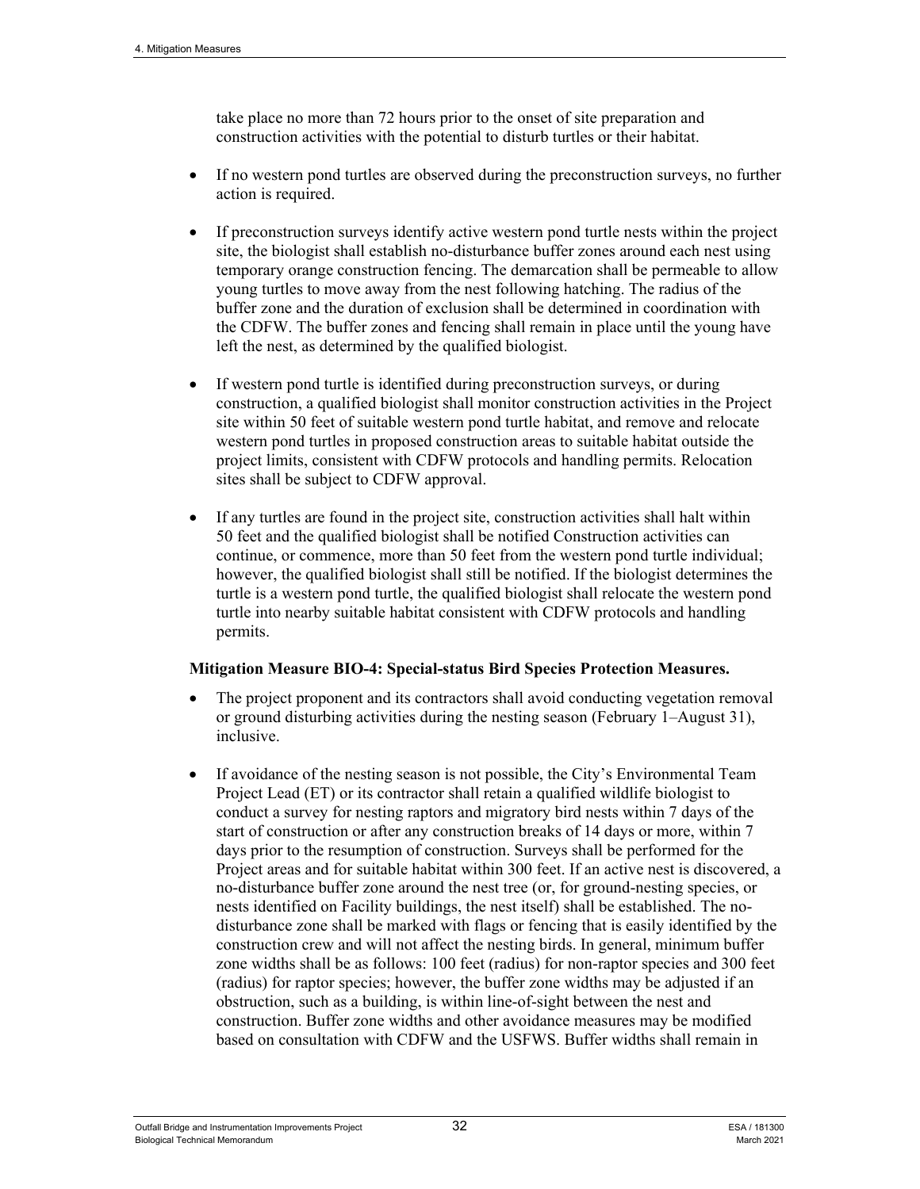take place no more than 72 hours prior to the onset of site preparation and construction activities with the potential to disturb turtles or their habitat.

- If no western pond turtles are observed during the preconstruction surveys, no further action is required.
- If preconstruction surveys identify active western pond turtle nests within the project site, the biologist shall establish no-disturbance buffer zones around each nest using temporary orange construction fencing. The demarcation shall be permeable to allow young turtles to move away from the nest following hatching. The radius of the buffer zone and the duration of exclusion shall be determined in coordination with the CDFW. The buffer zones and fencing shall remain in place until the young have left the nest, as determined by the qualified biologist.
- If western pond turtle is identified during preconstruction surveys, or during construction, a qualified biologist shall monitor construction activities in the Project site within 50 feet of suitable western pond turtle habitat, and remove and relocate western pond turtles in proposed construction areas to suitable habitat outside the project limits, consistent with CDFW protocols and handling permits. Relocation sites shall be subject to CDFW approval.
- If any turtles are found in the project site, construction activities shall halt within 50 feet and the qualified biologist shall be notified Construction activities can continue, or commence, more than 50 feet from the western pond turtle individual; however, the qualified biologist shall still be notified. If the biologist determines the turtle is a western pond turtle, the qualified biologist shall relocate the western pond turtle into nearby suitable habitat consistent with CDFW protocols and handling permits.

**Mitigation Measure BIO-4: Special-status Bird Species Protection Measures.**

- The project proponent and its contractors shall avoid conducting vegetation removal or ground disturbing activities during the nesting season (February 1–August 31), inclusive.
- If avoidance of the nesting season is not possible, the City's Environmental Team Project Lead (ET) or its contractor shall retain a qualified wildlife biologist to conduct a survey for nesting raptors and migratory bird nests within 7 days of the start of construction or after any construction breaks of 14 days or more, within 7 days prior to the resumption of construction. Surveys shall be performed for the Project areas and for suitable habitat within 300 feet. If an active nest is discovered, a no-disturbance buffer zone around the nest tree (or, for ground-nesting species, or nests identified on Facility buildings, the nest itself) shall be established. The no-disturbance zone shall be marked with flags or fencing that is easily identified by the construction crew and will not affect the nesting birds. In general, minimum buffer zone widths shall be as follows: 100 feet (radius) for non-raptor species and 300 feet (radius) for raptor species; however, the buffer zone widths may be adjusted if an obstruction, such as a building, is within line-of-sight between the nest and construction. Buffer zone widths and other avoidance measures may be modified based on consultation with CDFW and the USFWS. Buffer widths shall remain in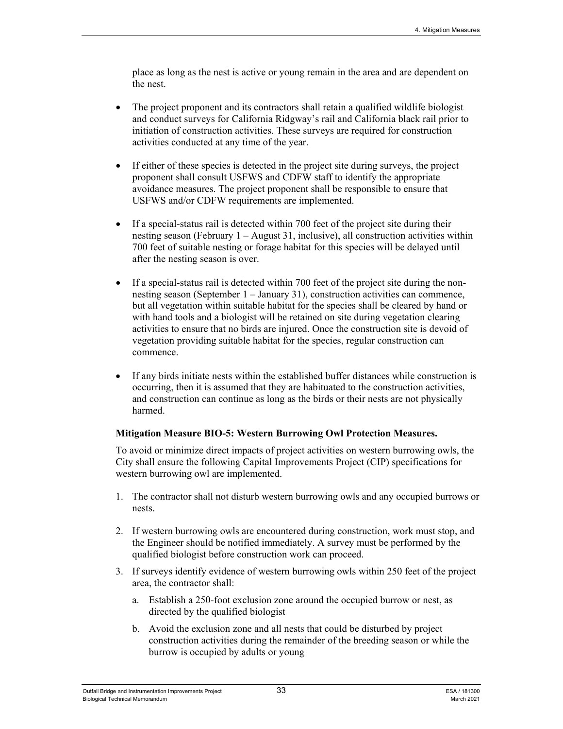place as long as the nest is active or young remain in the area and are dependent on the nest.

- The project proponent and its contractors shall retain a qualified wildlife biologist and conduct surveys for California Ridgway's rail and California black rail prior to initiation of construction activities. These surveys are required for construction activities conducted at any time of the year.
- If either of these species is detected in the project site during surveys, the project proponent shall consult USFWS and CDFW staff to identify the appropriate avoidance measures. The project proponent shall be responsible to ensure that USFWS and/or CDFW requirements are implemented.
- If a special-status rail is detected within 700 feet of the project site during their nesting season (February 1 – August 31, inclusive), all construction activities within 700 feet of suitable nesting or forage habitat for this species will be delayed until after the nesting season is over.
- If a special-status rail is detected within 700 feet of the project site during the non-nesting season (September 1 – January 31), construction activities can commence, but all vegetation within suitable habitat for the species shall be cleared by hand or with hand tools and a biologist will be retained on site during vegetation clearing activities to ensure that no birds are injured. Once the construction site is devoid of vegetation providing suitable habitat for the species, regular construction can commence.
- If any birds initiate nests within the established buffer distances while construction is occurring, then it is assumed that they are habituated to the construction activities, and construction can continue as long as the birds or their nests are not physically harmed.

**Mitigation Measure BIO-5: Western Burrowing Owl Protection Measures.**

To avoid or minimize direct impacts of project activities on western burrowing owls, the City shall ensure the following Capital Improvements Project (CIP) specifications for western burrowing owl are implemented.

1. The contractor shall not disturb western burrowing owls and any occupied burrows or nests.
2. If western burrowing owls are encountered during construction, work must stop, and the Engineer should be notified immediately. A survey must be performed by the qualified biologist before construction work can proceed.
3. If surveys identify evidence of western burrowing owls within 250 feet of the project area, the contractor shall:
    a. Establish a 250-foot exclusion zone around the occupied burrow or nest, as directed by the qualified biologist
    b. Avoid the exclusion zone and all nests that could be disturbed by project construction activities during the remainder of the breeding season or while the burrow is occupied by adults or young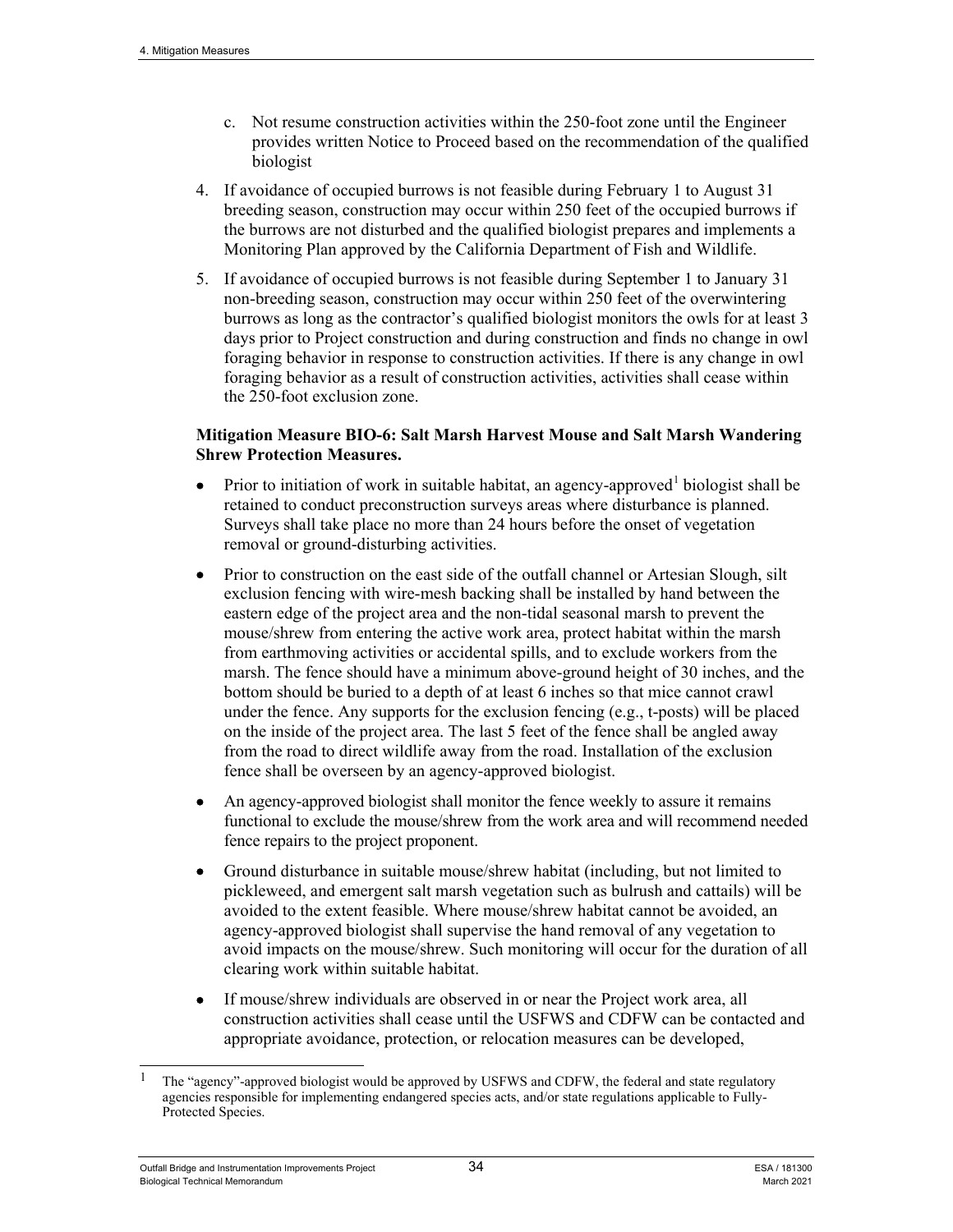c. Not resume construction activities within the 250-foot zone until the Engineer provides written Notice to Proceed based on the recommendation of the qualified biologist

4. If avoidance of occupied burrows is not feasible during February 1 to August 31 breeding season, construction may occur within 250 feet of the occupied burrows if the burrows are not disturbed and the qualified biologist prepares and implements a Monitoring Plan approved by the California Department of Fish and Wildlife.

5. If avoidance of occupied burrows is not feasible during September 1 to January 31 non-breeding season, construction may occur within 250 feet of the overwintering burrows as long as the contractor's qualified biologist monitors the owls for at least 3 days prior to Project construction and during construction and finds no change in owl foraging behavior in response to construction activities. If there is any change in owl foraging behavior as a result of construction activities, activities shall cease within the 250-foot exclusion zone.

**Mitigation Measure BIO-6: Salt Marsh Harvest Mouse and Salt Marsh Wandering Shrew Protection Measures.**

- Prior to initiation of work in suitable habitat, an agency-approved[1] biologist shall be retained to conduct preconstruction surveys areas where disturbance is planned. Surveys shall take place no more than 24 hours before the onset of vegetation removal or ground-disturbing activities.
- Prior to construction on the east side of the outfall channel or Artesian Slough, silt exclusion fencing with wire-mesh backing shall be installed by hand between the eastern edge of the project area and the non-tidal seasonal marsh to prevent the mouse/shrew from entering the active work area, protect habitat within the marsh from earthmoving activities or accidental spills, and to exclude workers from the marsh. The fence should have a minimum above-ground height of 30 inches, and the bottom should be buried to a depth of at least 6 inches so that mice cannot crawl under the fence. Any supports for the exclusion fencing (e.g., t-posts) will be placed on the inside of the project area. The last 5 feet of the fence shall be angled away from the road to direct wildlife away from the road. Installation of the exclusion fence shall be overseen by an agency-approved biologist.
- An agency-approved biologist shall monitor the fence weekly to assure it remains functional to exclude the mouse/shrew from the work area and will recommend needed fence repairs to the project proponent.
- Ground disturbance in suitable mouse/shrew habitat (including, but not limited to pickleweed, and emergent salt marsh vegetation such as bulrush and cattails) will be avoided to the extent feasible. Where mouse/shrew habitat cannot be avoided, an agency-approved biologist shall supervise the hand removal of any vegetation to avoid impacts on the mouse/shrew. Such monitoring will occur for the duration of all clearing work within suitable habitat.
- If mouse/shrew individuals are observed in or near the Project work area, all construction activities shall cease until the USFWS and CDFW can be contacted and appropriate avoidance, protection, or relocation measures can be developed,

---

[1] The "agency"-approved biologist would be approved by USFWS and CDFW, the federal and state regulatory agencies responsible for implementing endangered species acts, and/or state regulations applicable to Fully-Protected Species.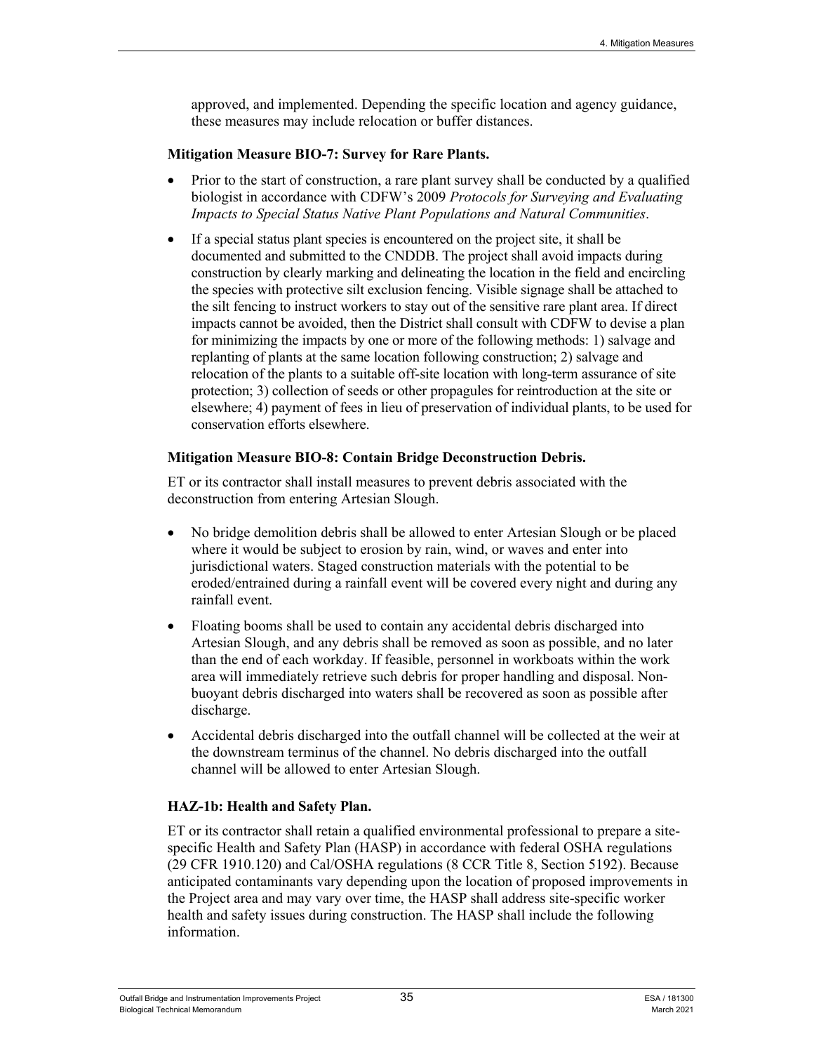approved, and implemented. Depending the specific location and agency guidance, these measures may include relocation or buffer distances.

**Mitigation Measure BIO-7: Survey for Rare Plants.**

- Prior to the start of construction, a rare plant survey shall be conducted by a qualified biologist in accordance with CDFW's 2009 *Protocols for Surveying and Evaluating Impacts to Special Status Native Plant Populations and Natural Communities*.
- If a special status plant species is encountered on the project site, it shall be documented and submitted to the CNDDB. The project shall avoid impacts during construction by clearly marking and delineating the location in the field and encircling the species with protective silt exclusion fencing. Visible signage shall be attached to the silt fencing to instruct workers to stay out of the sensitive rare plant area. If direct impacts cannot be avoided, then the District shall consult with CDFW to devise a plan for minimizing the impacts by one or more of the following methods: 1) salvage and replanting of plants at the same location following construction; 2) salvage and relocation of the plants to a suitable off-site location with long-term assurance of site protection; 3) collection of seeds or other propagules for reintroduction at the site or elsewhere; 4) payment of fees in lieu of preservation of individual plants, to be used for conservation efforts elsewhere.

**Mitigation Measure BIO-8: Contain Bridge Deconstruction Debris.**

ET or its contractor shall install measures to prevent debris associated with the deconstruction from entering Artesian Slough.

- No bridge demolition debris shall be allowed to enter Artesian Slough or be placed where it would be subject to erosion by rain, wind, or waves and enter into jurisdictional waters. Staged construction materials with the potential to be eroded/entrained during a rainfall event will be covered every night and during any rainfall event.
- Floating booms shall be used to contain any accidental debris discharged into Artesian Slough, and any debris shall be removed as soon as possible, and no later than the end of each workday. If feasible, personnel in workboats within the work area will immediately retrieve such debris for proper handling and disposal. Non-buoyant debris discharged into waters shall be recovered as soon as possible after discharge.
- Accidental debris discharged into the outfall channel will be collected at the weir at the downstream terminus of the channel. No debris discharged into the outfall channel will be allowed to enter Artesian Slough.

**HAZ-1b: Health and Safety Plan.**

ET or its contractor shall retain a qualified environmental professional to prepare a site-specific Health and Safety Plan (HASP) in accordance with federal OSHA regulations (29 CFR 1910.120) and Cal/OSHA regulations (8 CCR Title 8, Section 5192). Because anticipated contaminants vary depending upon the location of proposed improvements in the Project area and may vary over time, the HASP shall address site-specific worker health and safety issues during construction. The HASP shall include the following information.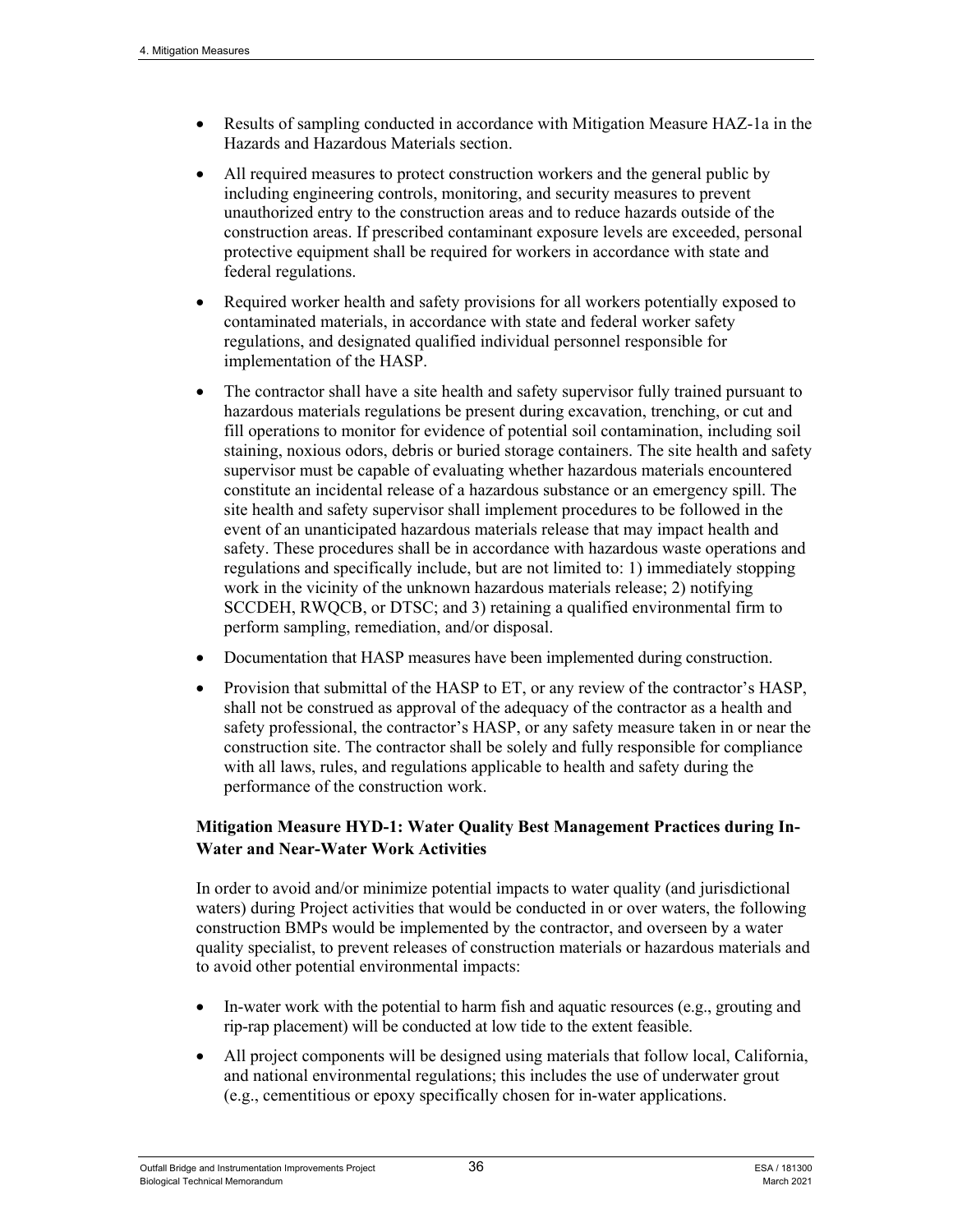- Results of sampling conducted in accordance with Mitigation Measure HAZ-1a in the Hazards and Hazardous Materials section.
- All required measures to protect construction workers and the general public by including engineering controls, monitoring, and security measures to prevent unauthorized entry to the construction areas and to reduce hazards outside of the construction areas. If prescribed contaminant exposure levels are exceeded, personal protective equipment shall be required for workers in accordance with state and federal regulations.
- Required worker health and safety provisions for all workers potentially exposed to contaminated materials, in accordance with state and federal worker safety regulations, and designated qualified individual personnel responsible for implementation of the HASP.
- The contractor shall have a site health and safety supervisor fully trained pursuant to hazardous materials regulations be present during excavation, trenching, or cut and fill operations to monitor for evidence of potential soil contamination, including soil staining, noxious odors, debris or buried storage containers. The site health and safety supervisor must be capable of evaluating whether hazardous materials encountered constitute an incidental release of a hazardous substance or an emergency spill. The site health and safety supervisor shall implement procedures to be followed in the event of an unanticipated hazardous materials release that may impact health and safety. These procedures shall be in accordance with hazardous waste operations and regulations and specifically include, but are not limited to: 1) immediately stopping work in the vicinity of the unknown hazardous materials release; 2) notifying SCCDEH, RWQCB, or DTSC; and 3) retaining a qualified environmental firm to perform sampling, remediation, and/or disposal.
- Documentation that HASP measures have been implemented during construction.
- Provision that submittal of the HASP to ET, or any review of the contractor's HASP, shall not be construed as approval of the adequacy of the contractor as a health and safety professional, the contractor's HASP, or any safety measure taken in or near the construction site. The contractor shall be solely and fully responsible for compliance with all laws, rules, and regulations applicable to health and safety during the performance of the construction work.

**Mitigation Measure HYD-1: Water Quality Best Management Practices during In-Water and Near-Water Work Activities**

In order to avoid and/or minimize potential impacts to water quality (and jurisdictional waters) during Project activities that would be conducted in or over waters, the following construction BMPs would be implemented by the contractor, and overseen by a water quality specialist, to prevent releases of construction materials or hazardous materials and to avoid other potential environmental impacts:

- In-water work with the potential to harm fish and aquatic resources (e.g., grouting and rip-rap placement) will be conducted at low tide to the extent feasible.
- All project components will be designed using materials that follow local, California, and national environmental regulations; this includes the use of underwater grout (e.g., cementitious or epoxy specifically chosen for in-water applications.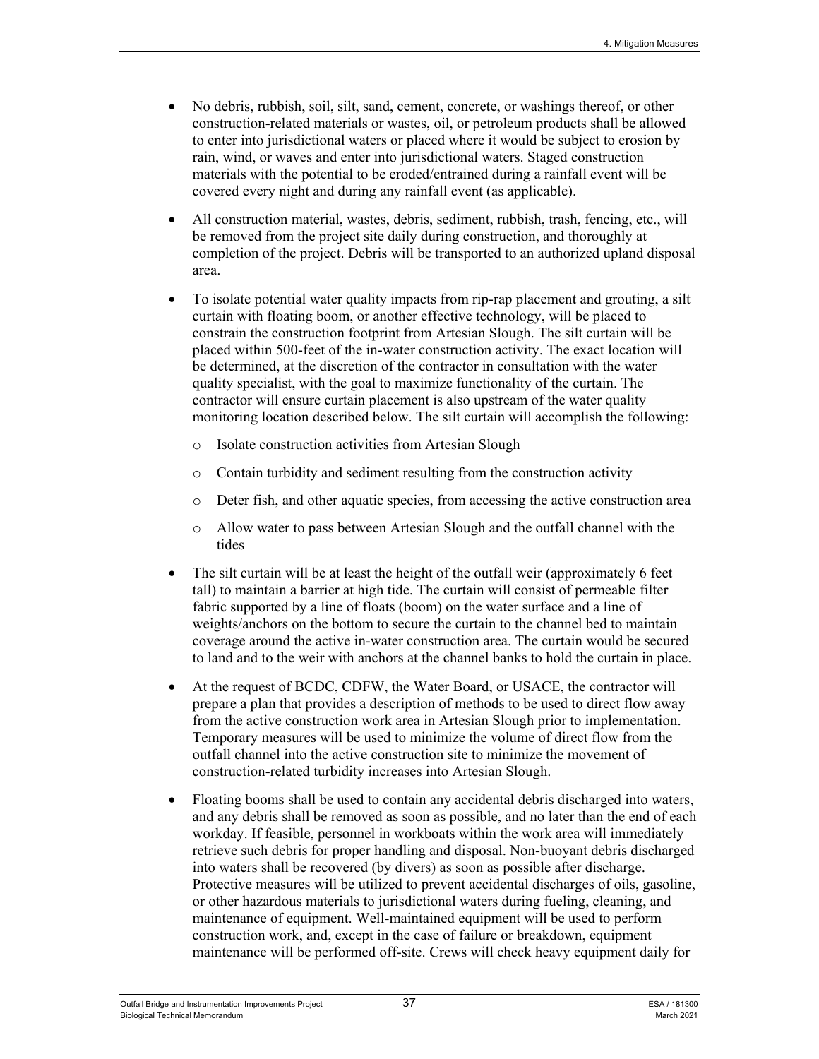- No debris, rubbish, soil, silt, sand, cement, concrete, or washings thereof, or other construction-related materials or wastes, oil, or petroleum products shall be allowed to enter into jurisdictional waters or placed where it would be subject to erosion by rain, wind, or waves and enter into jurisdictional waters. Staged construction materials with the potential to be eroded/entrained during a rainfall event will be covered every night and during any rainfall event (as applicable).
- All construction material, wastes, debris, sediment, rubbish, trash, fencing, etc., will be removed from the project site daily during construction, and thoroughly at completion of the project. Debris will be transported to an authorized upland disposal area.
- To isolate potential water quality impacts from rip-rap placement and grouting, a silt curtain with floating boom, or another effective technology, will be placed to constrain the construction footprint from Artesian Slough. The silt curtain will be placed within 500-feet of the in-water construction activity. The exact location will be determined, at the discretion of the contractor in consultation with the water quality specialist, with the goal to maximize functionality of the curtain. The contractor will ensure curtain placement is also upstream of the water quality monitoring location described below. The silt curtain will accomplish the following:
  - Isolate construction activities from Artesian Slough
  - Contain turbidity and sediment resulting from the construction activity
  - Deter fish, and other aquatic species, from accessing the active construction area
  - Allow water to pass between Artesian Slough and the outfall channel with the tides
- The silt curtain will be at least the height of the outfall weir (approximately 6 feet tall) to maintain a barrier at high tide. The curtain will consist of permeable filter fabric supported by a line of floats (boom) on the water surface and a line of weights/anchors on the bottom to secure the curtain to the channel bed to maintain coverage around the active in-water construction area. The curtain would be secured to land and to the weir with anchors at the channel banks to hold the curtain in place.
- At the request of BCDC, CDFW, the Water Board, or USACE, the contractor will prepare a plan that provides a description of methods to be used to direct flow away from the active construction work area in Artesian Slough prior to implementation. Temporary measures will be used to minimize the volume of direct flow from the outfall channel into the active construction site to minimize the movement of construction-related turbidity increases into Artesian Slough.
- Floating booms shall be used to contain any accidental debris discharged into waters, and any debris shall be removed as soon as possible, and no later than the end of each workday. If feasible, personnel in workboats within the work area will immediately retrieve such debris for proper handling and disposal. Non-buoyant debris discharged into waters shall be recovered (by divers) as soon as possible after discharge. Protective measures will be utilized to prevent accidental discharges of oils, gasoline, or other hazardous materials to jurisdictional waters during fueling, cleaning, and maintenance of equipment. Well-maintained equipment will be used to perform construction work, and, except in the case of failure or breakdown, equipment maintenance will be performed off-site. Crews will check heavy equipment daily for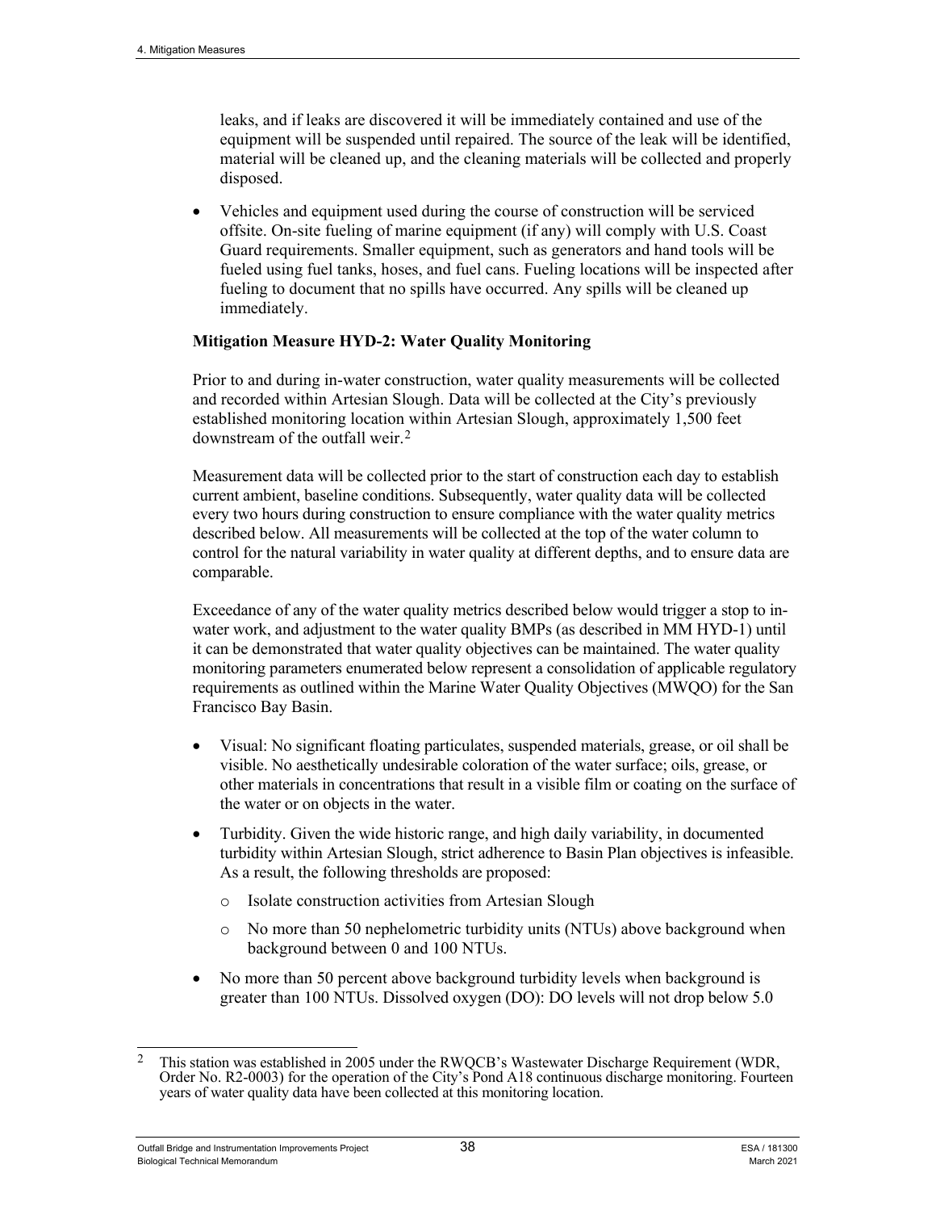leaks, and if leaks are discovered it will be immediately contained and use of the equipment will be suspended until repaired. The source of the leak will be identified, material will be cleaned up, and the cleaning materials will be collected and properly disposed.

- Vehicles and equipment used during the course of construction will be serviced offsite. On-site fueling of marine equipment (if any) will comply with U.S. Coast Guard requirements. Smaller equipment, such as generators and hand tools will be fueled using fuel tanks, hoses, and fuel cans. Fueling locations will be inspected after fueling to document that no spills have occurred. Any spills will be cleaned up immediately.

**Mitigation Measure HYD-2: Water Quality Monitoring**

Prior to and during in-water construction, water quality measurements will be collected and recorded within Artesian Slough. Data will be collected at the City's previously established monitoring location within Artesian Slough, approximately 1,500 feet downstream of the outfall weir.[2]

Measurement data will be collected prior to the start of construction each day to establish current ambient, baseline conditions. Subsequently, water quality data will be collected every two hours during construction to ensure compliance with the water quality metrics described below. All measurements will be collected at the top of the water column to control for the natural variability in water quality at different depths, and to ensure data are comparable.

Exceedance of any of the water quality metrics described below would trigger a stop to in-water work, and adjustment to the water quality BMPs (as described in MM HYD-1) until it can be demonstrated that water quality objectives can be maintained. The water quality monitoring parameters enumerated below represent a consolidation of applicable regulatory requirements as outlined within the Marine Water Quality Objectives (MWQO) for the San Francisco Bay Basin.

- Visual: No significant floating particulates, suspended materials, grease, or oil shall be visible. No aesthetically undesirable coloration of the water surface; oils, grease, or other materials in concentrations that result in a visible film or coating on the surface of the water or on objects in the water.
- Turbidity. Given the wide historic range, and high daily variability, in documented turbidity within Artesian Slough, strict adherence to Basin Plan objectives is infeasible. As a result, the following thresholds are proposed:
  - Isolate construction activities from Artesian Slough
  - No more than 50 nephelometric turbidity units (NTUs) above background when background between 0 and 100 NTUs.
- No more than 50 percent above background turbidity levels when background is greater than 100 NTUs. Dissolved oxygen (DO): DO levels will not drop below 5.0

---

[2] This station was established in 2005 under the RWQCB's Wastewater Discharge Requirement (WDR, Order No. R2-0003) for the operation of the City's Pond A18 continuous discharge monitoring. Fourteen years of water quality data have been collected at this monitoring location.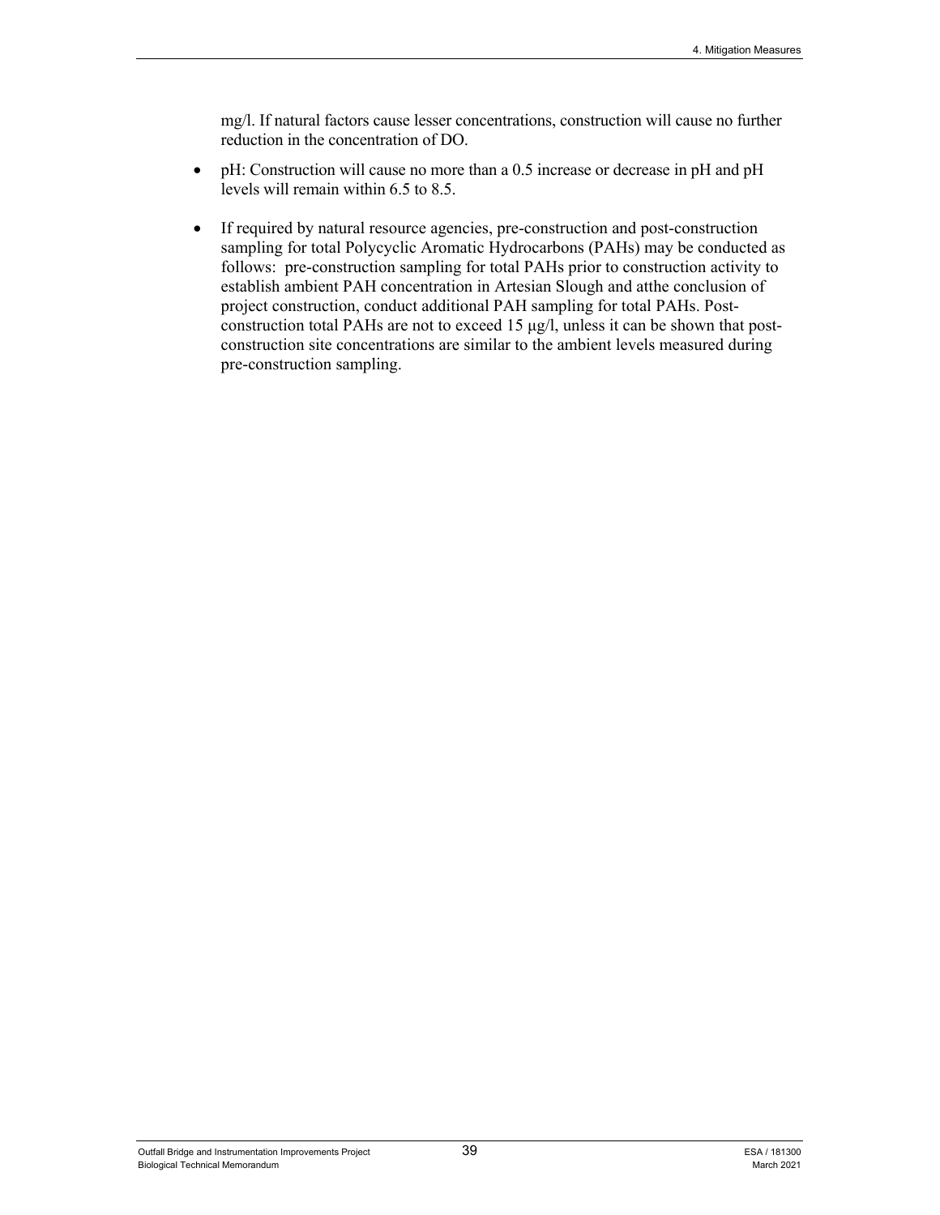mg/l. If natural factors cause lesser concentrations, construction will cause no further reduction in the concentration of DO.

- pH: Construction will cause no more than a 0.5 increase or decrease in pH and pH levels will remain within 6.5 to 8.5.
- If required by natural resource agencies, pre-construction and post-construction sampling for total Polycyclic Aromatic Hydrocarbons (PAHs) may be conducted as follows: pre-construction sampling for total PAHs prior to construction activity to establish ambient PAH concentration in Artesian Slough and atthe conclusion of project construction, conduct additional PAH sampling for total PAHs. Post-construction total PAHs are not to exceed 15 µg/l, unless it can be shown that post-construction site concentrations are similar to the ambient levels measured during pre-construction sampling.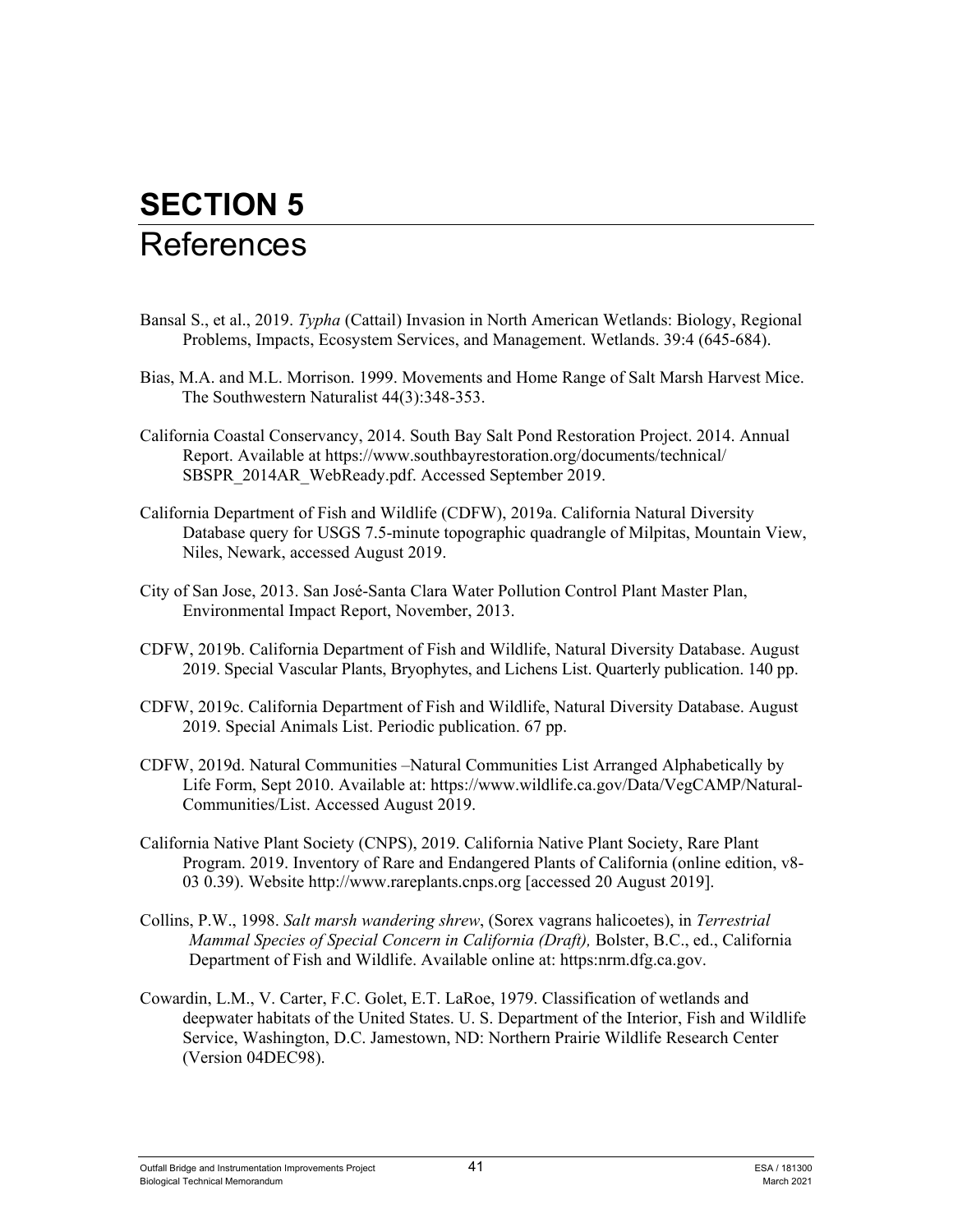# SECTION 5
# References

Bansal S., et al., 2019. *Typha* (Cattail) Invasion in North American Wetlands: Biology, Regional Problems, Impacts, Ecosystem Services, and Management. Wetlands. 39:4 (645-684).

Bias, M.A. and M.L. Morrison. 1999. Movements and Home Range of Salt Marsh Harvest Mice. The Southwestern Naturalist 44(3):348-353.

California Coastal Conservancy, 2014. South Bay Salt Pond Restoration Project. 2014. Annual Report. Available at https://www.southbayrestoration.org/documents/technical/SBSPR_2014AR_WebReady.pdf. Accessed September 2019.

California Department of Fish and Wildlife (CDFW), 2019a. California Natural Diversity Database query for USGS 7.5-minute topographic quadrangle of Milpitas, Mountain View, Niles, Newark, accessed August 2019.

City of San Jose, 2013. San José-Santa Clara Water Pollution Control Plant Master Plan, Environmental Impact Report, November, 2013.

CDFW, 2019b. California Department of Fish and Wildlife, Natural Diversity Database. August 2019. Special Vascular Plants, Bryophytes, and Lichens List. Quarterly publication. 140 pp.

CDFW, 2019c. California Department of Fish and Wildlife, Natural Diversity Database. August 2019. Special Animals List. Periodic publication. 67 pp.

CDFW, 2019d. Natural Communities –Natural Communities List Arranged Alphabetically by Life Form, Sept 2010. Available at: https://www.wildlife.ca.gov/Data/VegCAMP/Natural-Communities/List. Accessed August 2019.

California Native Plant Society (CNPS), 2019. California Native Plant Society, Rare Plant Program. 2019. Inventory of Rare and Endangered Plants of California (online edition, v8-03 0.39). Website http://www.rareplants.cnps.org [accessed 20 August 2019].

Collins, P.W., 1998. *Salt marsh wandering shrew*, (Sorex vagrans halicoetes), in *Terrestrial Mammal Species of Special Concern in California (Draft),* Bolster, B.C., ed., California Department of Fish and Wildlife. Available online at: https:nrm.dfg.ca.gov.

Cowardin, L.M., V. Carter, F.C. Golet, E.T. LaRoe, 1979. Classification of wetlands and deepwater habitats of the United States. U. S. Department of the Interior, Fish and Wildlife Service, Washington, D.C. Jamestown, ND: Northern Prairie Wildlife Research Center (Version 04DEC98).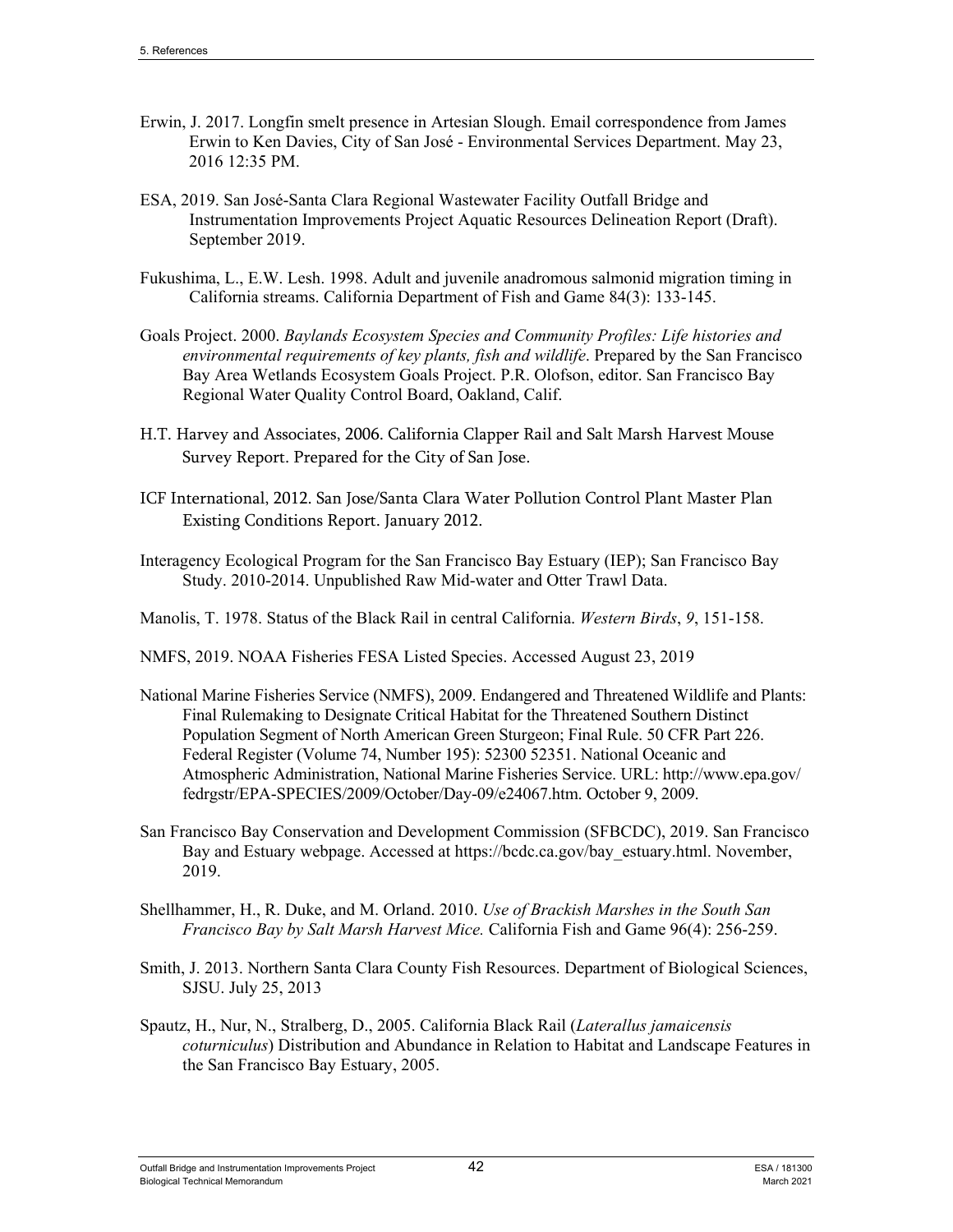Erwin, J. 2017. Longfin smelt presence in Artesian Slough. Email correspondence from James Erwin to Ken Davies, City of San José - Environmental Services Department. May 23, 2016 12:35 PM.

ESA, 2019. San José-Santa Clara Regional Wastewater Facility Outfall Bridge and Instrumentation Improvements Project Aquatic Resources Delineation Report (Draft). September 2019.

Fukushima, L., E.W. Lesh. 1998. Adult and juvenile anadromous salmonid migration timing in California streams. California Department of Fish and Game 84(3): 133-145.

Goals Project. 2000. *Baylands Ecosystem Species and Community Profiles: Life histories and environmental requirements of key plants, fish and wildlife*. Prepared by the San Francisco Bay Area Wetlands Ecosystem Goals Project. P.R. Olofson, editor. San Francisco Bay Regional Water Quality Control Board, Oakland, Calif.

H.T. Harvey and Associates, 2006. California Clapper Rail and Salt Marsh Harvest Mouse Survey Report. Prepared for the City of San Jose.

ICF International, 2012. San Jose/Santa Clara Water Pollution Control Plant Master Plan Existing Conditions Report. January 2012.

Interagency Ecological Program for the San Francisco Bay Estuary (IEP); San Francisco Bay Study. 2010-2014. Unpublished Raw Mid-water and Otter Trawl Data.

Manolis, T. 1978. Status of the Black Rail in central California. *Western Birds*, *9*, 151-158.

NMFS, 2019. NOAA Fisheries FESA Listed Species. Accessed August 23, 2019

National Marine Fisheries Service (NMFS), 2009. Endangered and Threatened Wildlife and Plants: Final Rulemaking to Designate Critical Habitat for the Threatened Southern Distinct Population Segment of North American Green Sturgeon; Final Rule. 50 CFR Part 226. Federal Register (Volume 74, Number 195): 52300 52351. National Oceanic and Atmospheric Administration, National Marine Fisheries Service. URL: http://www.epa.gov/fedrgstr/EPA-SPECIES/2009/October/Day-09/e24067.htm. October 9, 2009.

San Francisco Bay Conservation and Development Commission (SFBCDC), 2019. San Francisco Bay and Estuary webpage. Accessed at https://bcdc.ca.gov/bay_estuary.html. November, 2019.

Shellhammer, H., R. Duke, and M. Orland. 2010. *Use of Brackish Marshes in the South San Francisco Bay by Salt Marsh Harvest Mice.* California Fish and Game 96(4): 256-259.

Smith, J. 2013. Northern Santa Clara County Fish Resources. Department of Biological Sciences, SJSU. July 25, 2013

Spautz, H., Nur, N., Stralberg, D., 2005. California Black Rail (*Laterallus jamaicensis coturniculus*) Distribution and Abundance in Relation to Habitat and Landscape Features in the San Francisco Bay Estuary, 2005.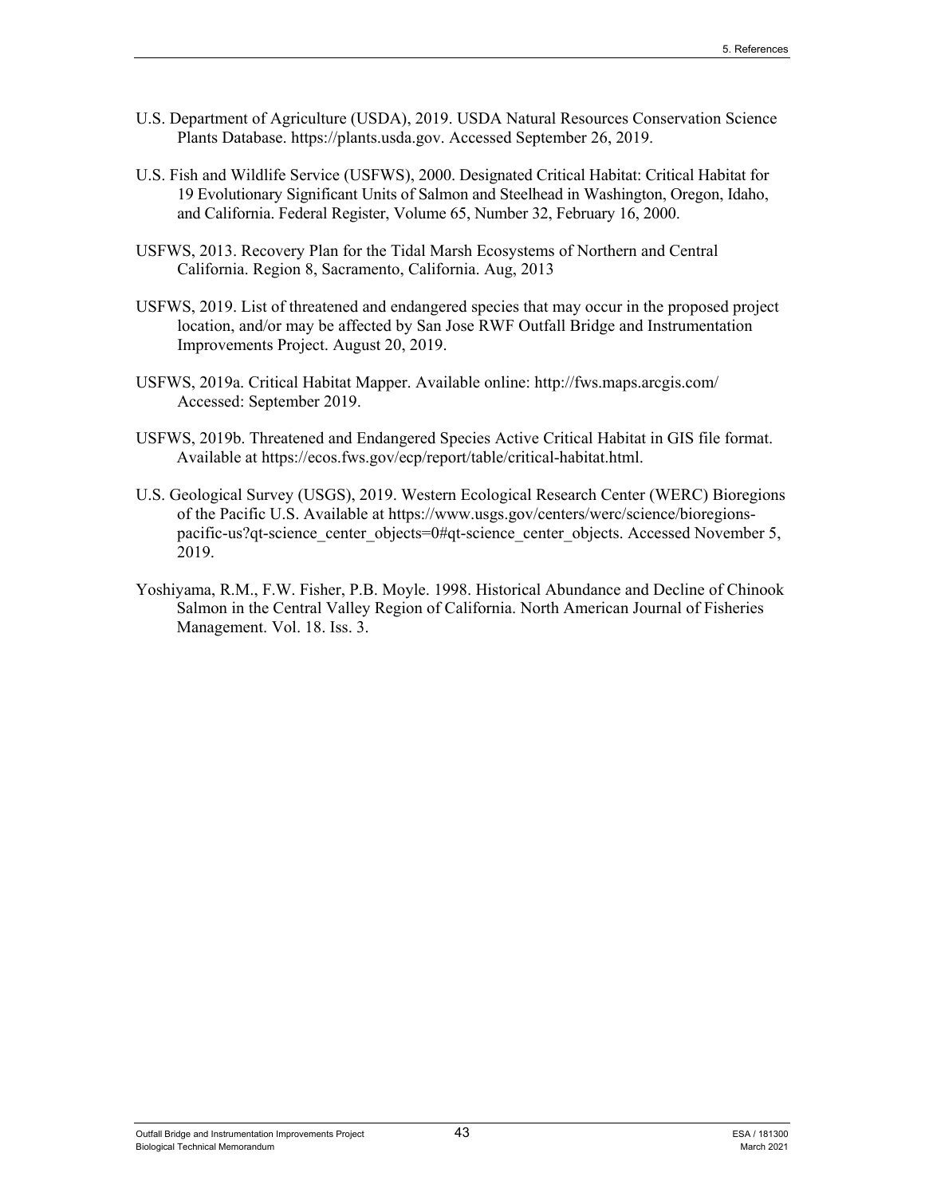U.S. Department of Agriculture (USDA), 2019. USDA Natural Resources Conservation Science Plants Database. https://plants.usda.gov. Accessed September 26, 2019.

U.S. Fish and Wildlife Service (USFWS), 2000. Designated Critical Habitat: Critical Habitat for 19 Evolutionary Significant Units of Salmon and Steelhead in Washington, Oregon, Idaho, and California. Federal Register, Volume 65, Number 32, February 16, 2000.

USFWS, 2013. Recovery Plan for the Tidal Marsh Ecosystems of Northern and Central California. Region 8, Sacramento, California. Aug, 2013

USFWS, 2019. List of threatened and endangered species that may occur in the proposed project location, and/or may be affected by San Jose RWF Outfall Bridge and Instrumentation Improvements Project. August 20, 2019.

USFWS, 2019a. Critical Habitat Mapper. Available online: http://fws.maps.arcgis.com/ Accessed: September 2019.

USFWS, 2019b. Threatened and Endangered Species Active Critical Habitat in GIS file format. Available at https://ecos.fws.gov/ecp/report/table/critical-habitat.html.

U.S. Geological Survey (USGS), 2019. Western Ecological Research Center (WERC) Bioregions of the Pacific U.S. Available at https://www.usgs.gov/centers/werc/science/bioregions-pacific-us?qt-science_center_objects=0#qt-science_center_objects. Accessed November 5, 2019.

Yoshiyama, R.M., F.W. Fisher, P.B. Moyle. 1998. Historical Abundance and Decline of Chinook Salmon in the Central Valley Region of California. North American Journal of Fisheries Management. Vol. 18. Iss. 3.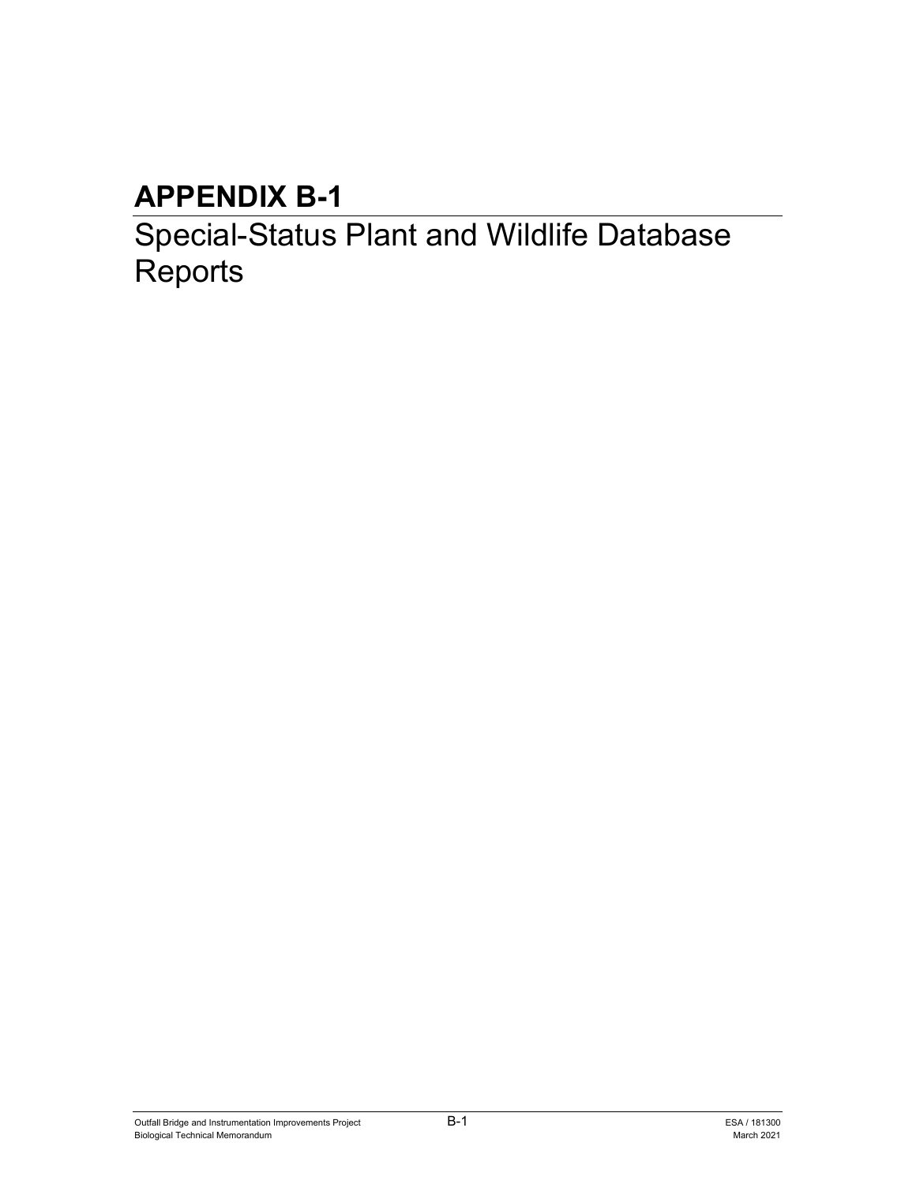# APPENDIX B-1

## Special-Status Plant and Wildlife Database Reports